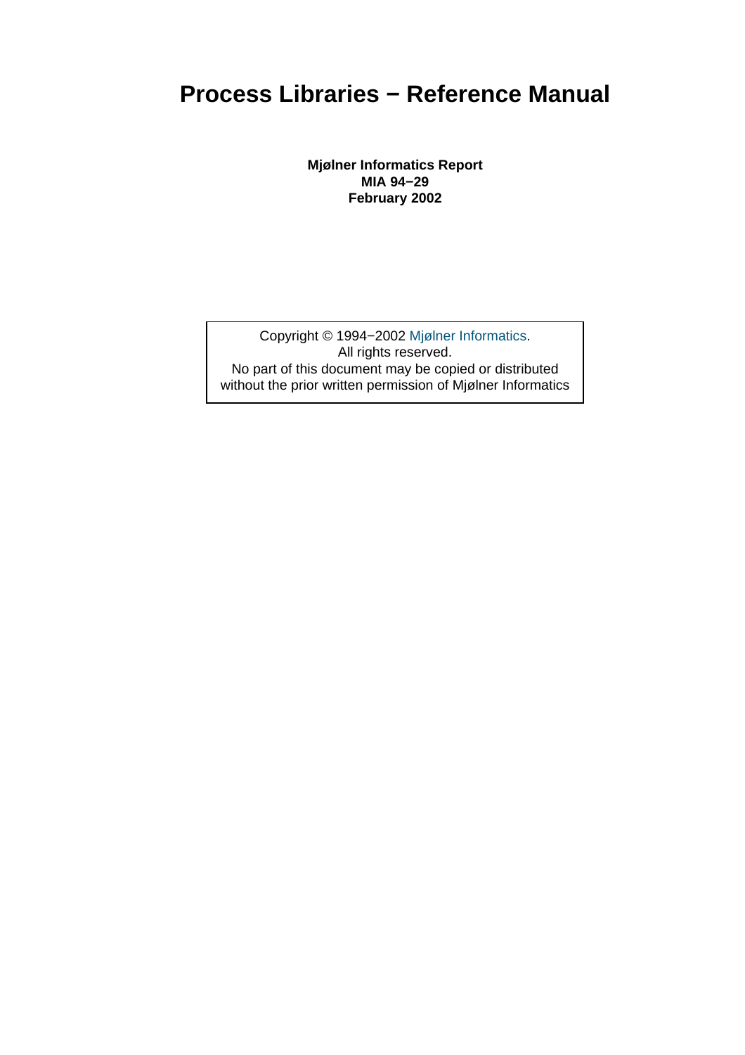# Process Libraries − Reference Manual

**Mjølner Informatics Report**
**MIA 94−29**
**February 2002**

Copyright © 1994−2002 Mjølner Informatics.
All rights reserved.
No part of this document may be copied or distributed without the prior written permission of Mjølner Informatics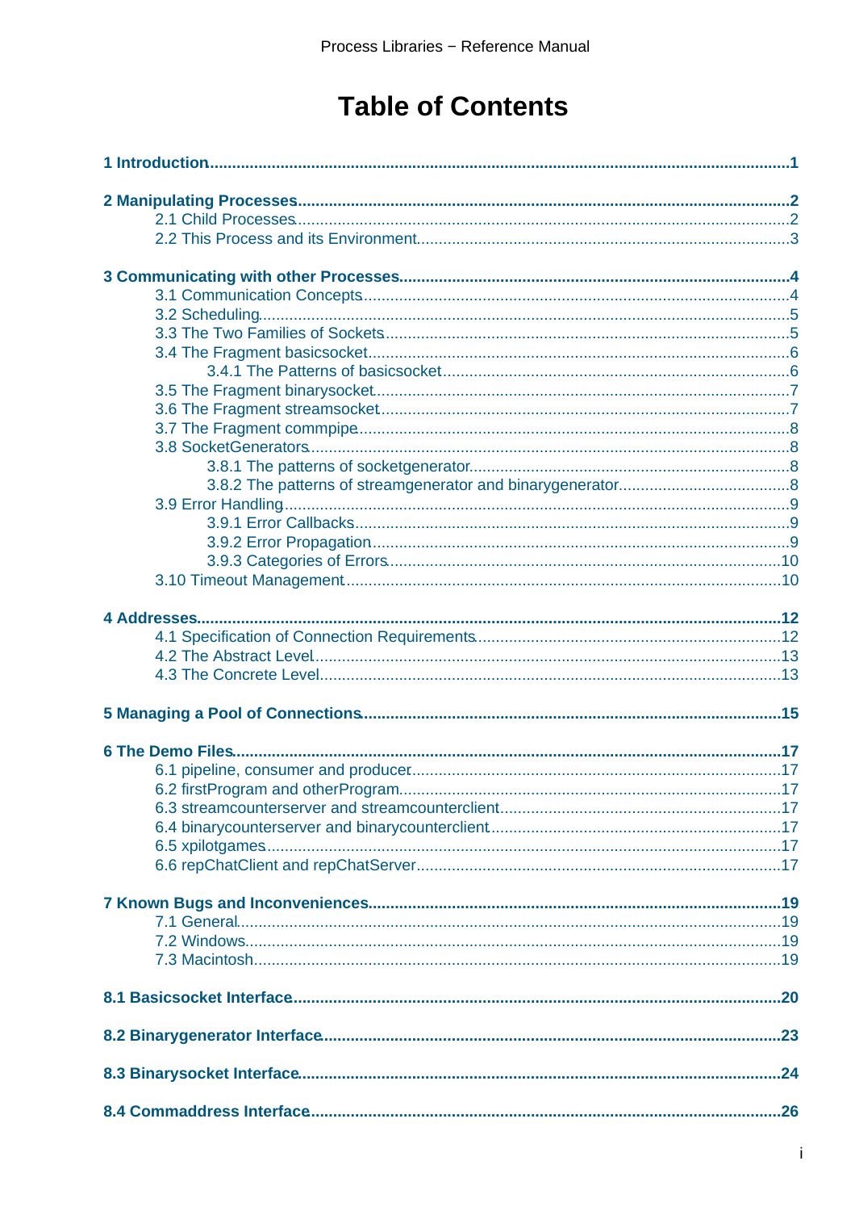# Table of Contents

**1 Introduction**......................................................................................................................**1**

**2 Manipulating Processes**.....................................................................................................**2**

- 2.1 Child Processes.....................................................................................................2
- 2.2 This Process and its Environment.............................................................................3

**3 Communicating with other Processes**...................................................................................**4**

- 3.1 Communication Concepts.........................................................................................4
- 3.2 Scheduling.............................................................................................................5
- 3.3 The Two Families of Sockets....................................................................................5
- 3.4 The Fragment basicsocket........................................................................................6
  - 3.4.1 The Patterns of basicsocket.............................................................................6
- 3.5 The Fragment binarysocket.......................................................................................7
- 3.6 The Fragment streamsocket......................................................................................7
- 3.7 The Fragment commpipe..........................................................................................8
- 3.8 SocketGenerators...................................................................................................8
  - 3.8.1 The patterns of socketgenerator.......................................................................8
  - 3.8.2 The patterns of streamgenerator and binarygenerator.........................................8
- 3.9 Error Handling........................................................................................................9
  - 3.9.1 Error Callbacks..............................................................................................9
  - 3.9.2 Error Propagation...........................................................................................9
  - 3.9.3 Categories of Errors.......................................................................................10
- 3.10 Timeout Management..........................................................................................10

**4 Addresses**...........................................................................................................................**12**

- 4.1 Specification of Connection Requirements..................................................................12
- 4.2 The Abstract Level..................................................................................................13
- 4.3 The Concrete Level.................................................................................................13

**5 Managing a Pool of Connections**........................................................................................**15**

**6 The Demo Files**...................................................................................................................**17**

- 6.1 pipeline, consumer and producer..............................................................................17
- 6.2 firstProgram and otherProgram.................................................................................17
- 6.3 streamcounterserver and streamcounterclient..............................................................17
- 6.4 binarycounterserver and binarycounterclient...............................................................17
- 6.5 xpilotgames...........................................................................................................17
- 6.6 repChatClient and repChatServer..............................................................................17

**7 Known Bugs and Inconveniences**.........................................................................................**19**

- 7.1 General..................................................................................................................19
- 7.2 Windows................................................................................................................19
- 7.3 Macintosh..............................................................................................................19

**8.1 Basicsocket Interface**..........................................................................................................**20**

**8.2 Binarygenerator Interface**....................................................................................................**23**

**8.3 Binarysocket Interface**........................................................................................................**24**

**8.4 Commaddress Interface**......................................................................................................**26**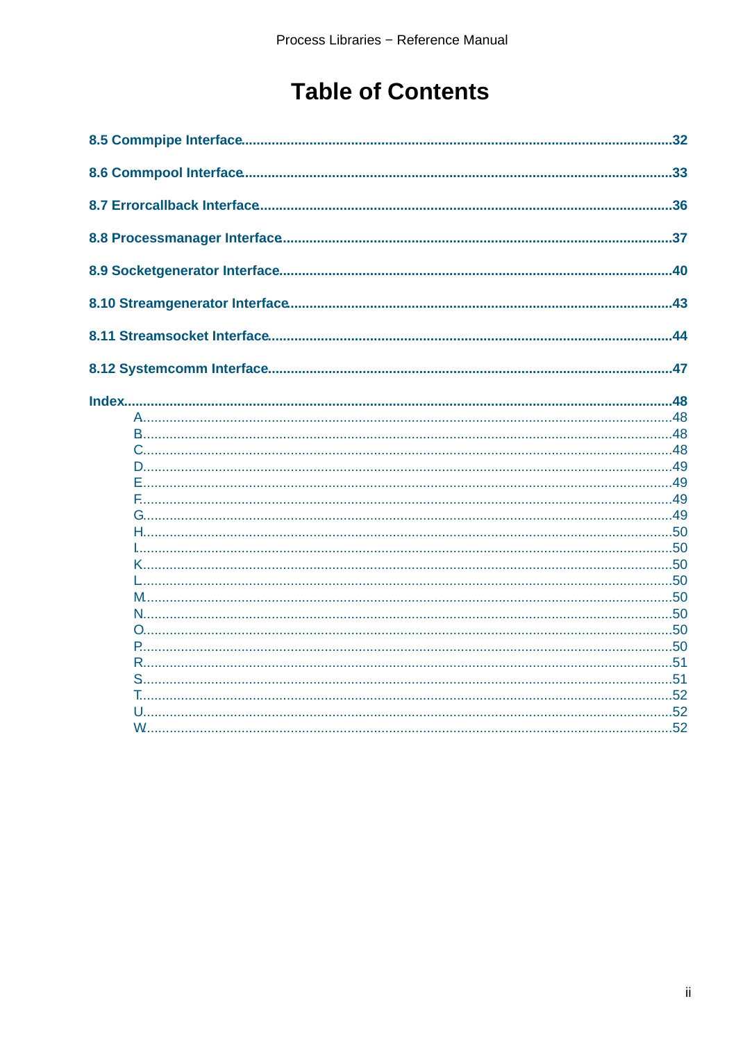# Table of Contents

**8.5 Commpipe Interface**......32

**8.6 Commpool Interface**......33

**8.7 Errorcallback Interface**......36

**8.8 Processmanager Interface**......37

**8.9 Socketgenerator Interface**......40

**8.10 Streamgenerator Interface**......43

**8.11 Streamsocket Interface**......44

**8.12 Systemcomm Interface**......47

**Index**......48

- A......48
- B......48
- C......48
- D......49
- E......49
- F......49
- G......49
- H......50
- I......50
- K......50
- L......50
- M......50
- N......50
- O......50
- P......50
- R......51
- S......51
- T......52
- U......52
- W......52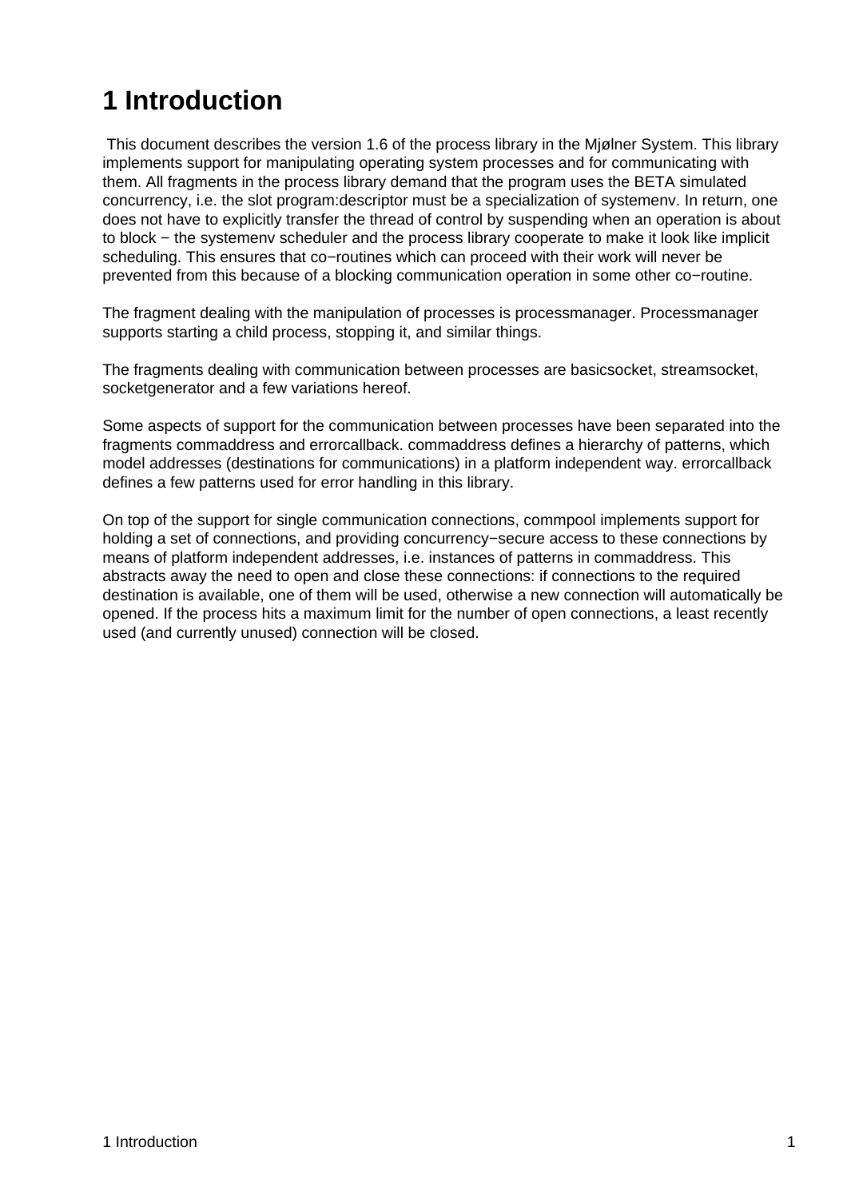# 1 Introduction

This document describes the version 1.6 of the process library in the Mjølner System. This library implements support for manipulating operating system processes and for communicating with them. All fragments in the process library demand that the program uses the BETA simulated concurrency, i.e. the slot program:descriptor must be a specialization of systemenv. In return, one does not have to explicitly transfer the thread of control by suspending when an operation is about to block − the systemenv scheduler and the process library cooperate to make it look like implicit scheduling. This ensures that co−routines which can proceed with their work will never be prevented from this because of a blocking communication operation in some other co−routine.

The fragment dealing with the manipulation of processes is processmanager. Processmanager supports starting a child process, stopping it, and similar things.

The fragments dealing with communication between processes are basicsocket, streamsocket, socketgenerator and a few variations hereof.

Some aspects of support for the communication between processes have been separated into the fragments commaddress and errorcallback. commaddress defines a hierarchy of patterns, which model addresses (destinations for communications) in a platform independent way. errorcallback defines a few patterns used for error handling in this library.

On top of the support for single communication connections, commpool implements support for holding a set of connections, and providing concurrency−secure access to these connections by means of platform independent addresses, i.e. instances of patterns in commaddress. This abstracts away the need to open and close these connections: if connections to the required destination is available, one of them will be used, otherwise a new connection will automatically be opened. If the process hits a maximum limit for the number of open connections, a least recently used (and currently unused) connection will be closed.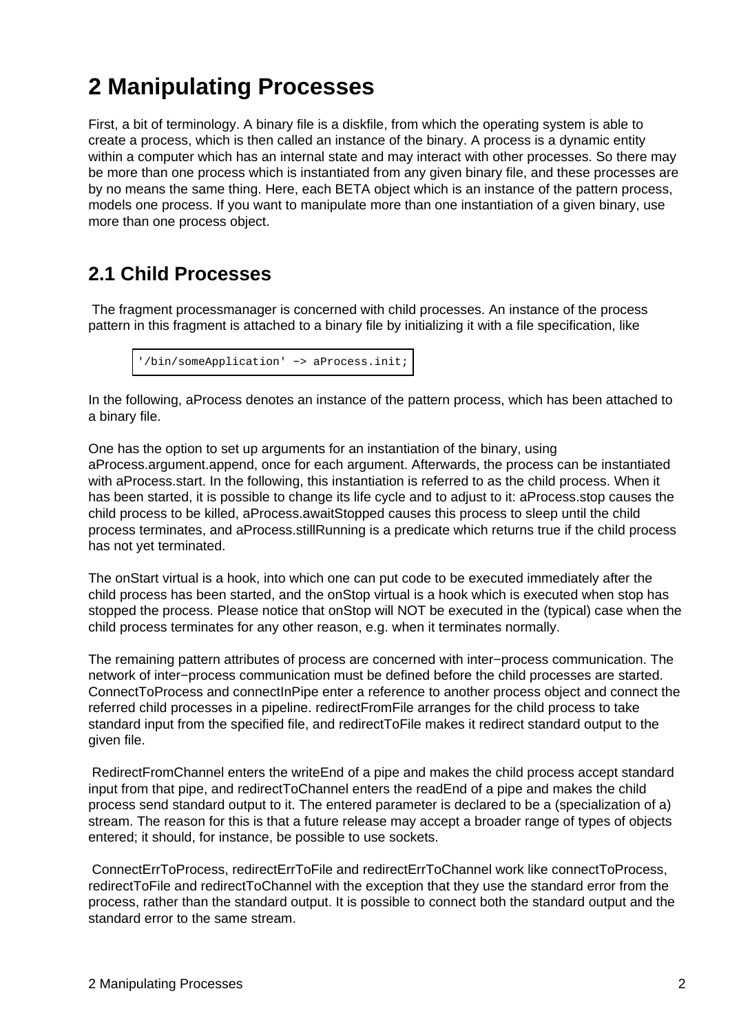# 2 Manipulating Processes

First, a bit of terminology. A binary file is a diskfile, from which the operating system is able to create a process, which is then called an instance of the binary. A process is a dynamic entity within a computer which has an internal state and may interact with other processes. So there may be more than one process which is instantiated from any given binary file, and these processes are by no means the same thing. Here, each BETA object which is an instance of the pattern process, models one process. If you want to manipulate more than one instantiation of a given binary, use more than one process object.

## 2.1 Child Processes

The fragment processmanager is concerned with child processes. An instance of the process pattern in this fragment is attached to a binary file by initializing it with a file specification, like

```
'/bin/someApplication' −> aProcess.init;
```

In the following, aProcess denotes an instance of the pattern process, which has been attached to a binary file.

One has the option to set up arguments for an instantiation of the binary, using aProcess.argument.append, once for each argument. Afterwards, the process can be instantiated with aProcess.start. In the following, this instantiation is referred to as the child process. When it has been started, it is possible to change its life cycle and to adjust to it: aProcess.stop causes the child process to be killed, aProcess.awaitStopped causes this process to sleep until the child process terminates, and aProcess.stillRunning is a predicate which returns true if the child process has not yet terminated.

The onStart virtual is a hook, into which one can put code to be executed immediately after the child process has been started, and the onStop virtual is a hook which is executed when stop has stopped the process. Please notice that onStop will NOT be executed in the (typical) case when the child process terminates for any other reason, e.g. when it terminates normally.

The remaining pattern attributes of process are concerned with inter−process communication. The network of inter−process communication must be defined before the child processes are started. ConnectToProcess and connectInPipe enter a reference to another process object and connect the referred child processes in a pipeline. redirectFromFile arranges for the child process to take standard input from the specified file, and redirectToFile makes it redirect standard output to the given file.

RedirectFromChannel enters the writeEnd of a pipe and makes the child process accept standard input from that pipe, and redirectToChannel enters the readEnd of a pipe and makes the child process send standard output to it. The entered parameter is declared to be a (specialization of a) stream. The reason for this is that a future release may accept a broader range of types of objects entered; it should, for instance, be possible to use sockets.

ConnectErrToProcess, redirectErrToFile and redirectErrToChannel work like connectToProcess, redirectToFile and redirectToChannel with the exception that they use the standard error from the process, rather than the standard output. It is possible to connect both the standard output and the standard error to the same stream.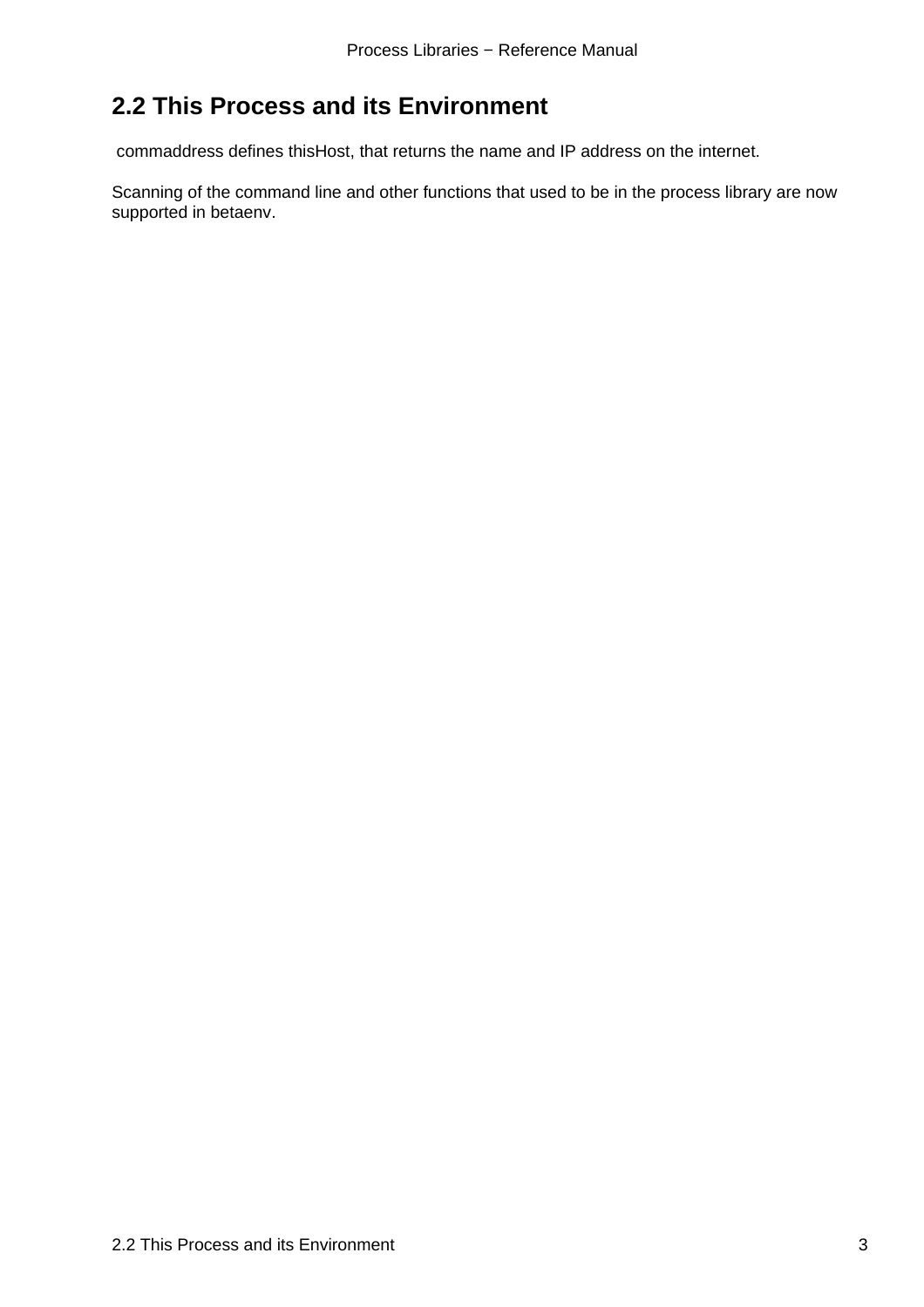## 2.2 This Process and its Environment

commaddress defines thisHost, that returns the name and IP address on the internet.

Scanning of the command line and other functions that used to be in the process library are now supported in betaenv.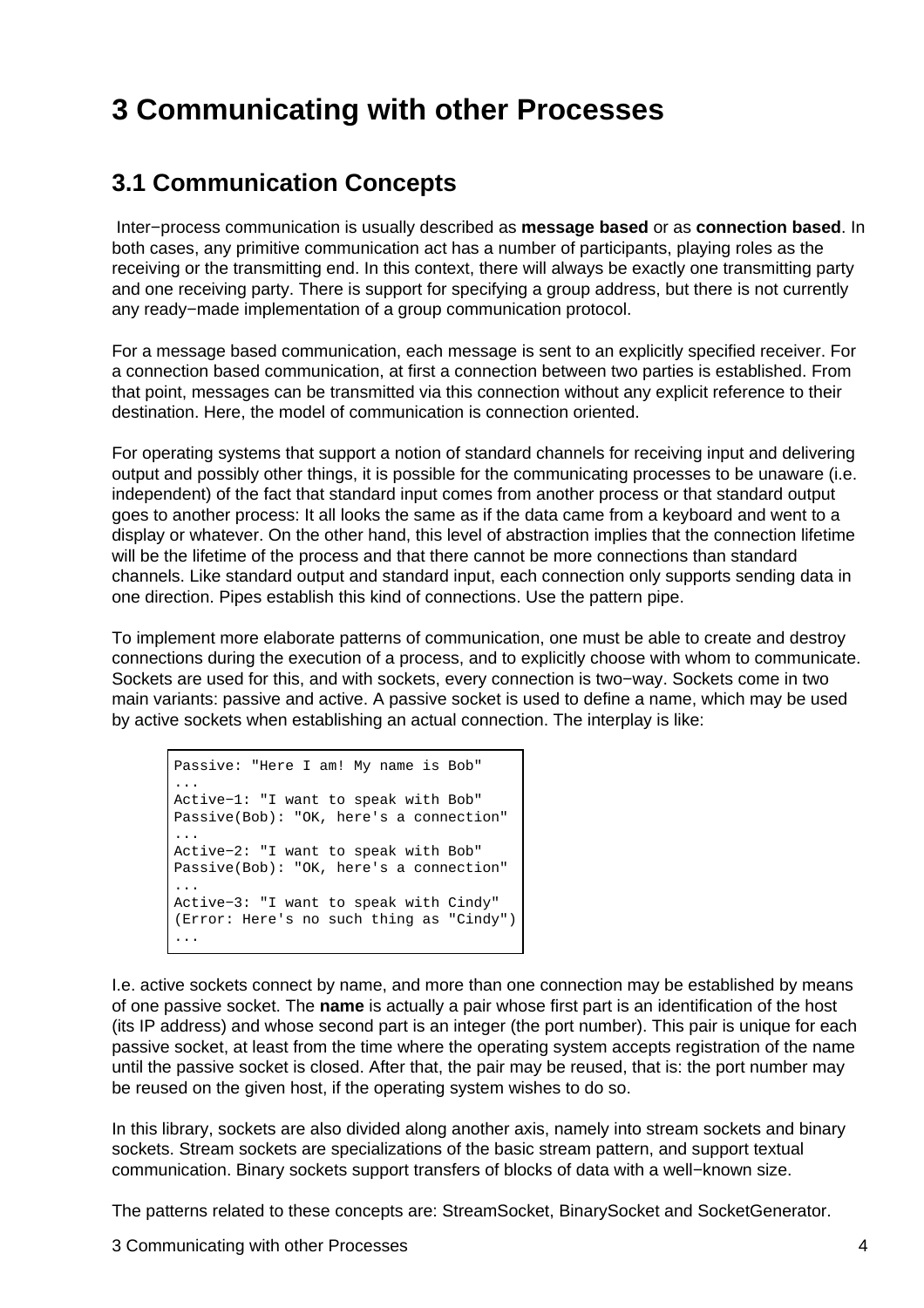# 3 Communicating with other Processes

## 3.1 Communication Concepts

Inter−process communication is usually described as **message based** or as **connection based**. In both cases, any primitive communication act has a number of participants, playing roles as the receiving or the transmitting end. In this context, there will always be exactly one transmitting party and one receiving party. There is support for specifying a group address, but there is not currently any ready−made implementation of a group communication protocol.

For a message based communication, each message is sent to an explicitly specified receiver. For a connection based communication, at first a connection between two parties is established. From that point, messages can be transmitted via this connection without any explicit reference to their destination. Here, the model of communication is connection oriented.

For operating systems that support a notion of standard channels for receiving input and delivering output and possibly other things, it is possible for the communicating processes to be unaware (i.e. independent) of the fact that standard input comes from another process or that standard output goes to another process: It all looks the same as if the data came from a keyboard and went to a display or whatever. On the other hand, this level of abstraction implies that the connection lifetime will be the lifetime of the process and that there cannot be more connections than standard channels. Like standard output and standard input, each connection only supports sending data in one direction. Pipes establish this kind of connections. Use the pattern pipe.

To implement more elaborate patterns of communication, one must be able to create and destroy connections during the execution of a process, and to explicitly choose with whom to communicate. Sockets are used for this, and with sockets, every connection is two−way. Sockets come in two main variants: passive and active. A passive socket is used to define a name, which may be used by active sockets when establishing an actual connection. The interplay is like:

```
Passive: "Here I am! My name is Bob"
...
Active−1: "I want to speak with Bob"
Passive(Bob): "OK, here's a connection"
...
Active−2: "I want to speak with Bob"
Passive(Bob): "OK, here's a connection"
...
Active−3: "I want to speak with Cindy"
(Error: Here's no such thing as "Cindy")
...
```

I.e. active sockets connect by name, and more than one connection may be established by means of one passive socket. The **name** is actually a pair whose first part is an identification of the host (its IP address) and whose second part is an integer (the port number). This pair is unique for each passive socket, at least from the time where the operating system accepts registration of the name until the passive socket is closed. After that, the pair may be reused, that is: the port number may be reused on the given host, if the operating system wishes to do so.

In this library, sockets are also divided along another axis, namely into stream sockets and binary sockets. Stream sockets are specializations of the basic stream pattern, and support textual communication. Binary sockets support transfers of blocks of data with a well−known size.

The patterns related to these concepts are: StreamSocket, BinarySocket and SocketGenerator.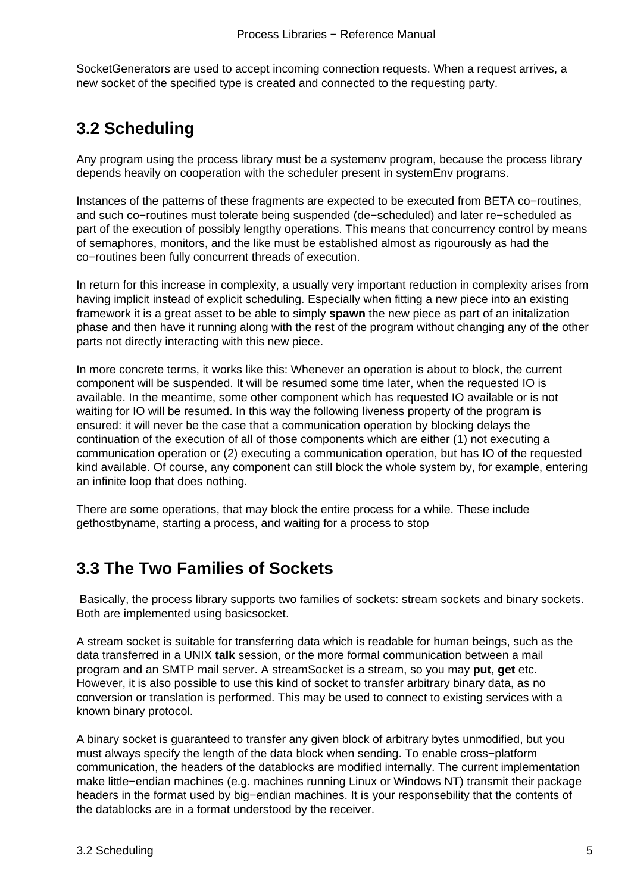SocketGenerators are used to accept incoming connection requests. When a request arrives, a new socket of the specified type is created and connected to the requesting party.

## 3.2 Scheduling

Any program using the process library must be a systemenv program, because the process library depends heavily on cooperation with the scheduler present in systemEnv programs.

Instances of the patterns of these fragments are expected to be executed from BETA co−routines, and such co−routines must tolerate being suspended (de−scheduled) and later re−scheduled as part of the execution of possibly lengthy operations. This means that concurrency control by means of semaphores, monitors, and the like must be established almost as rigourously as had the co−routines been fully concurrent threads of execution.

In return for this increase in complexity, a usually very important reduction in complexity arises from having implicit instead of explicit scheduling. Especially when fitting a new piece into an existing framework it is a great asset to be able to simply **spawn** the new piece as part of an initalization phase and then have it running along with the rest of the program without changing any of the other parts not directly interacting with this new piece.

In more concrete terms, it works like this: Whenever an operation is about to block, the current component will be suspended. It will be resumed some time later, when the requested IO is available. In the meantime, some other component which has requested IO available or is not waiting for IO will be resumed. In this way the following liveness property of the program is ensured: it will never be the case that a communication operation by blocking delays the continuation of the execution of all of those components which are either (1) not executing a communication operation or (2) executing a communication operation, but has IO of the requested kind available. Of course, any component can still block the whole system by, for example, entering an infinite loop that does nothing.

There are some operations, that may block the entire process for a while. These include gethostbyname, starting a process, and waiting for a process to stop

## 3.3 The Two Families of Sockets

Basically, the process library supports two families of sockets: stream sockets and binary sockets. Both are implemented using basicsocket.

A stream socket is suitable for transferring data which is readable for human beings, such as the data transferred in a UNIX **talk** session, or the more formal communication between a mail program and an SMTP mail server. A streamSocket is a stream, so you may **put**, **get** etc. However, it is also possible to use this kind of socket to transfer arbitrary binary data, as no conversion or translation is performed. This may be used to connect to existing services with a known binary protocol.

A binary socket is guaranteed to transfer any given block of arbitrary bytes unmodified, but you must always specify the length of the data block when sending. To enable cross−platform communication, the headers of the datablocks are modified internally. The current implementation make little−endian machines (e.g. machines running Linux or Windows NT) transmit their package headers in the format used by big−endian machines. It is your responsebility that the contents of the datablocks are in a format understood by the receiver.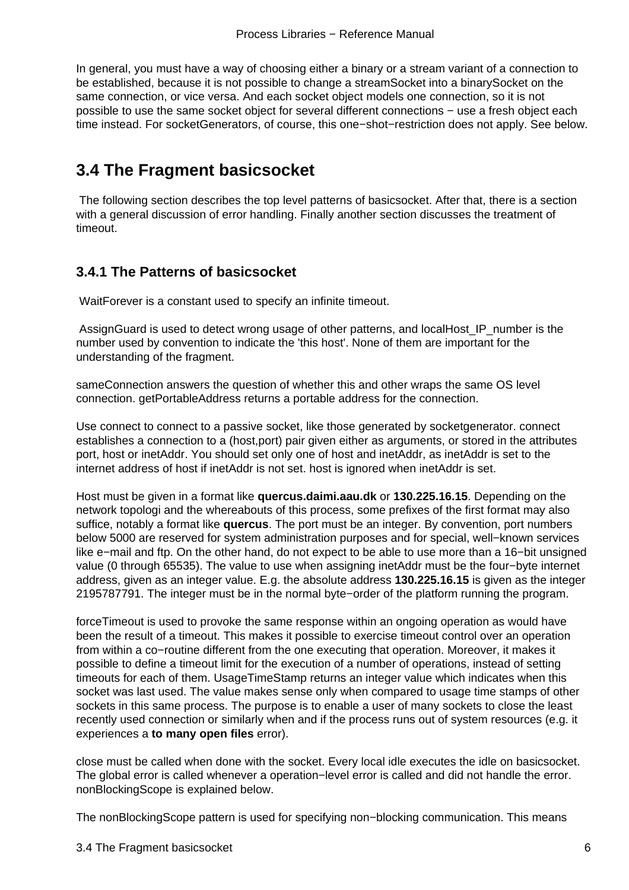In general, you must have a way of choosing either a binary or a stream variant of a connection to be established, because it is not possible to change a streamSocket into a binarySocket on the same connection, or vice versa. And each socket object models one connection, so it is not possible to use the same socket object for several different connections − use a fresh object each time instead. For socketGenerators, of course, this one−shot−restriction does not apply. See below.

## 3.4 The Fragment basicsocket

The following section describes the top level patterns of basicsocket. After that, there is a section with a general discussion of error handling. Finally another section discusses the treatment of timeout.

### 3.4.1 The Patterns of basicsocket

WaitForever is a constant used to specify an infinite timeout.

AssignGuard is used to detect wrong usage of other patterns, and localHost_IP_number is the number used by convention to indicate the 'this host'. None of them are important for the understanding of the fragment.

sameConnection answers the question of whether this and other wraps the same OS level connection. getPortableAddress returns a portable address for the connection.

Use connect to connect to a passive socket, like those generated by socketgenerator. connect establishes a connection to a (host,port) pair given either as arguments, or stored in the attributes port, host or inetAddr. You should set only one of host and inetAddr, as inetAddr is set to the internet address of host if inetAddr is not set. host is ignored when inetAddr is set.

Host must be given in a format like **quercus.daimi.aau.dk** or **130.225.16.15**. Depending on the network topologi and the whereabouts of this process, some prefixes of the first format may also suffice, notably a format like **quercus**. The port must be an integer. By convention, port numbers below 5000 are reserved for system administration purposes and for special, well−known services like e−mail and ftp. On the other hand, do not expect to be able to use more than a 16−bit unsigned value (0 through 65535). The value to use when assigning inetAddr must be the four−byte internet address, given as an integer value. E.g. the absolute address **130.225.16.15** is given as the integer 2195787791. The integer must be in the normal byte−order of the platform running the program.

forceTimeout is used to provoke the same response within an ongoing operation as would have been the result of a timeout. This makes it possible to exercise timeout control over an operation from within a co−routine different from the one executing that operation. Moreover, it makes it possible to define a timeout limit for the execution of a number of operations, instead of setting timeouts for each of them. UsageTimeStamp returns an integer value which indicates when this socket was last used. The value makes sense only when compared to usage time stamps of other sockets in this same process. The purpose is to enable a user of many sockets to close the least recently used connection or similarly when and if the process runs out of system resources (e.g. it experiences a **to many open files** error).

close must be called when done with the socket. Every local idle executes the idle on basicsocket. The global error is called whenever a operation−level error is called and did not handle the error. nonBlockingScope is explained below.

The nonBlockingScope pattern is used for specifying non−blocking communication. This means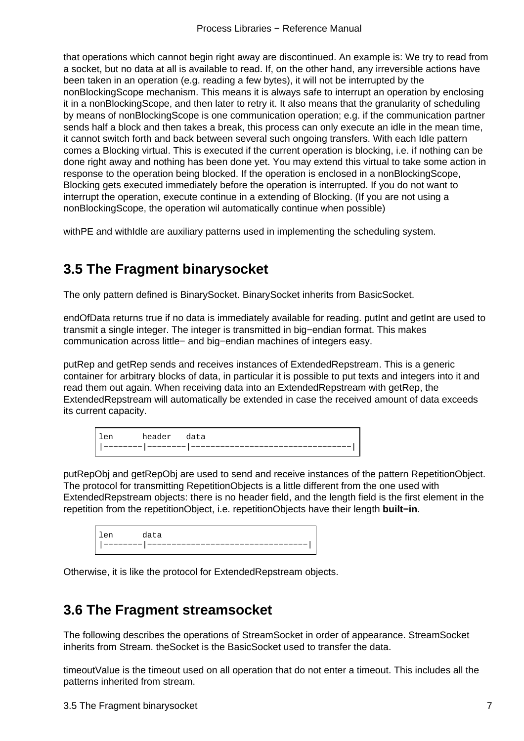that operations which cannot begin right away are discontinued. An example is: We try to read from a socket, but no data at all is available to read. If, on the other hand, any irreversible actions have been taken in an operation (e.g. reading a few bytes), it will not be interrupted by the nonBlockingScope mechanism. This means it is always safe to interrupt an operation by enclosing it in a nonBlockingScope, and then later to retry it. It also means that the granularity of scheduling by means of nonBlockingScope is one communication operation; e.g. if the communication partner sends half a block and then takes a break, this process can only execute an idle in the mean time, it cannot switch forth and back between several such ongoing transfers. With each Idle pattern comes a Blocking virtual. This is executed if the current operation is blocking, i.e. if nothing can be done right away and nothing has been done yet. You may extend this virtual to take some action in response to the operation being blocked. If the operation is enclosed in a nonBlockingScope, Blocking gets executed immediately before the operation is interrupted. If you do not want to interrupt the operation, execute continue in a extending of Blocking. (If you are not using a nonBlockingScope, the operation wil automatically continue when possible)

withPE and withIdle are auxiliary patterns used in implementing the scheduling system.

## 3.5 The Fragment binarysocket

The only pattern defined is BinarySocket. BinarySocket inherits from BasicSocket.

endOfData returns true if no data is immediately available for reading. putInt and getInt are used to transmit a single integer. The integer is transmitted in big−endian format. This makes communication across little− and big−endian machines of integers easy.

putRep and getRep sends and receives instances of ExtendedRepstream. This is a generic container for arbitrary blocks of data, in particular it is possible to put texts and integers into it and read them out again. When receiving data into an ExtendedRepstream with getRep, the ExtendedRepstream will automatically be extended in case the received amount of data exceeds its current capacity.

```
len      header   data
|--------|--------|---------------------------------|
```

putRepObj and getRepObj are used to send and receive instances of the pattern RepetitionObject. The protocol for transmitting RepetitionObjects is a little different from the one used with ExtendedRepstream objects: there is no header field, and the length field is the first element in the repetition from the repetitionObject, i.e. repetitionObjects have their length **built−in**.

```
len      data
|--------|---------------------------------|
```

Otherwise, it is like the protocol for ExtendedRepstream objects.

## 3.6 The Fragment streamsocket

The following describes the operations of StreamSocket in order of appearance. StreamSocket inherits from Stream. theSocket is the BasicSocket used to transfer the data.

timeoutValue is the timeout used on all operation that do not enter a timeout. This includes all the patterns inherited from stream.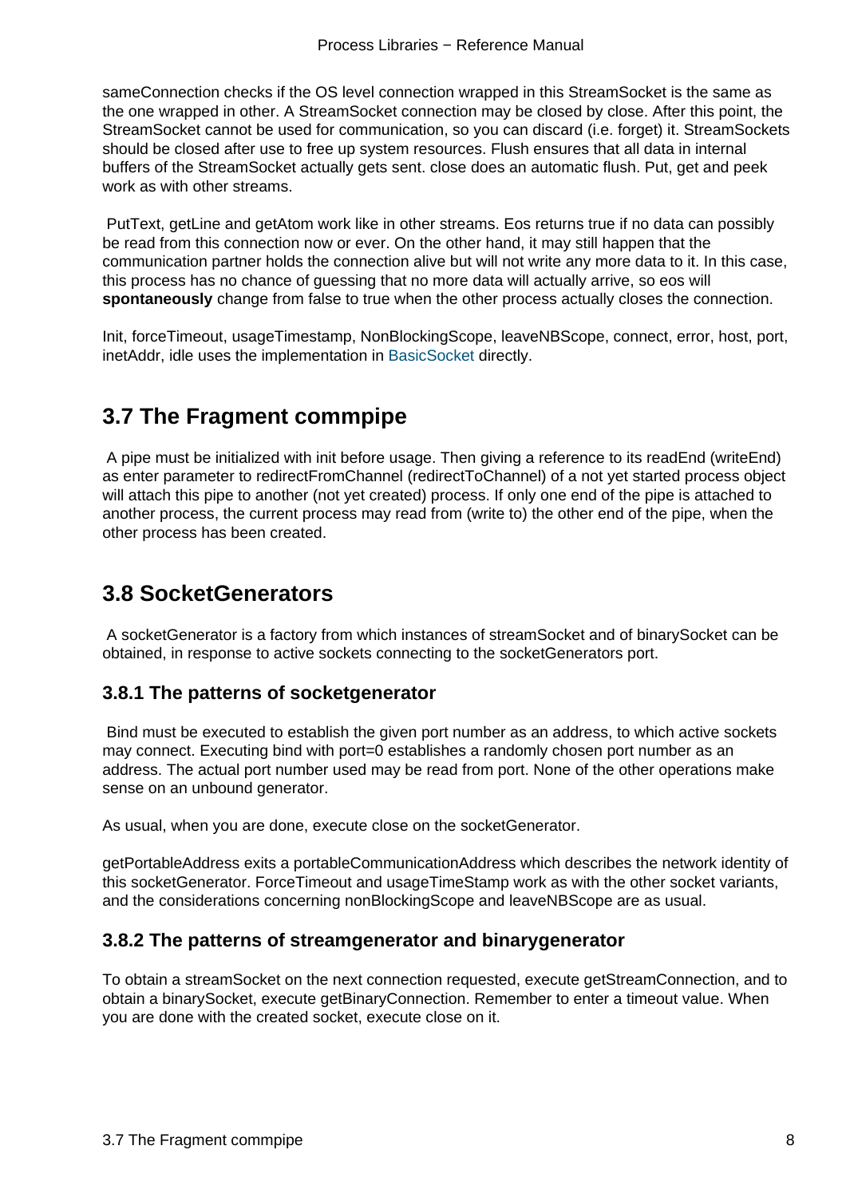sameConnection checks if the OS level connection wrapped in this StreamSocket is the same as the one wrapped in other. A StreamSocket connection may be closed by close. After this point, the StreamSocket cannot be used for communication, so you can discard (i.e. forget) it. StreamSockets should be closed after use to free up system resources. Flush ensures that all data in internal buffers of the StreamSocket actually gets sent. close does an automatic flush. Put, get and peek work as with other streams.

PutText, getLine and getAtom work like in other streams. Eos returns true if no data can possibly be read from this connection now or ever. On the other hand, it may still happen that the communication partner holds the connection alive but will not write any more data to it. In this case, this process has no chance of guessing that no more data will actually arrive, so eos will **spontaneously** change from false to true when the other process actually closes the connection.

Init, forceTimeout, usageTimestamp, NonBlockingScope, leaveNBScope, connect, error, host, port, inetAddr, idle uses the implementation in BasicSocket directly.

## 3.7 The Fragment commpipe

A pipe must be initialized with init before usage. Then giving a reference to its readEnd (writeEnd) as enter parameter to redirectFromChannel (redirectToChannel) of a not yet started process object will attach this pipe to another (not yet created) process. If only one end of the pipe is attached to another process, the current process may read from (write to) the other end of the pipe, when the other process has been created.

## 3.8 SocketGenerators

A socketGenerator is a factory from which instances of streamSocket and of binarySocket can be obtained, in response to active sockets connecting to the socketGenerators port.

### 3.8.1 The patterns of socketgenerator

Bind must be executed to establish the given port number as an address, to which active sockets may connect. Executing bind with port=0 establishes a randomly chosen port number as an address. The actual port number used may be read from port. None of the other operations make sense on an unbound generator.

As usual, when you are done, execute close on the socketGenerator.

getPortableAddress exits a portableCommunicationAddress which describes the network identity of this socketGenerator. ForceTimeout and usageTimeStamp work as with the other socket variants, and the considerations concerning nonBlockingScope and leaveNBScope are as usual.

### 3.8.2 The patterns of streamgenerator and binarygenerator

To obtain a streamSocket on the next connection requested, execute getStreamConnection, and to obtain a binarySocket, execute getBinaryConnection. Remember to enter a timeout value. When you are done with the created socket, execute close on it.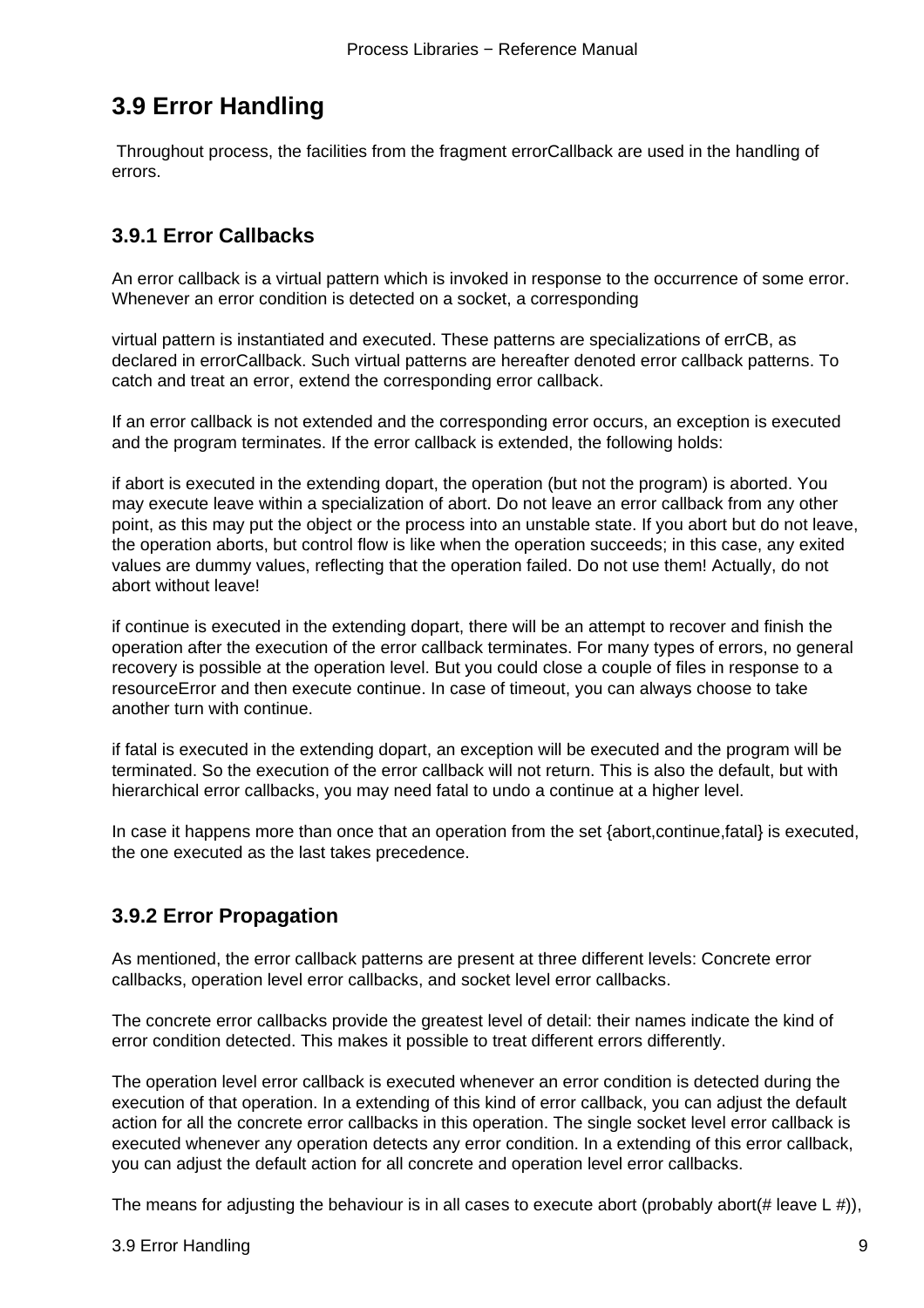## 3.9 Error Handling

Throughout process, the facilities from the fragment errorCallback are used in the handling of errors.

### 3.9.1 Error Callbacks

An error callback is a virtual pattern which is invoked in response to the occurrence of some error. Whenever an error condition is detected on a socket, a corresponding

virtual pattern is instantiated and executed. These patterns are specializations of errCB, as declared in errorCallback. Such virtual patterns are hereafter denoted error callback patterns. To catch and treat an error, extend the corresponding error callback.

If an error callback is not extended and the corresponding error occurs, an exception is executed and the program terminates. If the error callback is extended, the following holds:

if abort is executed in the extending dopart, the operation (but not the program) is aborted. You may execute leave within a specialization of abort. Do not leave an error callback from any other point, as this may put the object or the process into an unstable state. If you abort but do not leave, the operation aborts, but control flow is like when the operation succeeds; in this case, any exited values are dummy values, reflecting that the operation failed. Do not use them! Actually, do not abort without leave!

if continue is executed in the extending dopart, there will be an attempt to recover and finish the operation after the execution of the error callback terminates. For many types of errors, no general recovery is possible at the operation level. But you could close a couple of files in response to a resourceError and then execute continue. In case of timeout, you can always choose to take another turn with continue.

if fatal is executed in the extending dopart, an exception will be executed and the program will be terminated. So the execution of the error callback will not return. This is also the default, but with hierarchical error callbacks, you may need fatal to undo a continue at a higher level.

In case it happens more than once that an operation from the set {abort,continue,fatal} is executed, the one executed as the last takes precedence.

### 3.9.2 Error Propagation

As mentioned, the error callback patterns are present at three different levels: Concrete error callbacks, operation level error callbacks, and socket level error callbacks.

The concrete error callbacks provide the greatest level of detail: their names indicate the kind of error condition detected. This makes it possible to treat different errors differently.

The operation level error callback is executed whenever an error condition is detected during the execution of that operation. In a extending of this kind of error callback, you can adjust the default action for all the concrete error callbacks in this operation. The single socket level error callback is executed whenever any operation detects any error condition. In a extending of this error callback, you can adjust the default action for all concrete and operation level error callbacks.

The means for adjusting the behaviour is in all cases to execute abort (probably abort(# leave L #)),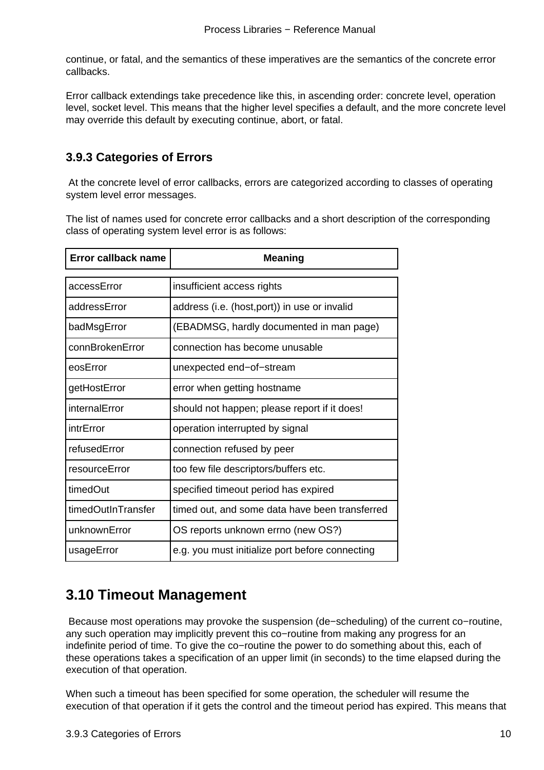continue, or fatal, and the semantics of these imperatives are the semantics of the concrete error callbacks.

Error callback extendings take precedence like this, in ascending order: concrete level, operation level, socket level. This means that the higher level specifies a default, and the more concrete level may override this default by executing continue, abort, or fatal.

### 3.9.3 Categories of Errors

At the concrete level of error callbacks, errors are categorized according to classes of operating system level error messages.

The list of names used for concrete error callbacks and a short description of the corresponding class of operating system level error is as follows:

| Error callback name | Meaning |
| --- | --- |
| accessError | insufficient access rights |
| addressError | address (i.e. (host,port)) in use or invalid |
| badMsgError | (EBADMSG, hardly documented in man page) |
| connBrokenError | connection has become unusable |
| eosError | unexpected end−of−stream |
| getHostError | error when getting hostname |
| internalError | should not happen; please report if it does! |
| intrError | operation interrupted by signal |
| refusedError | connection refused by peer |
| resourceError | too few file descriptors/buffers etc. |
| timedOut | specified timeout period has expired |
| timedOutInTransfer | timed out, and some data have been transferred |
| unknownError | OS reports unknown errno (new OS?) |
| usageError | e.g. you must initialize port before connecting |

## 3.10 Timeout Management

Because most operations may provoke the suspension (de−scheduling) of the current co−routine, any such operation may implicitly prevent this co−routine from making any progress for an indefinite period of time. To give the co−routine the power to do something about this, each of these operations takes a specification of an upper limit (in seconds) to the time elapsed during the execution of that operation.

When such a timeout has been specified for some operation, the scheduler will resume the execution of that operation if it gets the control and the timeout period has expired. This means that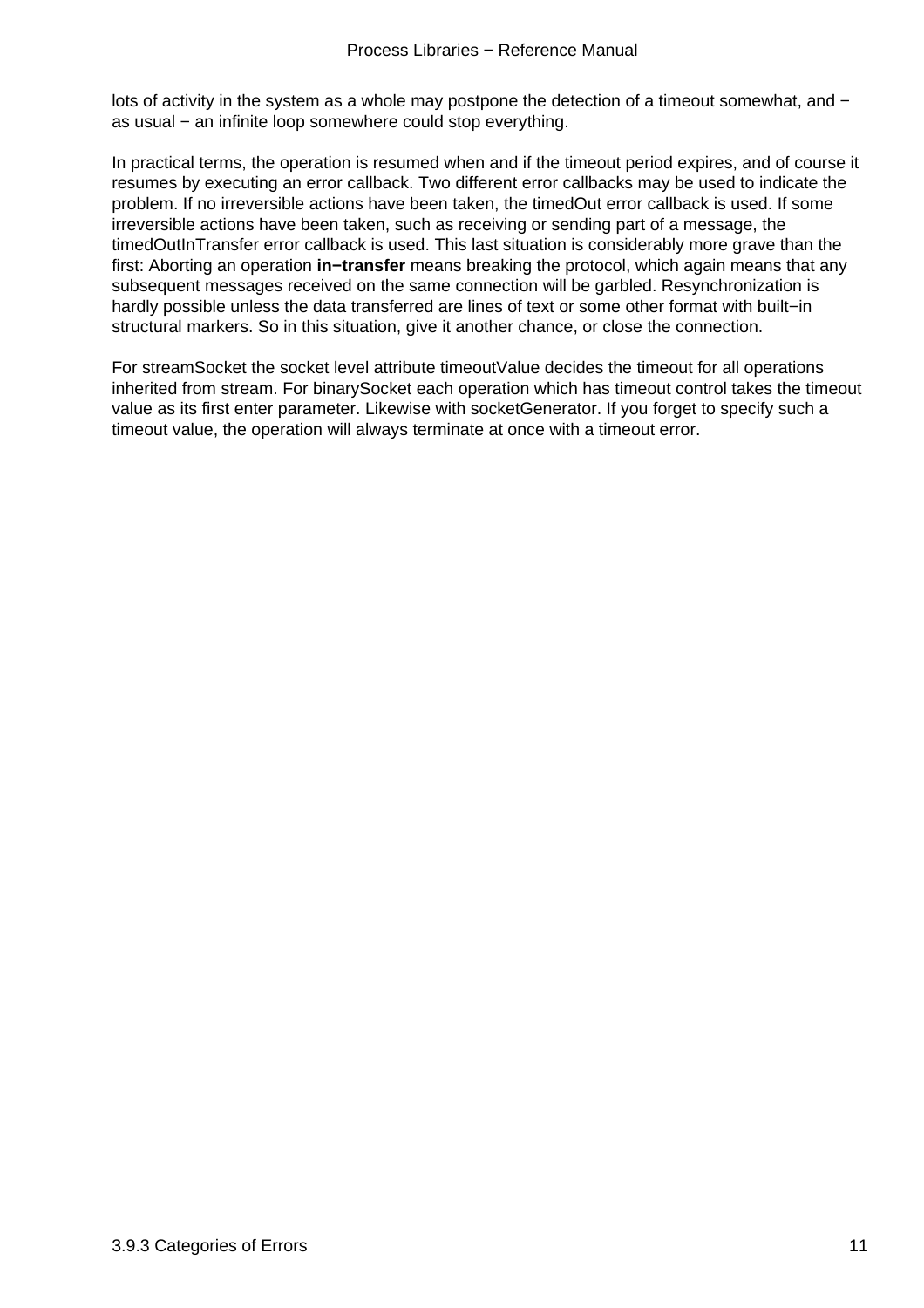lots of activity in the system as a whole may postpone the detection of a timeout somewhat, and − as usual − an infinite loop somewhere could stop everything.

In practical terms, the operation is resumed when and if the timeout period expires, and of course it resumes by executing an error callback. Two different error callbacks may be used to indicate the problem. If no irreversible actions have been taken, the timedOut error callback is used. If some irreversible actions have been taken, such as receiving or sending part of a message, the timedOutInTransfer error callback is used. This last situation is considerably more grave than the first: Aborting an operation **in−transfer** means breaking the protocol, which again means that any subsequent messages received on the same connection will be garbled. Resynchronization is hardly possible unless the data transferred are lines of text or some other format with built−in structural markers. So in this situation, give it another chance, or close the connection.

For streamSocket the socket level attribute timeoutValue decides the timeout for all operations inherited from stream. For binarySocket each operation which has timeout control takes the timeout value as its first enter parameter. Likewise with socketGenerator. If you forget to specify such a timeout value, the operation will always terminate at once with a timeout error.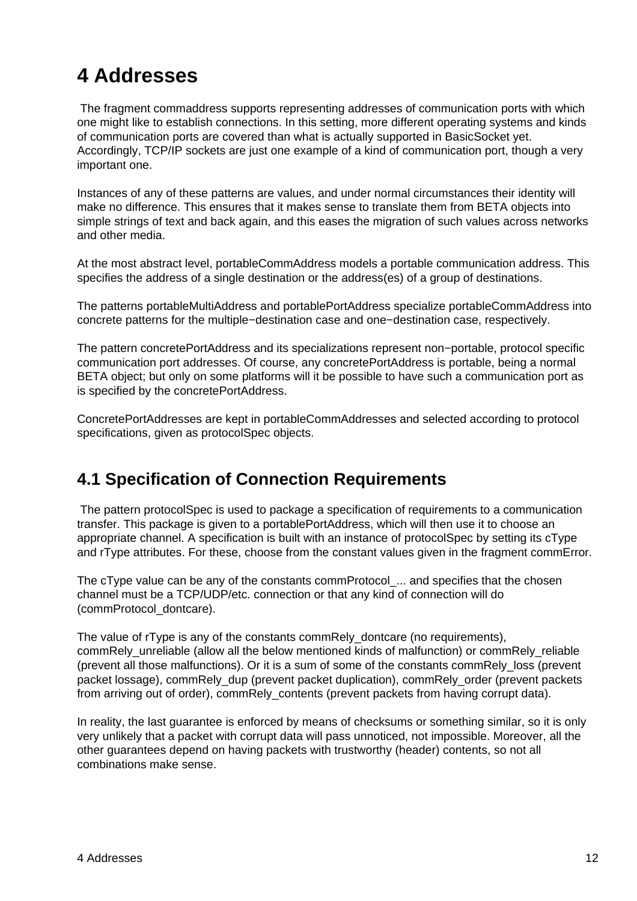# 4 Addresses

The fragment commaddress supports representing addresses of communication ports with which one might like to establish connections. In this setting, more different operating systems and kinds of communication ports are covered than what is actually supported in BasicSocket yet. Accordingly, TCP/IP sockets are just one example of a kind of communication port, though a very important one.

Instances of any of these patterns are values, and under normal circumstances their identity will make no difference. This ensures that it makes sense to translate them from BETA objects into simple strings of text and back again, and this eases the migration of such values across networks and other media.

At the most abstract level, portableCommAddress models a portable communication address. This specifies the address of a single destination or the address(es) of a group of destinations.

The patterns portableMultiAddress and portablePortAddress specialize portableCommAddress into concrete patterns for the multiple−destination case and one−destination case, respectively.

The pattern concretePortAddress and its specializations represent non−portable, protocol specific communication port addresses. Of course, any concretePortAddress is portable, being a normal BETA object; but only on some platforms will it be possible to have such a communication port as is specified by the concretePortAddress.

ConcretePortAddresses are kept in portableCommAddresses and selected according to protocol specifications, given as protocolSpec objects.

## 4.1 Specification of Connection Requirements

The pattern protocolSpec is used to package a specification of requirements to a communication transfer. This package is given to a portablePortAddress, which will then use it to choose an appropriate channel. A specification is built with an instance of protocolSpec by setting its cType and rType attributes. For these, choose from the constant values given in the fragment commError.

The cType value can be any of the constants commProtocol_... and specifies that the chosen channel must be a TCP/UDP/etc. connection or that any kind of connection will do (commProtocol_dontcare).

The value of rType is any of the constants commRely_dontcare (no requirements), commRely_unreliable (allow all the below mentioned kinds of malfunction) or commRely_reliable (prevent all those malfunctions). Or it is a sum of some of the constants commRely_loss (prevent packet lossage), commRely_dup (prevent packet duplication), commRely_order (prevent packets from arriving out of order), commRely_contents (prevent packets from having corrupt data).

In reality, the last guarantee is enforced by means of checksums or something similar, so it is only very unlikely that a packet with corrupt data will pass unnoticed, not impossible. Moreover, all the other guarantees depend on having packets with trustworthy (header) contents, so not all combinations make sense.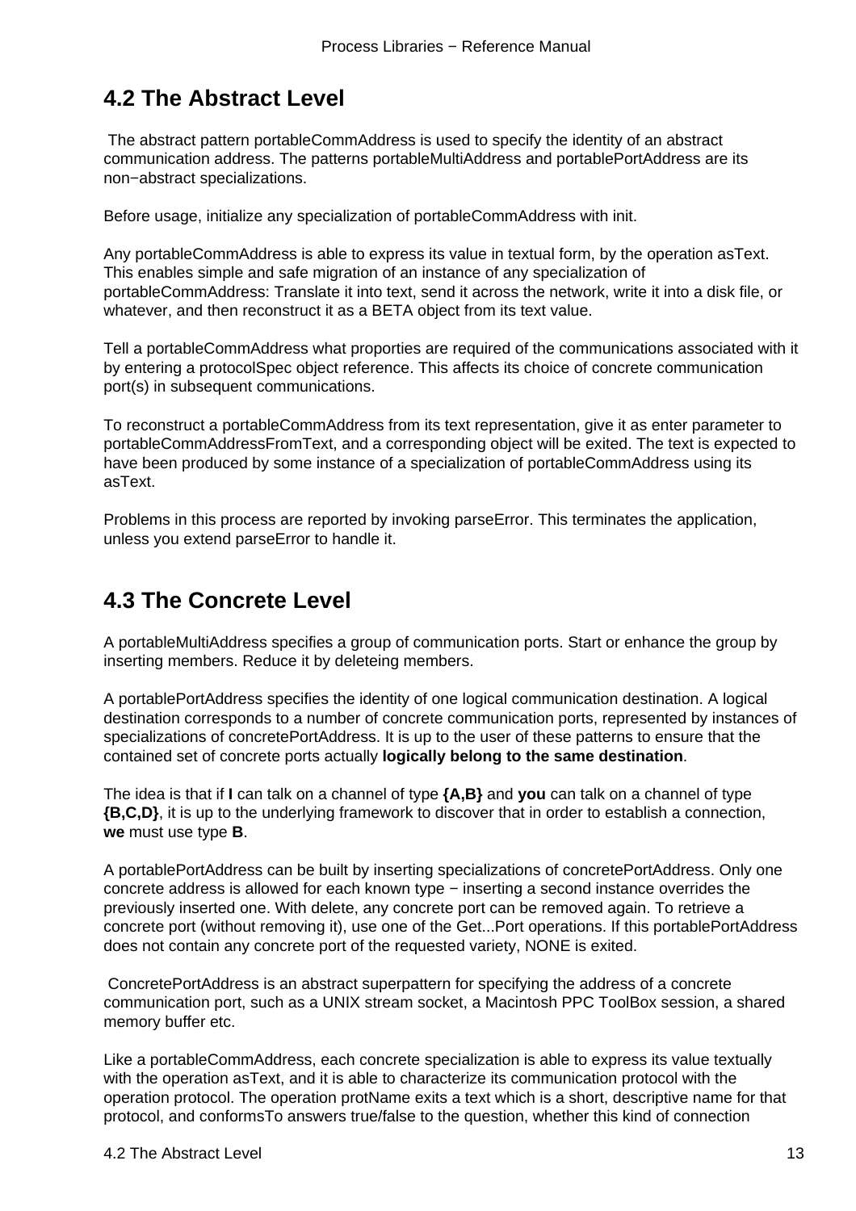## 4.2 The Abstract Level

The abstract pattern portableCommAddress is used to specify the identity of an abstract communication address. The patterns portableMultiAddress and portablePortAddress are its non−abstract specializations.

Before usage, initialize any specialization of portableCommAddress with init.

Any portableCommAddress is able to express its value in textual form, by the operation asText. This enables simple and safe migration of an instance of any specialization of portableCommAddress: Translate it into text, send it across the network, write it into a disk file, or whatever, and then reconstruct it as a BETA object from its text value.

Tell a portableCommAddress what proporties are required of the communications associated with it by entering a protocolSpec object reference. This affects its choice of concrete communication port(s) in subsequent communications.

To reconstruct a portableCommAddress from its text representation, give it as enter parameter to portableCommAddressFromText, and a corresponding object will be exited. The text is expected to have been produced by some instance of a specialization of portableCommAddress using its asText.

Problems in this process are reported by invoking parseError. This terminates the application, unless you extend parseError to handle it.

## 4.3 The Concrete Level

A portableMultiAddress specifies a group of communication ports. Start or enhance the group by inserting members. Reduce it by deleteing members.

A portablePortAddress specifies the identity of one logical communication destination. A logical destination corresponds to a number of concrete communication ports, represented by instances of specializations of concretePortAddress. It is up to the user of these patterns to ensure that the contained set of concrete ports actually **logically belong to the same destination**.

The idea is that if **I** can talk on a channel of type **{A,B}** and **you** can talk on a channel of type **{B,C,D}**, it is up to the underlying framework to discover that in order to establish a connection, **we** must use type **B**.

A portablePortAddress can be built by inserting specializations of concretePortAddress. Only one concrete address is allowed for each known type − inserting a second instance overrides the previously inserted one. With delete, any concrete port can be removed again. To retrieve a concrete port (without removing it), use one of the Get...Port operations. If this portablePortAddress does not contain any concrete port of the requested variety, NONE is exited.

ConcretePortAddress is an abstract superpattern for specifying the address of a concrete communication port, such as a UNIX stream socket, a Macintosh PPC ToolBox session, a shared memory buffer etc.

Like a portableCommAddress, each concrete specialization is able to express its value textually with the operation asText, and it is able to characterize its communication protocol with the operation protocol. The operation protName exits a text which is a short, descriptive name for that protocol, and conformsTo answers true/false to the question, whether this kind of connection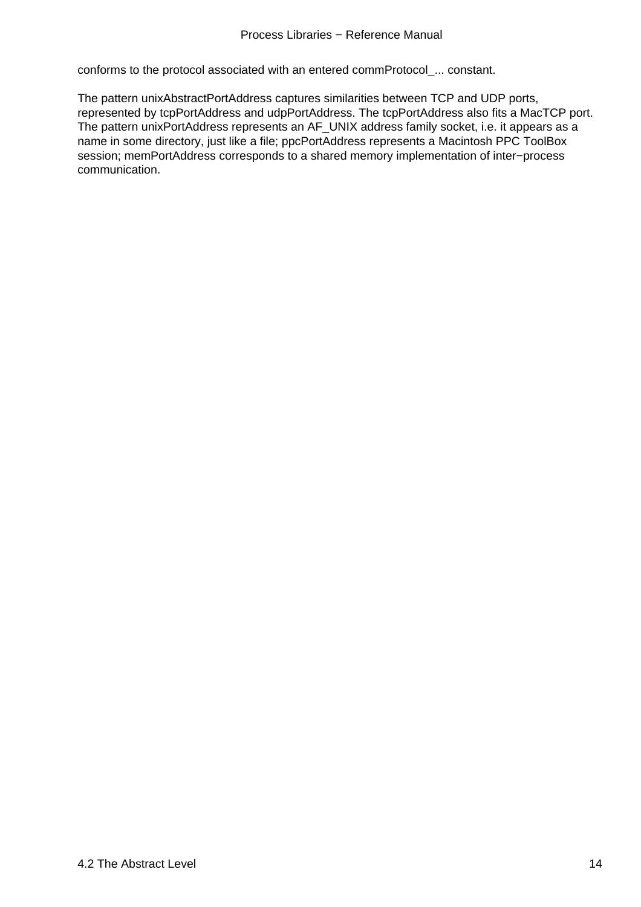conforms to the protocol associated with an entered commProtocol_... constant.

The pattern unixAbstractPortAddress captures similarities between TCP and UDP ports, represented by tcpPortAddress and udpPortAddress. The tcpPortAddress also fits a MacTCP port. The pattern unixPortAddress represents an AF_UNIX address family socket, i.e. it appears as a name in some directory, just like a file; ppcPortAddress represents a Macintosh PPC ToolBox session; memPortAddress corresponds to a shared memory implementation of inter−process communication.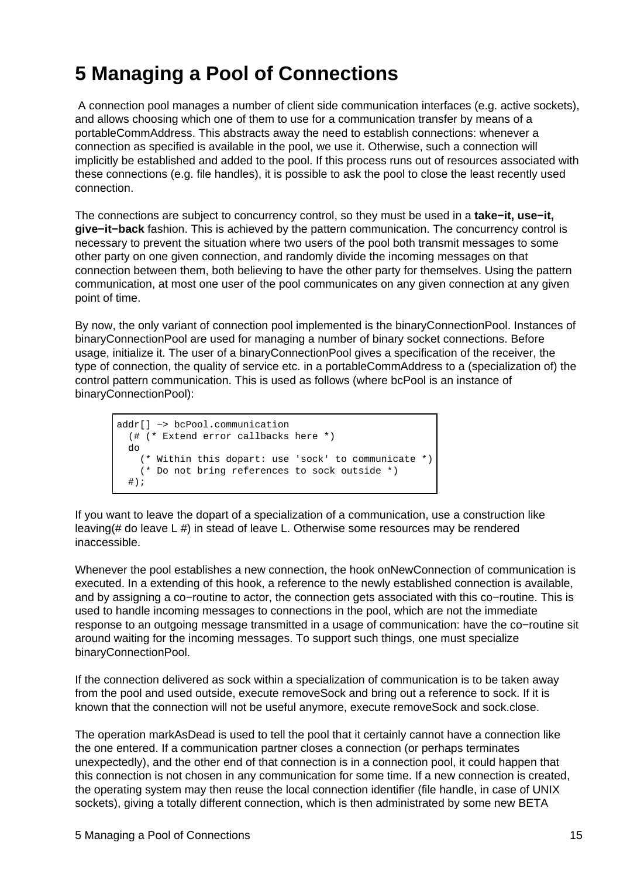# 5 Managing a Pool of Connections

A connection pool manages a number of client side communication interfaces (e.g. active sockets), and allows choosing which one of them to use for a communication transfer by means of a portableCommAddress. This abstracts away the need to establish connections: whenever a connection as specified is available in the pool, we use it. Otherwise, such a connection will implicitly be established and added to the pool. If this process runs out of resources associated with these connections (e.g. file handles), it is possible to ask the pool to close the least recently used connection.

The connections are subject to concurrency control, so they must be used in a **take−it, use−it, give−it−back** fashion. This is achieved by the pattern communication. The concurrency control is necessary to prevent the situation where two users of the pool both transmit messages to some other party on one given connection, and randomly divide the incoming messages on that connection between them, both believing to have the other party for themselves. Using the pattern communication, at most one user of the pool communicates on any given connection at any given point of time.

By now, the only variant of connection pool implemented is the binaryConnectionPool. Instances of binaryConnectionPool are used for managing a number of binary socket connections. Before usage, initialize it. The user of a binaryConnectionPool gives a specification of the receiver, the type of connection, the quality of service etc. in a portableCommAddress to a (specialization of) the control pattern communication. This is used as follows (where bcPool is an instance of binaryConnectionPool):

```
addr[] −> bcPool.communication
  (# (* Extend error callbacks here *)
  do
    (* Within this dopart: use 'sock' to communicate *)
    (* Do not bring references to sock outside *)
  #);
```

If you want to leave the dopart of a specialization of a communication, use a construction like leaving(# do leave L #) in stead of leave L. Otherwise some resources may be rendered inaccessible.

Whenever the pool establishes a new connection, the hook onNewConnection of communication is executed. In a extending of this hook, a reference to the newly established connection is available, and by assigning a co−routine to actor, the connection gets associated with this co−routine. This is used to handle incoming messages to connections in the pool, which are not the immediate response to an outgoing message transmitted in a usage of communication: have the co−routine sit around waiting for the incoming messages. To support such things, one must specialize binaryConnectionPool.

If the connection delivered as sock within a specialization of communication is to be taken away from the pool and used outside, execute removeSock and bring out a reference to sock. If it is known that the connection will not be useful anymore, execute removeSock and sock.close.

The operation markAsDead is used to tell the pool that it certainly cannot have a connection like the one entered. If a communication partner closes a connection (or perhaps terminates unexpectedly), and the other end of that connection is in a connection pool, it could happen that this connection is not chosen in any communication for some time. If a new connection is created, the operating system may then reuse the local connection identifier (file handle, in case of UNIX sockets), giving a totally different connection, which is then administrated by some new BETA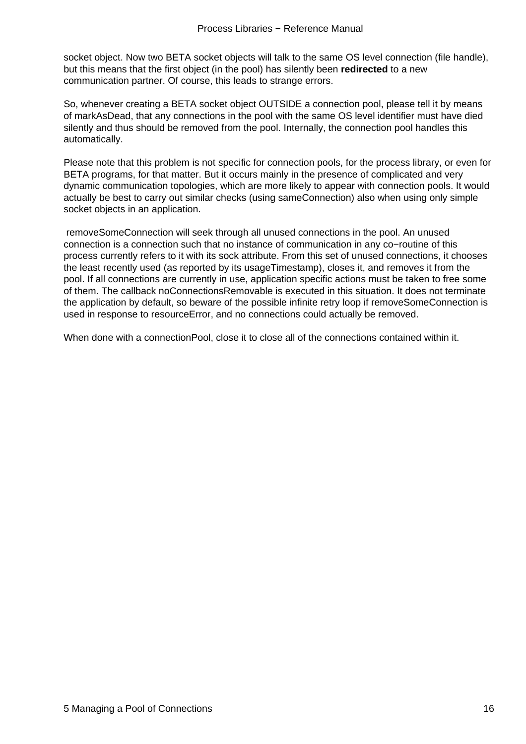socket object. Now two BETA socket objects will talk to the same OS level connection (file handle), but this means that the first object (in the pool) has silently been **redirected** to a new communication partner. Of course, this leads to strange errors.

So, whenever creating a BETA socket object OUTSIDE a connection pool, please tell it by means of markAsDead, that any connections in the pool with the same OS level identifier must have died silently and thus should be removed from the pool. Internally, the connection pool handles this automatically.

Please note that this problem is not specific for connection pools, for the process library, or even for BETA programs, for that matter. But it occurs mainly in the presence of complicated and very dynamic communication topologies, which are more likely to appear with connection pools. It would actually be best to carry out similar checks (using sameConnection) also when using only simple socket objects in an application.

removeSomeConnection will seek through all unused connections in the pool. An unused connection is a connection such that no instance of communication in any co−routine of this process currently refers to it with its sock attribute. From this set of unused connections, it chooses the least recently used (as reported by its usageTimestamp), closes it, and removes it from the pool. If all connections are currently in use, application specific actions must be taken to free some of them. The callback noConnectionsRemovable is executed in this situation. It does not terminate the application by default, so beware of the possible infinite retry loop if removeSomeConnection is used in response to resourceError, and no connections could actually be removed.

When done with a connectionPool, close it to close all of the connections contained within it.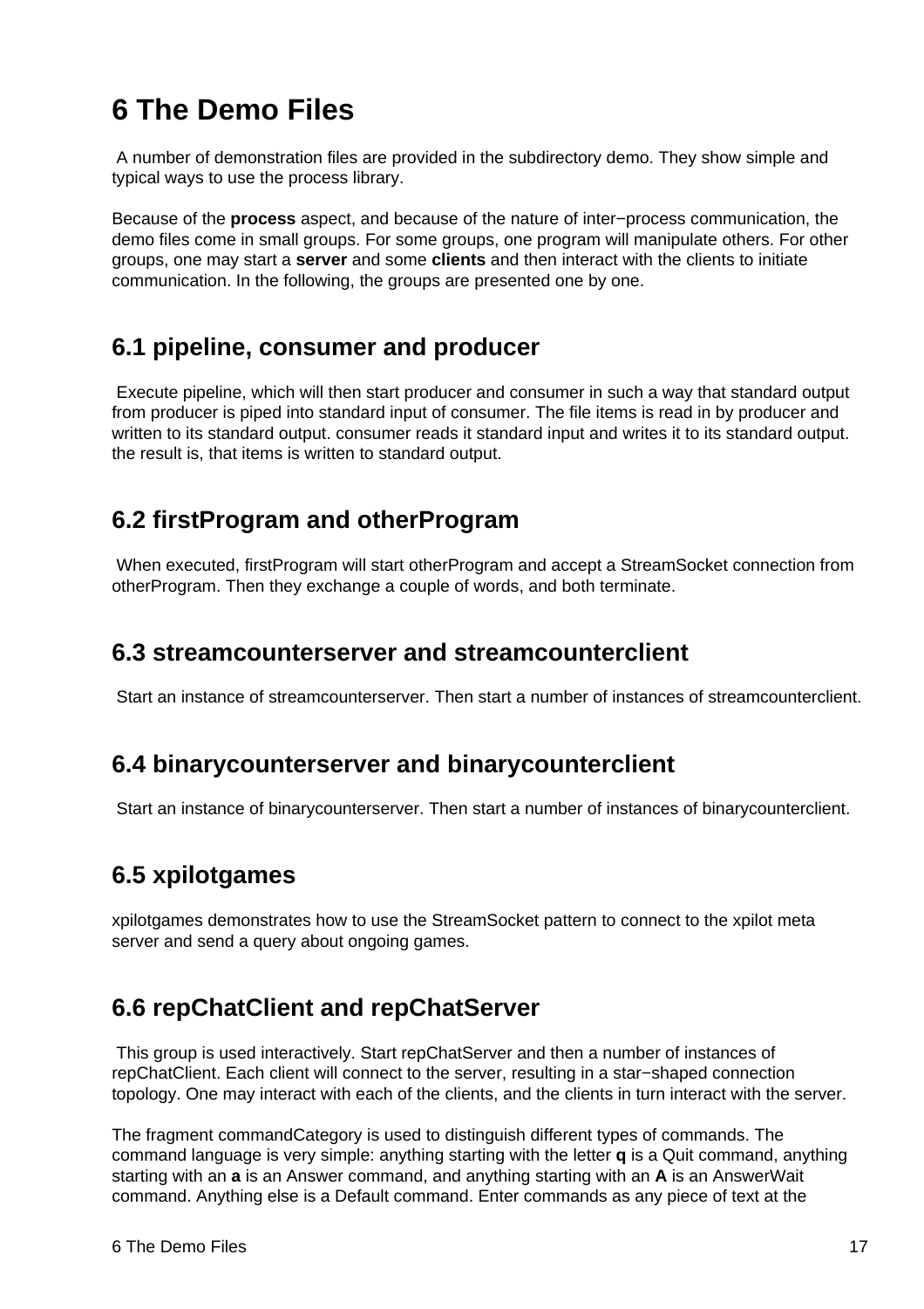# 6 The Demo Files

A number of demonstration files are provided in the subdirectory demo. They show simple and typical ways to use the process library.

Because of the **process** aspect, and because of the nature of inter−process communication, the demo files come in small groups. For some groups, one program will manipulate others. For other groups, one may start a **server** and some **clients** and then interact with the clients to initiate communication. In the following, the groups are presented one by one.

## 6.1 pipeline, consumer and producer

Execute pipeline, which will then start producer and consumer in such a way that standard output from producer is piped into standard input of consumer. The file items is read in by producer and written to its standard output. consumer reads it standard input and writes it to its standard output. the result is, that items is written to standard output.

## 6.2 firstProgram and otherProgram

When executed, firstProgram will start otherProgram and accept a StreamSocket connection from otherProgram. Then they exchange a couple of words, and both terminate.

## 6.3 streamcounterserver and streamcounterclient

Start an instance of streamcounterserver. Then start a number of instances of streamcounterclient.

## 6.4 binarycounterserver and binarycounterclient

Start an instance of binarycounterserver. Then start a number of instances of binarycounterclient.

## 6.5 xpilotgames

xpilotgames demonstrates how to use the StreamSocket pattern to connect to the xpilot meta server and send a query about ongoing games.

## 6.6 repChatClient and repChatServer

This group is used interactively. Start repChatServer and then a number of instances of repChatClient. Each client will connect to the server, resulting in a star−shaped connection topology. One may interact with each of the clients, and the clients in turn interact with the server.

The fragment commandCategory is used to distinguish different types of commands. The command language is very simple: anything starting with the letter **q** is a Quit command, anything starting with an **a** is an Answer command, and anything starting with an **A** is an AnswerWait command. Anything else is a Default command. Enter commands as any piece of text at the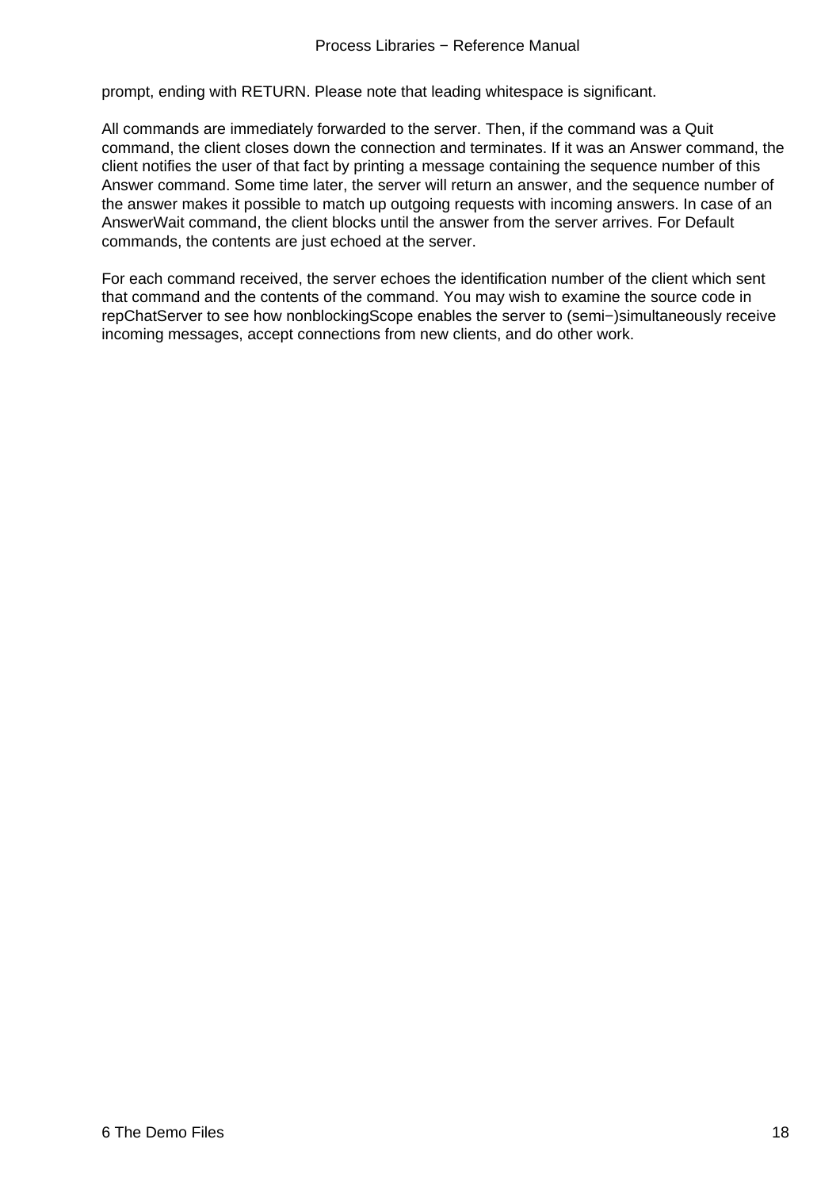prompt, ending with RETURN. Please note that leading whitespace is significant.

All commands are immediately forwarded to the server. Then, if the command was a Quit command, the client closes down the connection and terminates. If it was an Answer command, the client notifies the user of that fact by printing a message containing the sequence number of this Answer command. Some time later, the server will return an answer, and the sequence number of the answer makes it possible to match up outgoing requests with incoming answers. In case of an AnswerWait command, the client blocks until the answer from the server arrives. For Default commands, the contents are just echoed at the server.

For each command received, the server echoes the identification number of the client which sent that command and the contents of the command. You may wish to examine the source code in repChatServer to see how nonblockingScope enables the server to (semi−)simultaneously receive incoming messages, accept connections from new clients, and do other work.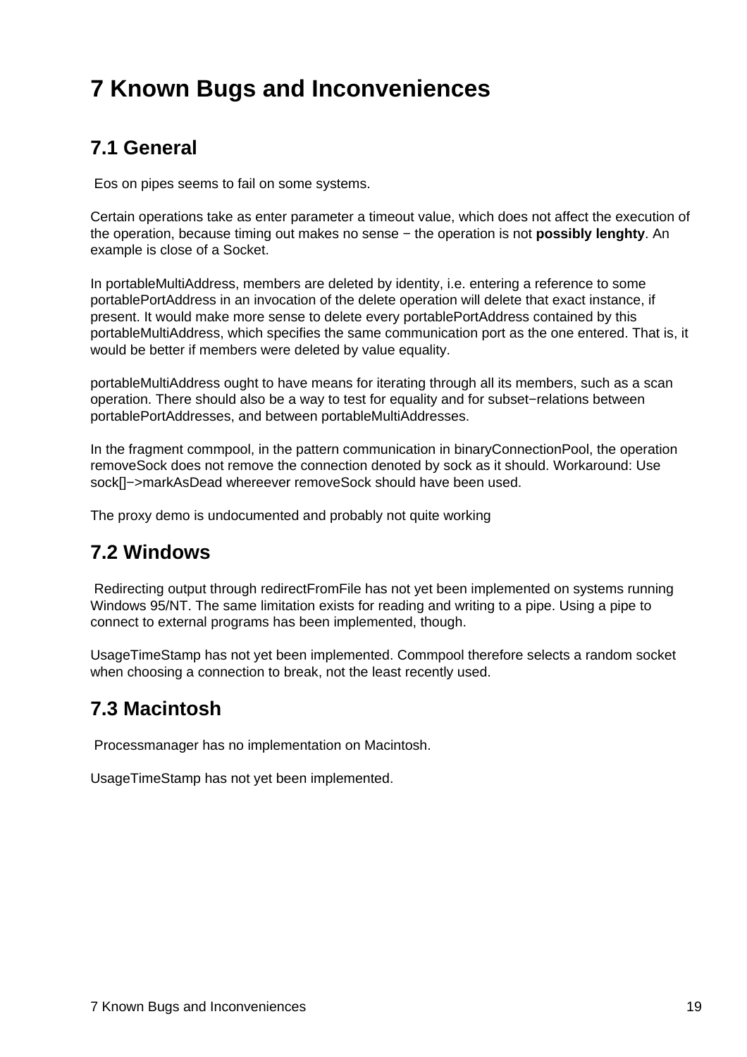# 7 Known Bugs and Inconveniences

## 7.1 General

Eos on pipes seems to fail on some systems.

Certain operations take as enter parameter a timeout value, which does not affect the execution of the operation, because timing out makes no sense − the operation is not **possibly lenghty**. An example is close of a Socket.

In portableMultiAddress, members are deleted by identity, i.e. entering a reference to some portablePortAddress in an invocation of the delete operation will delete that exact instance, if present. It would make more sense to delete every portablePortAddress contained by this portableMultiAddress, which specifies the same communication port as the one entered. That is, it would be better if members were deleted by value equality.

portableMultiAddress ought to have means for iterating through all its members, such as a scan operation. There should also be a way to test for equality and for subset−relations between portablePortAddresses, and between portableMultiAddresses.

In the fragment commpool, in the pattern communication in binaryConnectionPool, the operation removeSock does not remove the connection denoted by sock as it should. Workaround: Use sock[]−>markAsDead whereever removeSock should have been used.

The proxy demo is undocumented and probably not quite working

## 7.2 Windows

Redirecting output through redirectFromFile has not yet been implemented on systems running Windows 95/NT. The same limitation exists for reading and writing to a pipe. Using a pipe to connect to external programs has been implemented, though.

UsageTimeStamp has not yet been implemented. Commpool therefore selects a random socket when choosing a connection to break, not the least recently used.

## 7.3 Macintosh

Processmanager has no implementation on Macintosh.

UsageTimeStamp has not yet been implemented.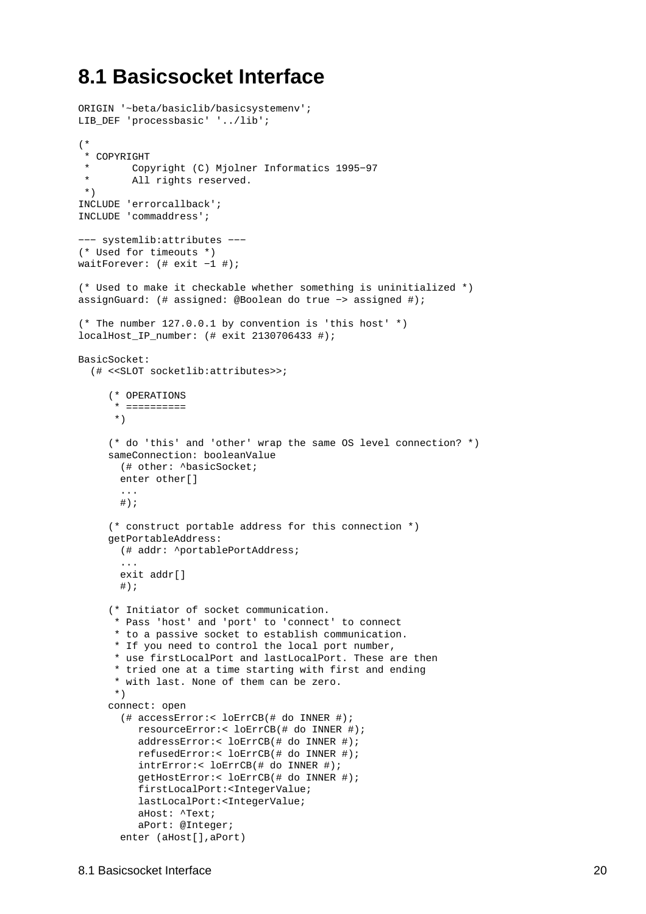# 8.1 Basicsocket Interface

```
ORIGIN '~beta/basiclib/basicsystemenv';
LIB_DEF 'processbasic' '../lib';

(*
 * COPYRIGHT
 *       Copyright (C) Mjolner Informatics 1995−97
 *       All rights reserved.
 *)
INCLUDE 'errorcallback';
INCLUDE 'commaddress';

−−− systemlib:attributes −−−
(* Used for timeouts *)
waitForever: (# exit −1 #);

(* Used to make it checkable whether something is uninitialized *)
assignGuard: (# assigned: @Boolean do true −> assigned #);

(* The number 127.0.0.1 by convention is 'this host' *)
localHost_IP_number: (# exit 2130706433 #);

BasicSocket:
  (# <<SLOT socketlib:attributes>>;

     (* OPERATIONS
      * ==========
      *)

     (* do 'this' and 'other' wrap the same OS level connection? *)
     sameConnection: booleanValue
       (# other: ^basicSocket;
       enter other[]
       ...
       #);

     (* construct portable address for this connection *)
     getPortableAddress:
       (# addr: ^portablePortAddress;
       ...
       exit addr[]
       #);

     (* Initiator of socket communication.
      * Pass 'host' and 'port' to 'connect' to connect
      * to a passive socket to establish communication.
      * If you need to control the local port number,
      * use firstLocalPort and lastLocalPort. These are then
      * tried one at a time starting with first and ending
      * with last. None of them can be zero.
      *)
     connect: open
       (# accessError:< loErrCB(# do INNER #);
          resourceError:< loErrCB(# do INNER #);
          addressError:< loErrCB(# do INNER #);
          refusedError:< loErrCB(# do INNER #);
          intrError:< loErrCB(# do INNER #);
          getHostError:< loErrCB(# do INNER #);
          firstLocalPort:<IntegerValue;
          lastLocalPort:<IntegerValue;
          aHost: ^Text;
          aPort: @Integer;
       enter (aHost[],aPort)
```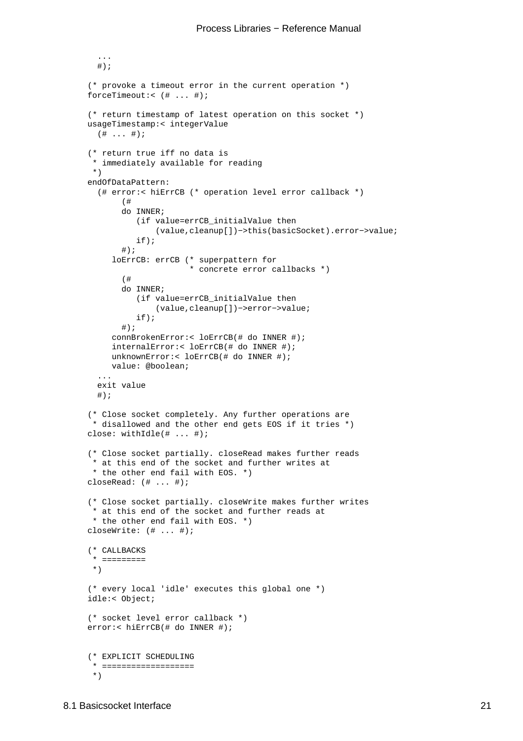```
  ...
  #);

(* provoke a timeout error in the current operation *)
forceTimeout:< (# ... #);

(* return timestamp of latest operation on this socket *)
usageTimestamp:< integerValue
  (# ... #);

(* return true iff no data is
 * immediately available for reading
 *)
endOfDataPattern:
  (# error:< hiErrCB (* operation level error callback *)
       (#
       do INNER;
          (if value=errCB_initialValue then
              (value,cleanup[])->this(basicSocket).error->value;
          if);
       #);
     loErrCB: errCB (* superpattern for
                     * concrete error callbacks *)
       (#
       do INNER;
          (if value=errCB_initialValue then
              (value,cleanup[])->error->value;
          if);
       #);
     connBrokenError:< loErrCB(# do INNER #);
     internalError:< loErrCB(# do INNER #);
     unknownError:< loErrCB(# do INNER #);
     value: @boolean;
  ...
  exit value
  #);

(* Close socket completely. Any further operations are
 * disallowed and the other end gets EOS if it tries *)
close: withIdle(# ... #);

(* Close socket partially. closeRead makes further reads
 * at this end of the socket and further writes at
 * the other end fail with EOS. *)
closeRead: (# ... #);

(* Close socket partially. closeWrite makes further writes
 * at this end of the socket and further reads at
 * the other end fail with EOS. *)
closeWrite: (# ... #);

(* CALLBACKS
 * =========
 *)

(* every local 'idle' executes this global one *)
idle:< Object;

(* socket level error callback *)
error:< hiErrCB(# do INNER #);


(* EXPLICIT SCHEDULING
 * ===================
 *)
```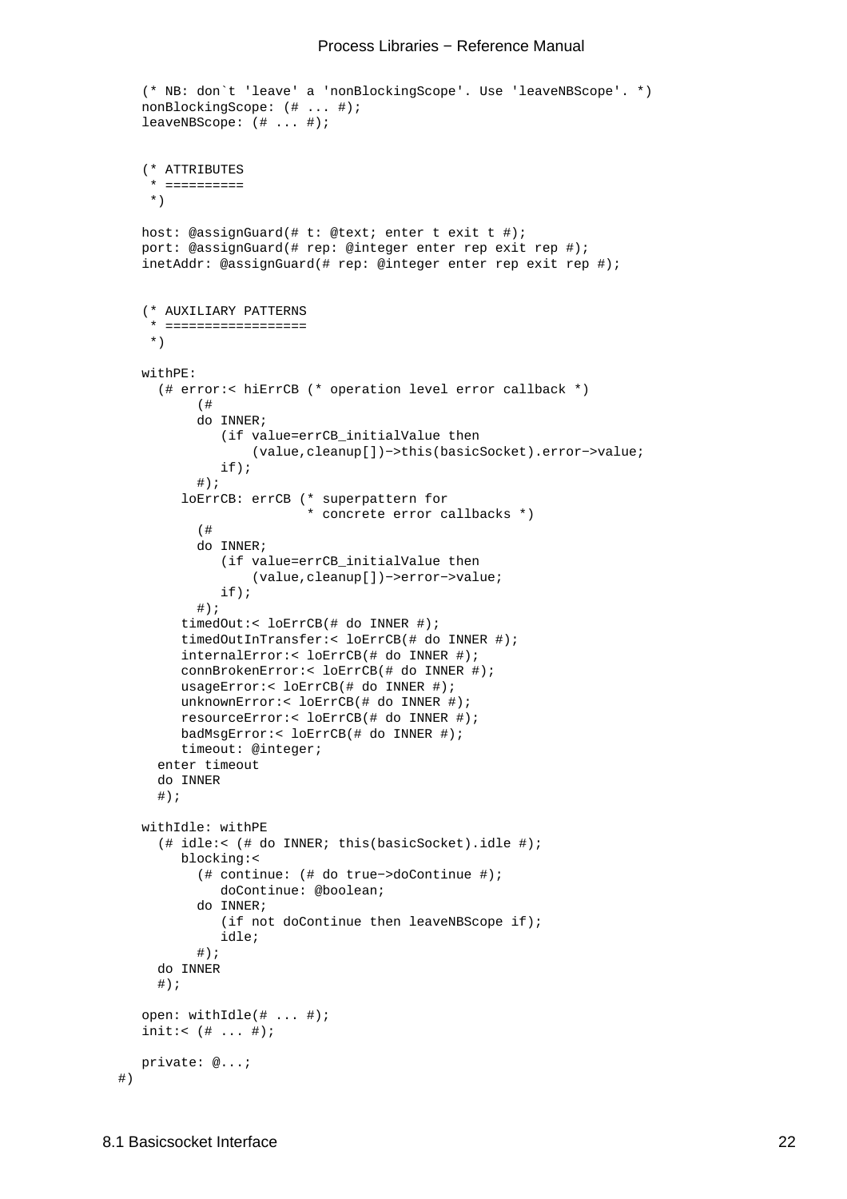```
   (* NB: don`t 'leave' a 'nonBlockingScope'. Use 'leaveNBScope'. *)
   nonBlockingScope: (# ... #);
   leaveNBScope: (# ... #);


   (* ATTRIBUTES
    * ==========
    *)

   host: @assignGuard(# t: @text; enter t exit t #);
   port: @assignGuard(# rep: @integer enter rep exit rep #);
   inetAddr: @assignGuard(# rep: @integer enter rep exit rep #);


   (* AUXILIARY PATTERNS
    * ==================
    *)

   withPE:
     (# error:< hiErrCB (* operation level error callback *)
          (#
          do INNER;
             (if value=errCB_initialValue then
                 (value,cleanup[])->this(basicSocket).error->value;
             if);
          #);
        loErrCB: errCB (* superpattern for
                        * concrete error callbacks *)
          (#
          do INNER;
             (if value=errCB_initialValue then
                 (value,cleanup[])->error->value;
             if);
          #);
        timedOut:< loErrCB(# do INNER #);
        timedOutInTransfer:< loErrCB(# do INNER #);
        internalError:< loErrCB(# do INNER #);
        connBrokenError:< loErrCB(# do INNER #);
        usageError:< loErrCB(# do INNER #);
        unknownError:< loErrCB(# do INNER #);
        resourceError:< loErrCB(# do INNER #);
        badMsgError:< loErrCB(# do INNER #);
        timeout: @integer;
     enter timeout
     do INNER
     #);

   withIdle: withPE
     (# idle:< (# do INNER; this(basicSocket).idle #);
        blocking:<
          (# continue: (# do true->doContinue #);
             doContinue: @boolean;
          do INNER;
             (if not doContinue then leaveNBScope if);
             idle;
          #);
     do INNER
     #);

   open: withIdle(# ... #);
   init:< (# ... #);

   private: @...;
#)
```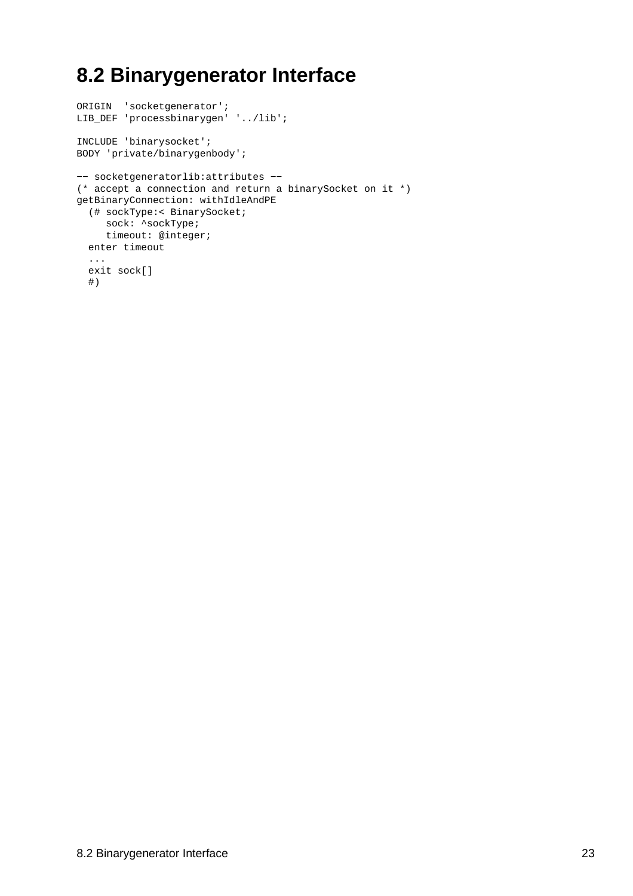## 8.2 Binarygenerator Interface

```
ORIGIN  'socketgenerator';
LIB_DEF 'processbinarygen' '../lib';

INCLUDE 'binarysocket';
BODY 'private/binarygenbody';

-- socketgeneratorlib:attributes --
(* accept a connection and return a binarySocket on it *)
getBinaryConnection: withIdleAndPE
  (# sockType:< BinarySocket;
     sock: ^sockType;
     timeout: @integer;
  enter timeout
  ...
  exit sock[]
  #)
```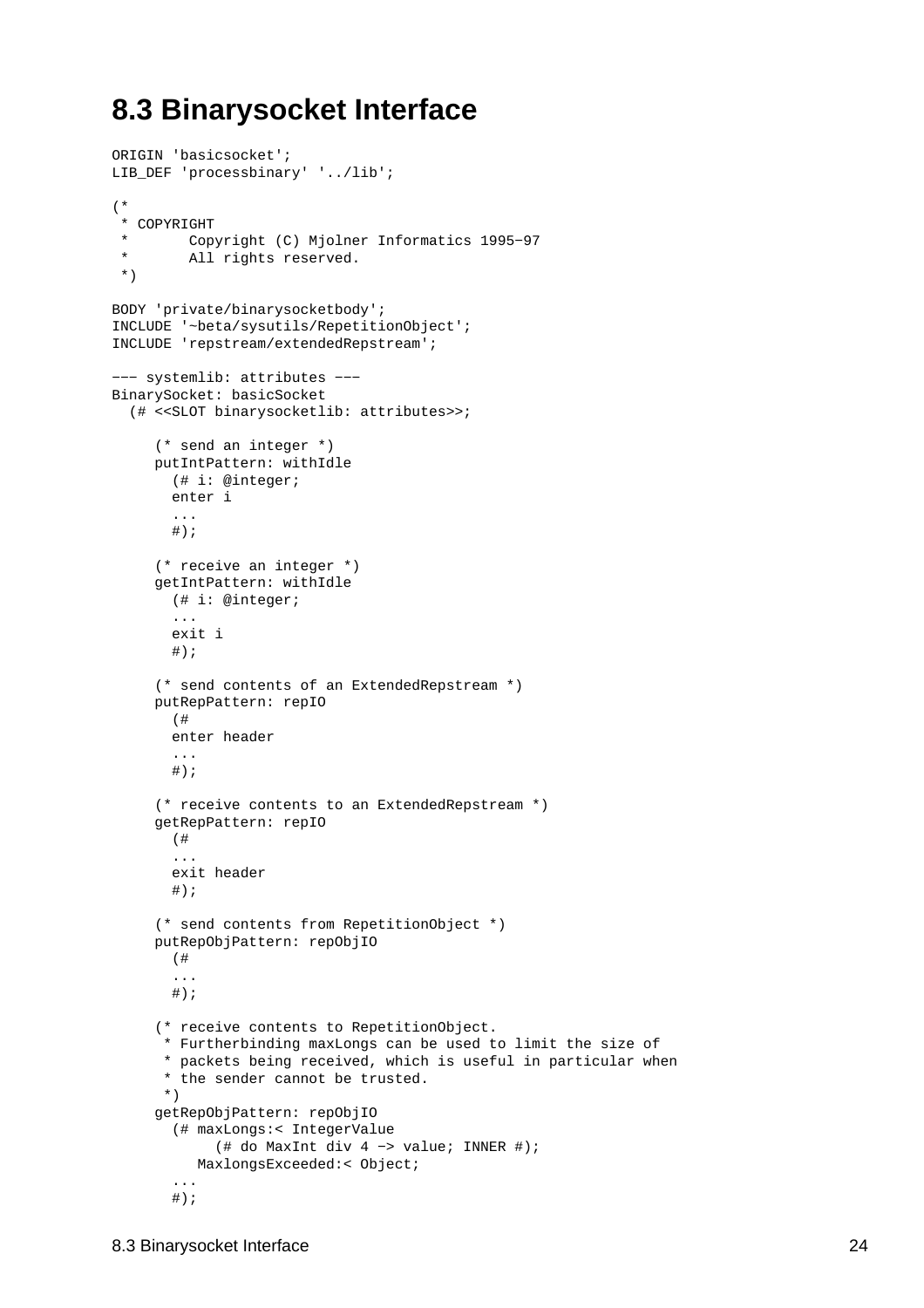# 8.3 Binarysocket Interface

```
ORIGIN 'basicsocket';
LIB_DEF 'processbinary' '../lib';

(*
 * COPYRIGHT
 *       Copyright (C) Mjolner Informatics 1995−97
 *       All rights reserved.
 *)

BODY 'private/binarysocketbody';
INCLUDE '~beta/sysutils/RepetitionObject';
INCLUDE 'repstream/extendedRepstream';

−−− systemlib: attributes −−−
BinarySocket: basicSocket
  (# <<SLOT binarysocketlib: attributes>>;

     (* send an integer *)
     putIntPattern: withIdle
       (# i: @integer;
       enter i
       ...
       #);

     (* receive an integer *)
     getIntPattern: withIdle
       (# i: @integer;
       ...
       exit i
       #);

     (* send contents of an ExtendedRepstream *)
     putRepPattern: repIO
       (#
       enter header
       ...
       #);

     (* receive contents to an ExtendedRepstream *)
     getRepPattern: repIO
       (#
       ...
       exit header
       #);

     (* send contents from RepetitionObject *)
     putRepObjPattern: repObjIO
       (#
       ...
       #);

     (* receive contents to RepetitionObject.
      * Furtherbinding maxLongs can be used to limit the size of
      * packets being received, which is useful in particular when
      * the sender cannot be trusted.
      *)
     getRepObjPattern: repObjIO
       (# maxLongs:< IntegerValue
            (# do MaxInt div 4 −> value; INNER #);
          MaxlongsExceeded:< Object;
       ...
       #);
```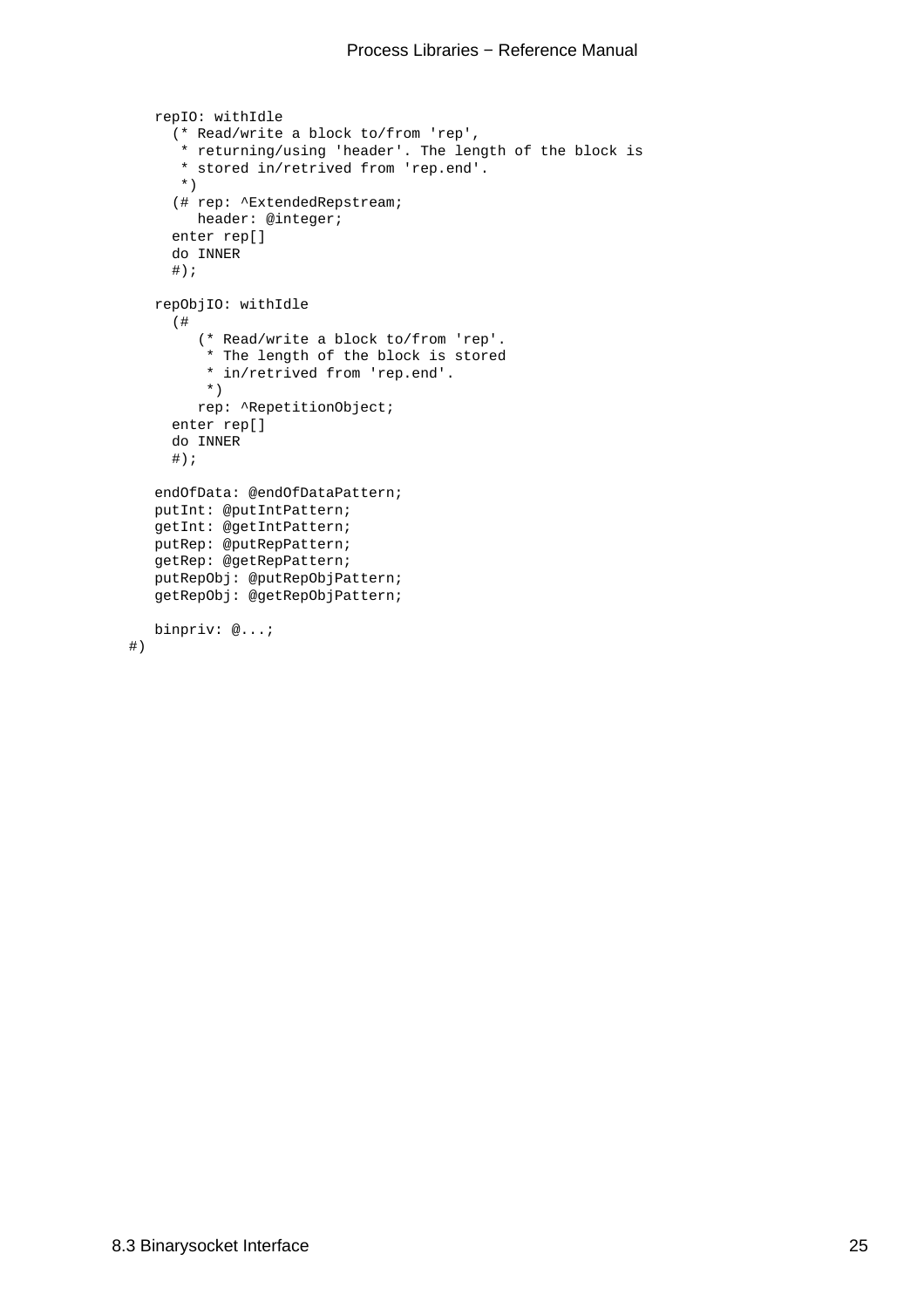```
   repIO: withIdle
     (* Read/write a block to/from 'rep',
      * returning/using 'header'. The length of the block is
      * stored in/retrived from 'rep.end'.
      *)
     (# rep: ^ExtendedRepstream;
        header: @integer;
     enter rep[]
     do INNER
     #);

   repObjIO: withIdle
     (#
        (* Read/write a block to/from 'rep'.
         * The length of the block is stored
         * in/retrived from 'rep.end'.
         *)
        rep: ^RepetitionObject;
     enter rep[]
     do INNER
     #);

   endOfData: @endOfDataPattern;
   putInt: @putIntPattern;
   getInt: @getIntPattern;
   putRep: @putRepPattern;
   getRep: @getRepPattern;
   putRepObj: @putRepObjPattern;
   getRepObj: @getRepObjPattern;

   binpriv: @...;
#)
```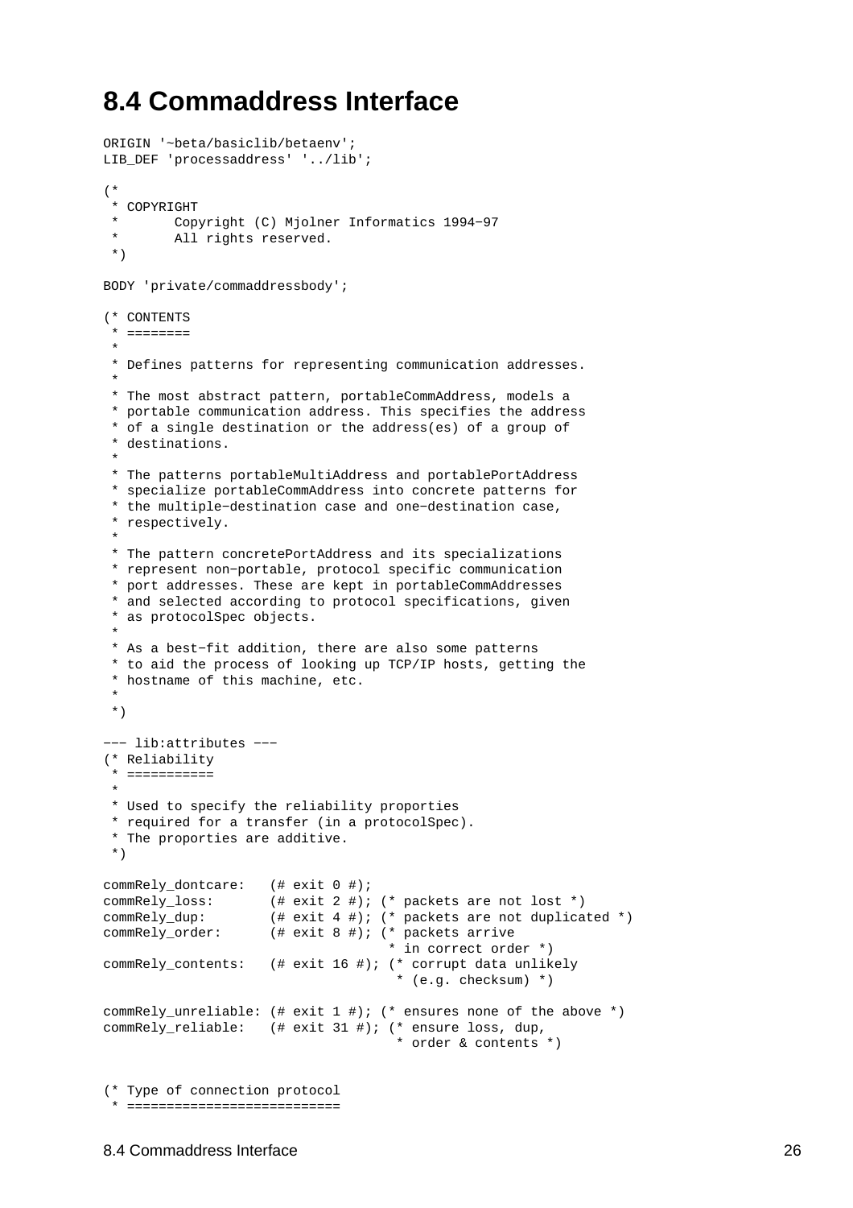# 8.4 Commaddress Interface

```
ORIGIN '~beta/basiclib/betaenv';
LIB_DEF 'processaddress' '../lib';

(*
 * COPYRIGHT
 *       Copyright (C) Mjolner Informatics 1994-97
 *       All rights reserved.
 *)

BODY 'private/commaddressbody';

(* CONTENTS
 * ========
 *
 * Defines patterns for representing communication addresses.
 *
 * The most abstract pattern, portableCommAddress, models a
 * portable communication address. This specifies the address
 * of a single destination or the address(es) of a group of
 * destinations.
 *
 * The patterns portableMultiAddress and portablePortAddress
 * specialize portableCommAddress into concrete patterns for
 * the multiple-destination case and one-destination case,
 * respectively.
 *
 * The pattern concretePortAddress and its specializations
 * represent non-portable, protocol specific communication
 * port addresses. These are kept in portableCommAddresses
 * and selected according to protocol specifications, given
 * as protocolSpec objects.
 *
 * As a best-fit addition, there are also some patterns
 * to aid the process of looking up TCP/IP hosts, getting the
 * hostname of this machine, etc.
 *
 *)

--- lib:attributes ---
(* Reliability
 * ===========
 *
 * Used to specify the reliability proporties
 * required for a transfer (in a protocolSpec).
 * The proporties are additive.
 *)

commRely_dontcare:   (# exit 0 #);
commRely_loss:       (# exit 2 #); (* packets are not lost *)
commRely_dup:        (# exit 4 #); (* packets are not duplicated *)
commRely_order:      (# exit 8 #); (* packets arrive
                                    * in correct order *)
commRely_contents:   (# exit 16 #); (* corrupt data unlikely
                                     * (e.g. checksum) *)

commRely_unreliable: (# exit 1 #); (* ensures none of the above *)
commRely_reliable:   (# exit 31 #); (* ensure loss, dup,
                                     * order & contents *)


(* Type of connection protocol
 * ===========================
```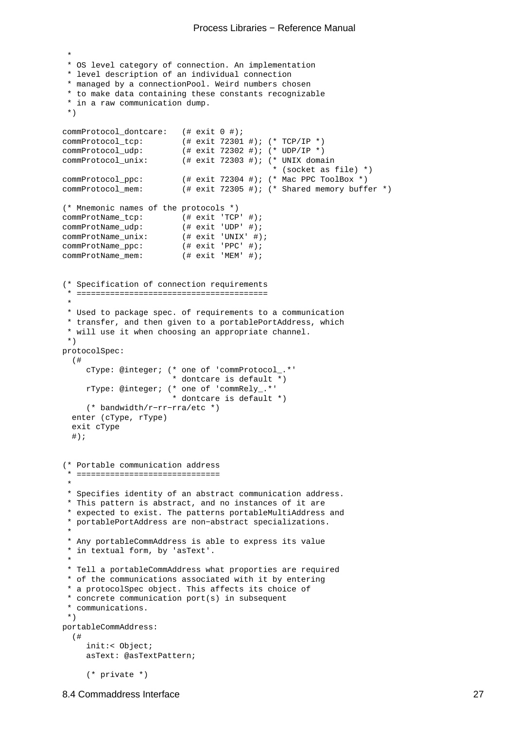```
 *
 * OS level category of connection. An implementation
 * level description of an individual connection
 * managed by a connectionPool. Weird numbers chosen
 * to make data containing these constants recognizable
 * in a raw communication dump.
 *)

commProtocol_dontcare:   (# exit 0 #);
commProtocol_tcp:        (# exit 72301 #); (* TCP/IP *)
commProtocol_udp:        (# exit 72302 #); (* UDP/IP *)
commProtocol_unix:       (# exit 72303 #); (* UNIX domain
                                            * (socket as file) *)
commProtocol_ppc:        (# exit 72304 #); (* Mac PPC ToolBox *)
commProtocol_mem:        (# exit 72305 #); (* Shared memory buffer *)

(* Mnemonic names of the protocols *)
commProtName_tcp:        (# exit 'TCP' #);
commProtName_udp:        (# exit 'UDP' #);
commProtName_unix:       (# exit 'UNIX' #);
commProtName_ppc:        (# exit 'PPC' #);
commProtName_mem:        (# exit 'MEM' #);


(* Specification of connection requirements
 * =======================================
 *
 * Used to package spec. of requirements to a communication
 * transfer, and then given to a portablePortAddress, which
 * will use it when choosing an appropriate channel.
 *)
protocolSpec:
  (#
     cType: @integer; (* one of 'commProtocol_.*'
                       * dontcare is default *)
     rType: @integer; (* one of 'commRely_.*'
                       * dontcare is default *)
     (* bandwidth/r-rr-rra/etc *)
  enter (cType, rType)
  exit cType
  #);


(* Portable communication address
 * ==============================
 *
 * Specifies identity of an abstract communication address.
 * This pattern is abstract, and no instances of it are
 * expected to exist. The patterns portableMultiAddress and
 * portablePortAddress are non-abstract specializations.
 *
 * Any portableCommAddress is able to express its value
 * in textual form, by 'asText'.
 *
 * Tell a portableCommAddress what proporties are required
 * of the communications associated with it by entering
 * a protocolSpec object. This affects its choice of
 * concrete communication port(s) in subsequent
 * communications.
 *)
portableCommAddress:
  (#
     init:< Object;
     asText: @asTextPattern;

     (* private *)
```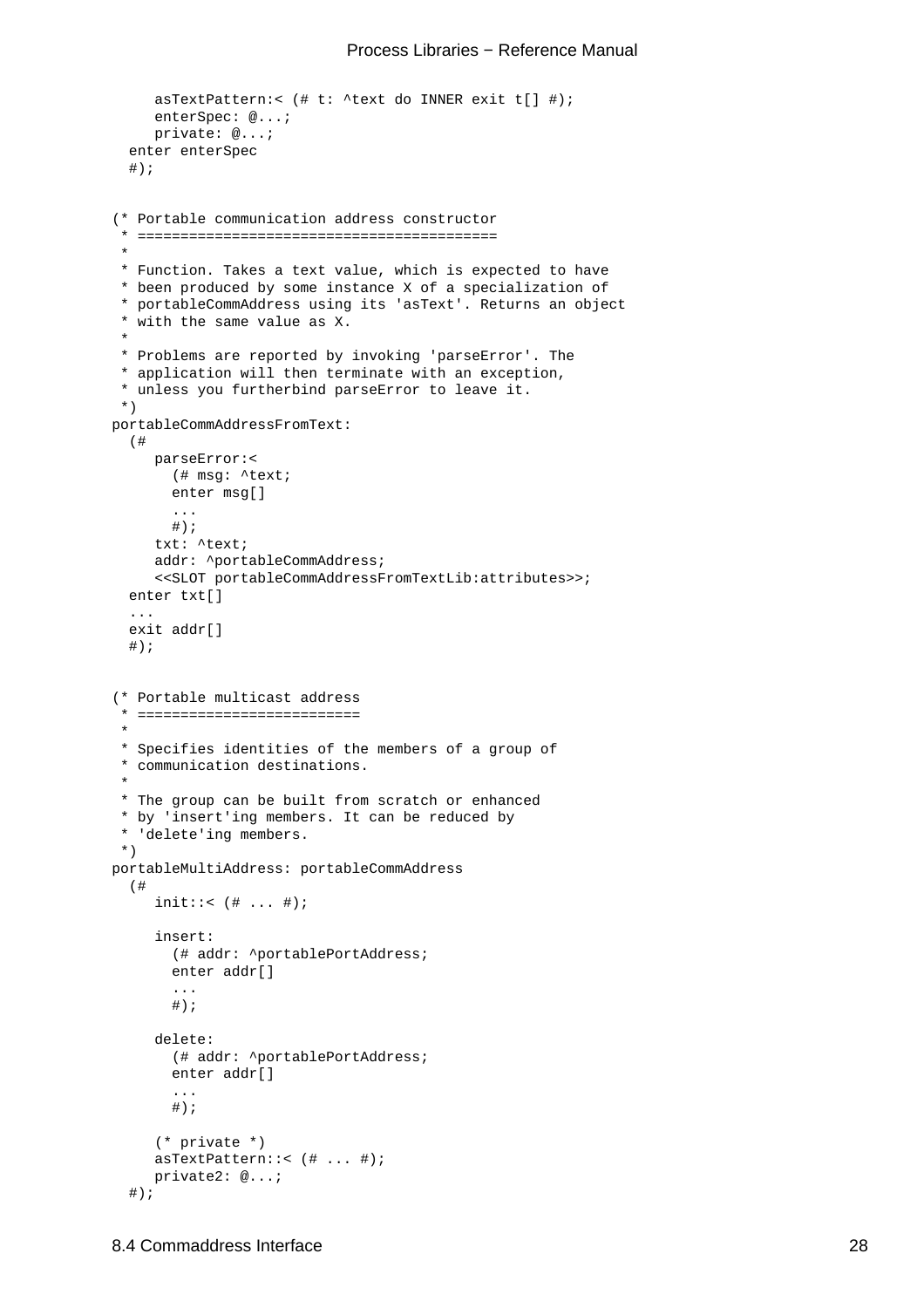```
    asTextPattern:< (# t: ^text do INNER exit t[] #);
    enterSpec: @...;
    private: @...;
  enter enterSpec
  #);


(* Portable communication address constructor
 * ========================================
 *
 * Function. Takes a text value, which is expected to have
 * been produced by some instance X of a specialization of
 * portableCommAddress using its 'asText'. Returns an object
 * with the same value as X.
 *
 * Problems are reported by invoking 'parseError'. The
 * application will then terminate with an exception,
 * unless you furtherbind parseError to leave it.
 *)
portableCommAddressFromText:
  (#
    parseError:<
      (# msg: ^text;
      enter msg[]
      ...
      #);
    txt: ^text;
    addr: ^portableCommAddress;
    <<SLOT portableCommAddressFromTextLib:attributes>>;
  enter txt[]
  ...
  exit addr[]
  #);


(* Portable multicast address
 * ==========================
 *
 * Specifies identities of the members of a group of
 * communication destinations.
 *
 * The group can be built from scratch or enhanced
 * by 'insert'ing members. It can be reduced by
 * 'delete'ing members.
 *)
portableMultiAddress: portableCommAddress
  (#
    init::< (# ... #);

    insert:
      (# addr: ^portablePortAddress;
      enter addr[]
      ...
      #);

    delete:
      (# addr: ^portablePortAddress;
      enter addr[]
      ...
      #);

    (* private *)
    asTextPattern::< (# ... #);
    private2: @...;
  #);
```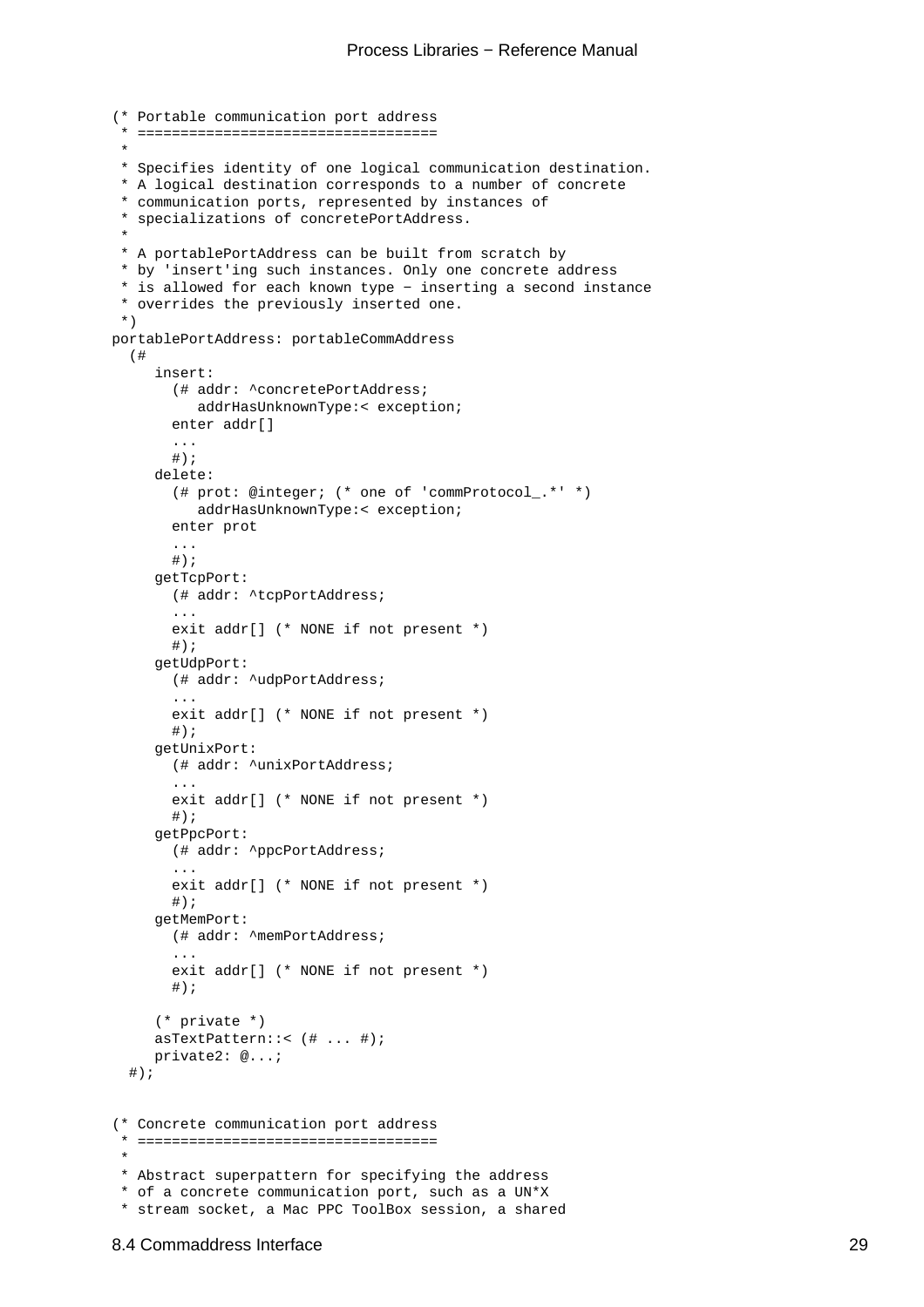```
(* Portable communication port address
 * ==================================
 *
 * Specifies identity of one logical communication destination.
 * A logical destination corresponds to a number of concrete
 * communication ports, represented by instances of
 * specializations of concretePortAddress.
 *
 * A portablePortAddress can be built from scratch by
 * by 'insert'ing such instances. Only one concrete address
 * is allowed for each known type − inserting a second instance
 * overrides the previously inserted one.
 *)
portablePortAddress: portableCommAddress
  (#
     insert:
       (# addr: ^concretePortAddress;
          addrHasUnknownType:< exception;
       enter addr[]
       ...
       #);
     delete:
       (# prot: @integer; (* one of 'commProtocol_.*' *)
          addrHasUnknownType:< exception;
       enter prot
       ...
       #);
     getTcpPort:
       (# addr: ^tcpPortAddress;
       ...
       exit addr[] (* NONE if not present *)
       #);
     getUdpPort:
       (# addr: ^udpPortAddress;
       ...
       exit addr[] (* NONE if not present *)
       #);
     getUnixPort:
       (# addr: ^unixPortAddress;
       ...
       exit addr[] (* NONE if not present *)
       #);
     getPpcPort:
       (# addr: ^ppcPortAddress;
       ...
       exit addr[] (* NONE if not present *)
       #);
     getMemPort:
       (# addr: ^memPortAddress;
       ...
       exit addr[] (* NONE if not present *)
       #);

     (* private *)
     asTextPattern::< (# ... #);
     private2: @...;
  #);


(* Concrete communication port address
 * ===================================
 *
 * Abstract superpattern for specifying the address
 * of a concrete communication port, such as a UN*X
 * stream socket, a Mac PPC ToolBox session, a shared
```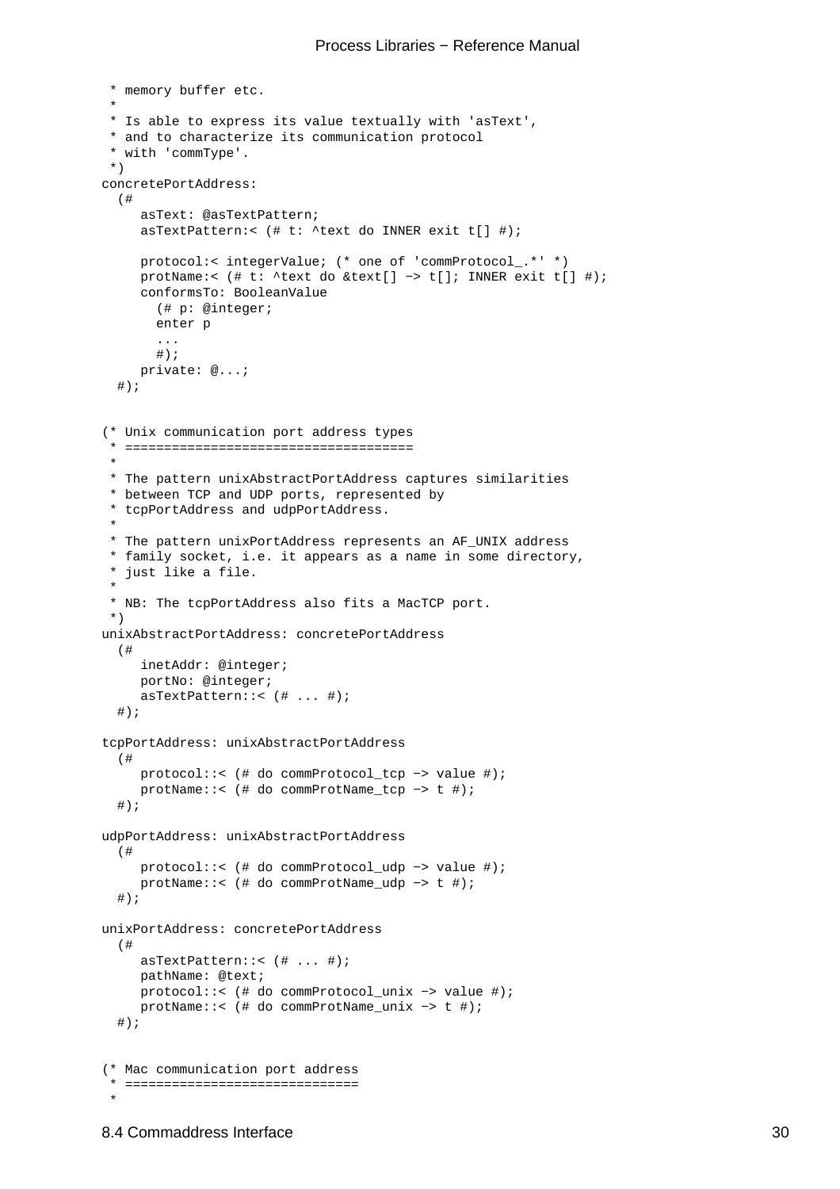```
 * memory buffer etc.
 *
 * Is able to express its value textually with 'asText',
 * and to characterize its communication protocol
 * with 'commType'.
 *)
concretePortAddress:
  (#
     asText: @asTextPattern;
     asTextPattern:< (# t: ^text do INNER exit t[] #);

     protocol:< integerValue; (* one of 'commProtocol_.*' *)
     protName:< (# t: ^text do &text[] −> t[]; INNER exit t[] #);
     conformsTo: BooleanValue
       (# p: @integer;
       enter p
       ...
       #);
     private: @...;
  #);


(* Unix communication port address types
 * ====================================
 *
 * The pattern unixAbstractPortAddress captures similarities
 * between TCP and UDP ports, represented by
 * tcpPortAddress and udpPortAddress.
 *
 * The pattern unixPortAddress represents an AF_UNIX address
 * family socket, i.e. it appears as a name in some directory,
 * just like a file.
 *
 * NB: The tcpPortAddress also fits a MacTCP port.
 *)
unixAbstractPortAddress: concretePortAddress
  (#
     inetAddr: @integer;
     portNo: @integer;
     asTextPattern::< (# ... #);
  #);

tcpPortAddress: unixAbstractPortAddress
  (#
     protocol::< (# do commProtocol_tcp −> value #);
     protName::< (# do commProtName_tcp −> t #);
  #);

udpPortAddress: unixAbstractPortAddress
  (#
     protocol::< (# do commProtocol_udp −> value #);
     protName::< (# do commProtName_udp −> t #);
  #);

unixPortAddress: concretePortAddress
  (#
     asTextPattern::< (# ... #);
     pathName: @text;
     protocol::< (# do commProtocol_unix −> value #);
     protName::< (# do commProtName_unix −> t #);
  #);


(* Mac communication port address
 * ==============================
 *
```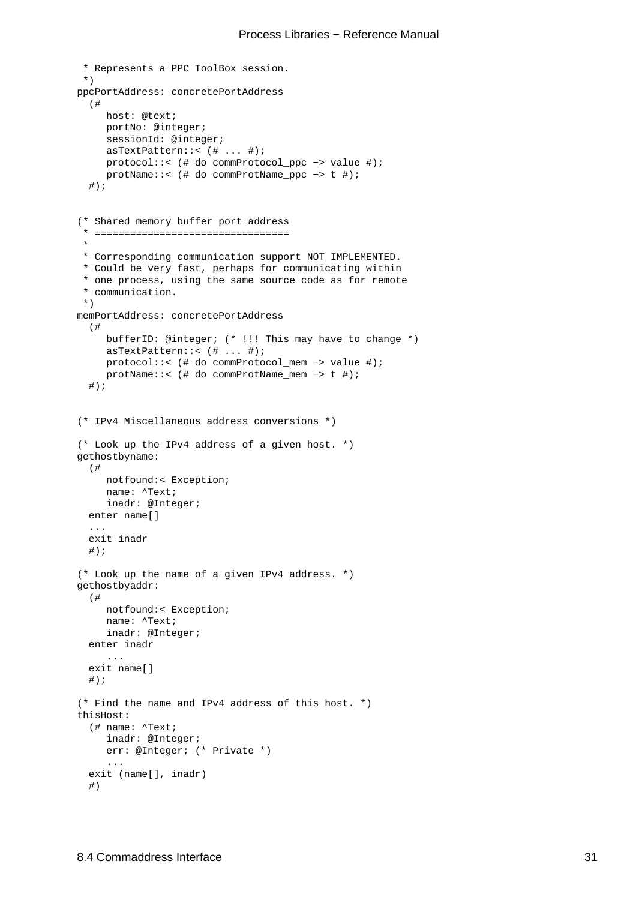```
 * Represents a PPC ToolBox session.
 *)
ppcPortAddress: concretePortAddress
  (#
     host: @text;
     portNo: @integer;
     sessionId: @integer;
     asTextPattern::< (# ... #);
     protocol::< (# do commProtocol_ppc -> value #);
     protName::< (# do commProtName_ppc -> t #);
  #);


(* Shared memory buffer port address
 * ================================
 *
 * Corresponding communication support NOT IMPLEMENTED.
 * Could be very fast, perhaps for communicating within
 * one process, using the same source code as for remote
 * communication.
 *)
memPortAddress: concretePortAddress
  (#
     bufferID: @integer; (* !!! This may have to change *)
     asTextPattern::< (# ... #);
     protocol::< (# do commProtocol_mem -> value #);
     protName::< (# do commProtName_mem -> t #);
  #);


(* IPv4 Miscellaneous address conversions *)

(* Look up the IPv4 address of a given host. *)
gethostbyname:
  (#
     notfound:< Exception;
     name: ^Text;
     inadr: @Integer;
  enter name[]
  ...
  exit inadr
  #);

(* Look up the name of a given IPv4 address. *)
gethostbyaddr:
  (#
     notfound:< Exception;
     name: ^Text;
     inadr: @Integer;
  enter inadr
     ...
  exit name[]
  #);

(* Find the name and IPv4 address of this host. *)
thisHost:
  (# name: ^Text;
     inadr: @Integer;
     err: @Integer; (* Private *)
     ...
  exit (name[], inadr)
  #)
```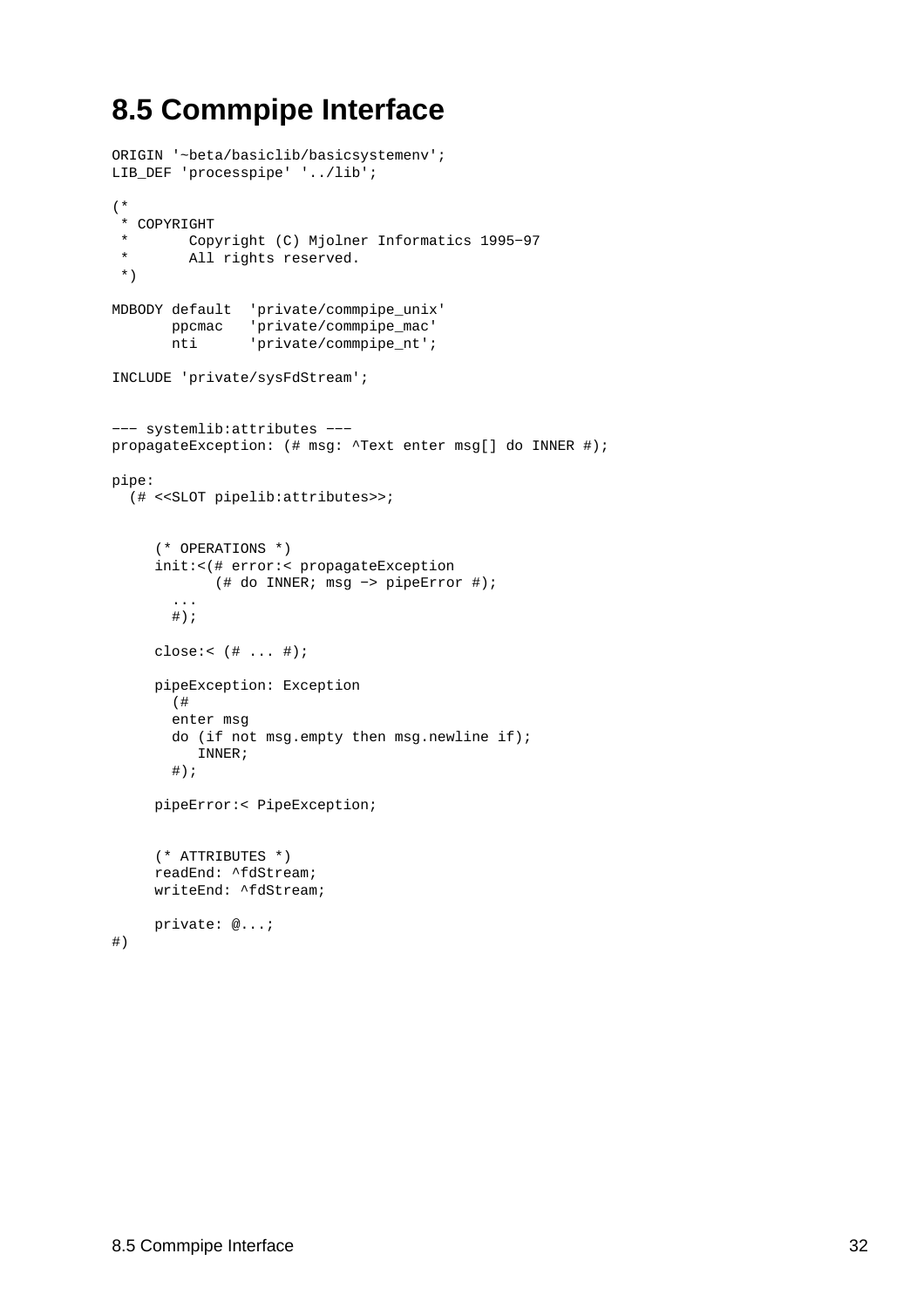## 8.5 Commpipe Interface

```
ORIGIN '~beta/basiclib/basicsystemenv';
LIB_DEF 'processpipe' '../lib';

(*
 * COPYRIGHT
 *       Copyright (C) Mjolner Informatics 1995-97
 *       All rights reserved.
 *)

MDBODY default  'private/commpipe_unix'
       ppcmac   'private/commpipe_mac'
       nti      'private/commpipe_nt';

INCLUDE 'private/sysFdStream';


--- systemlib:attributes ---
propagateException: (# msg: ^Text enter msg[] do INNER #);

pipe:
  (# <<SLOT pipelib:attributes>>;


     (* OPERATIONS *)
     init:<(# error:< propagateException
            (# do INNER; msg -> pipeError #);
       ...
       #);

     close:< (# ... #);

     pipeException: Exception
       (#
       enter msg
       do (if not msg.empty then msg.newline if);
          INNER;
       #);

     pipeError:< PipeException;


     (* ATTRIBUTES *)
     readEnd: ^fdStream;
     writeEnd: ^fdStream;

     private: @...;
#)
```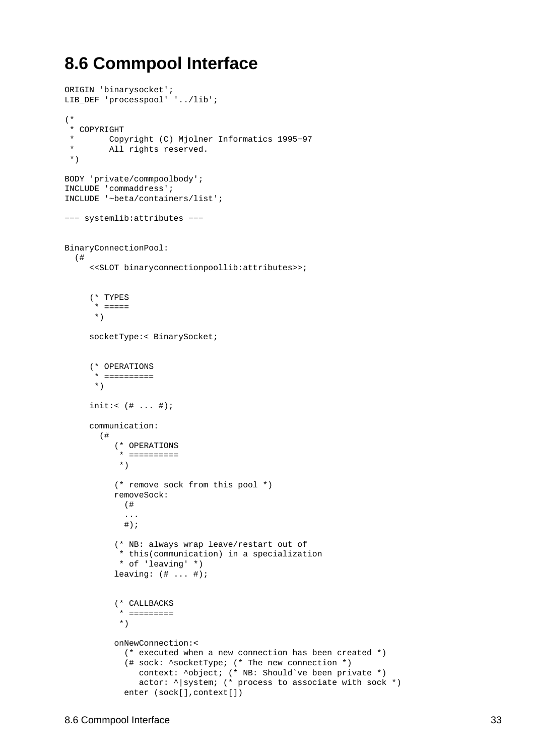## 8.6 Commpool Interface

```
ORIGIN 'binarysocket';
LIB_DEF 'processpool' '../lib';

(*
 * COPYRIGHT
 *       Copyright (C) Mjolner Informatics 1995−97
 *       All rights reserved.
 *)

BODY 'private/commpoolbody';
INCLUDE 'commaddress';
INCLUDE '~beta/containers/list';

−−− systemlib:attributes −−−


BinaryConnectionPool:
  (#
     <<SLOT binaryconnectionpoollib:attributes>>;


     (* TYPES
      * =====
      *)

     socketType:< BinarySocket;


     (* OPERATIONS
      * ==========
      *)

     init:< (# ... #);

     communication:
       (#
          (* OPERATIONS
           * ==========
           *)

          (* remove sock from this pool *)
          removeSock:
            (#
            ...
            #);

          (* NB: always wrap leave/restart out of
           * this(communication) in a specialization
           * of 'leaving' *)
          leaving: (# ... #);


          (* CALLBACKS
           * =========
           *)

          onNewConnection:<
            (* executed when a new connection has been created *)
            (# sock: ^socketType; (* The new connection *)
               context: ^object; (* NB: Should`ve been private *)
               actor: ^|system; (* process to associate with sock *)
            enter (sock[],context[])
```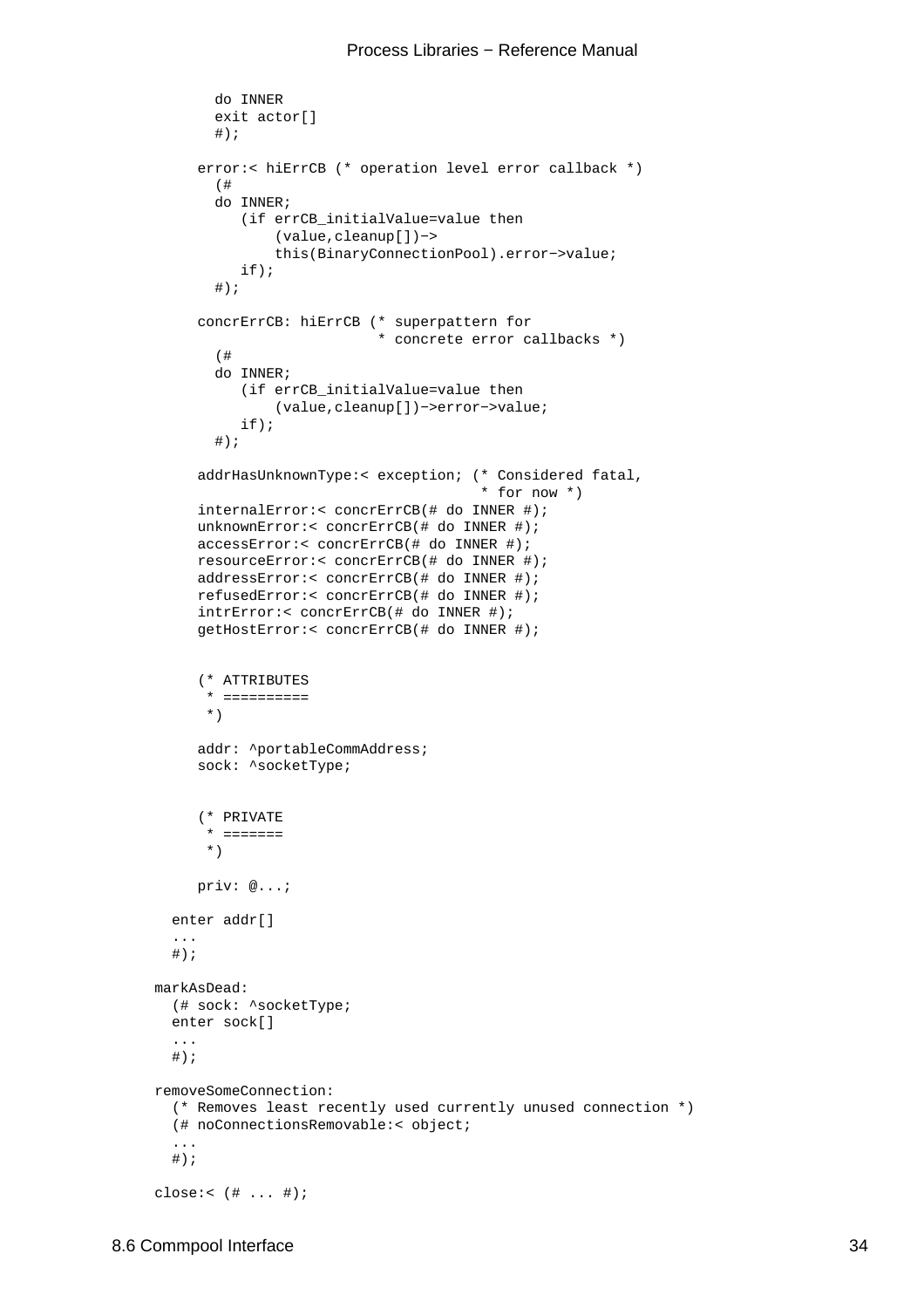```
        do INNER
        exit actor[]
        #);

      error:< hiErrCB (* operation level error callback *)
        (#
        do INNER;
           (if errCB_initialValue=value then
               (value,cleanup[])->
               this(BinaryConnectionPool).error->value;
           if);
        #);

      concrErrCB: hiErrCB (* superpattern for
                           * concrete error callbacks *)
        (#
        do INNER;
           (if errCB_initialValue=value then
               (value,cleanup[])->error->value;
           if);
        #);

      addrHasUnknownType:< exception; (* Considered fatal,
                                       * for now *)
      internalError:< concrErrCB(# do INNER #);
      unknownError:< concrErrCB(# do INNER #);
      accessError:< concrErrCB(# do INNER #);
      resourceError:< concrErrCB(# do INNER #);
      addressError:< concrErrCB(# do INNER #);
      refusedError:< concrErrCB(# do INNER #);
      intrError:< concrErrCB(# do INNER #);
      getHostError:< concrErrCB(# do INNER #);


      (* ATTRIBUTES
       * ==========
       *)

      addr: ^portableCommAddress;
      sock: ^socketType;


      (* PRIVATE
       * =======
       *)

      priv: @...;

    enter addr[]
    ...
    #);

  markAsDead:
    (# sock: ^socketType;
    enter sock[]
    ...
    #);

  removeSomeConnection:
    (* Removes least recently used currently unused connection *)
    (# noConnectionsRemovable:< object;
    ...
    #);

  close:< (# ... #);
```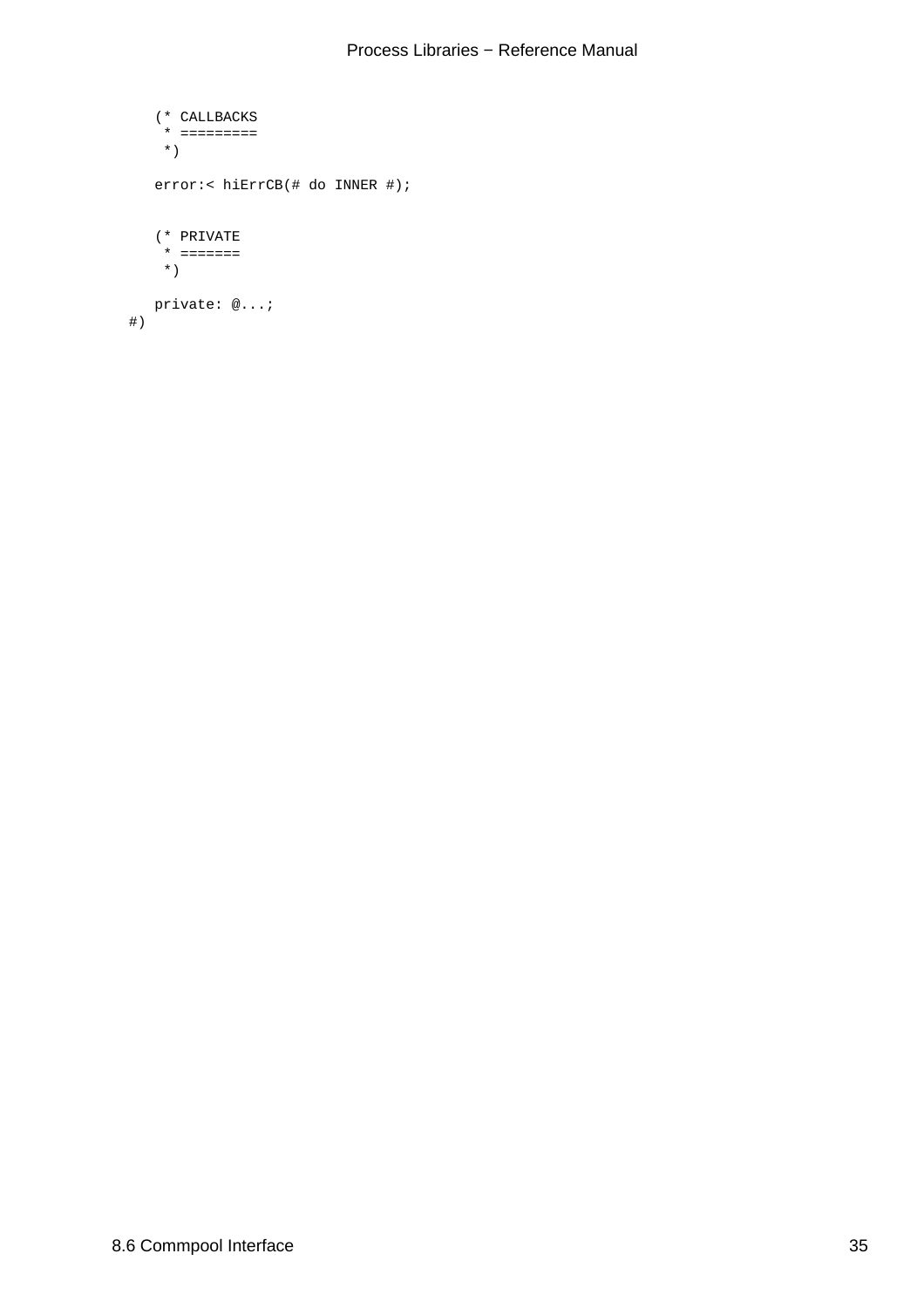```
   (* CALLBACKS
    * =========
    *)

   error:< hiErrCB(# do INNER #);


   (* PRIVATE
    * =======
    *)

   private: @...;
#)
```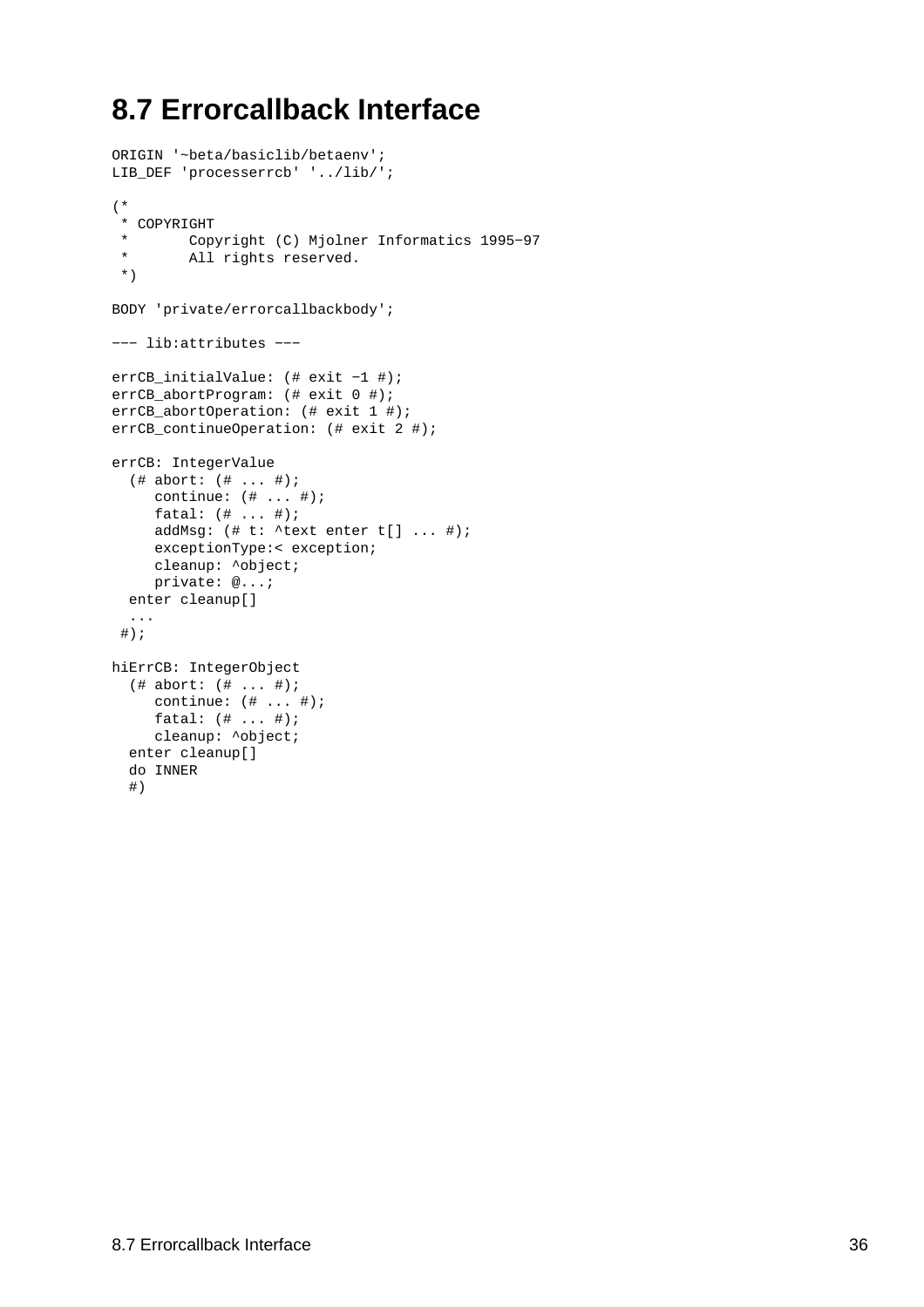# 8.7 Errorcallback Interface

```
ORIGIN '~beta/basiclib/betaenv';
LIB_DEF 'processerrcb' '../lib/';

(*
 * COPYRIGHT
 *       Copyright (C) Mjolner Informatics 1995−97
 *       All rights reserved.
 *)

BODY 'private/errorcallbackbody';

−−− lib:attributes −−−

errCB_initialValue: (# exit −1 #);
errCB_abortProgram: (# exit 0 #);
errCB_abortOperation: (# exit 1 #);
errCB_continueOperation: (# exit 2 #);

errCB: IntegerValue
  (# abort: (# ... #);
     continue: (# ... #);
     fatal: (# ... #);
     addMsg: (# t: ^text enter t[] ... #);
     exceptionType:< exception;
     cleanup: ^object;
     private: @...;
  enter cleanup[]
  ...
 #);

hiErrCB: IntegerObject
  (# abort: (# ... #);
     continue: (# ... #);
     fatal: (# ... #);
     cleanup: ^object;
  enter cleanup[]
  do INNER
  #)
```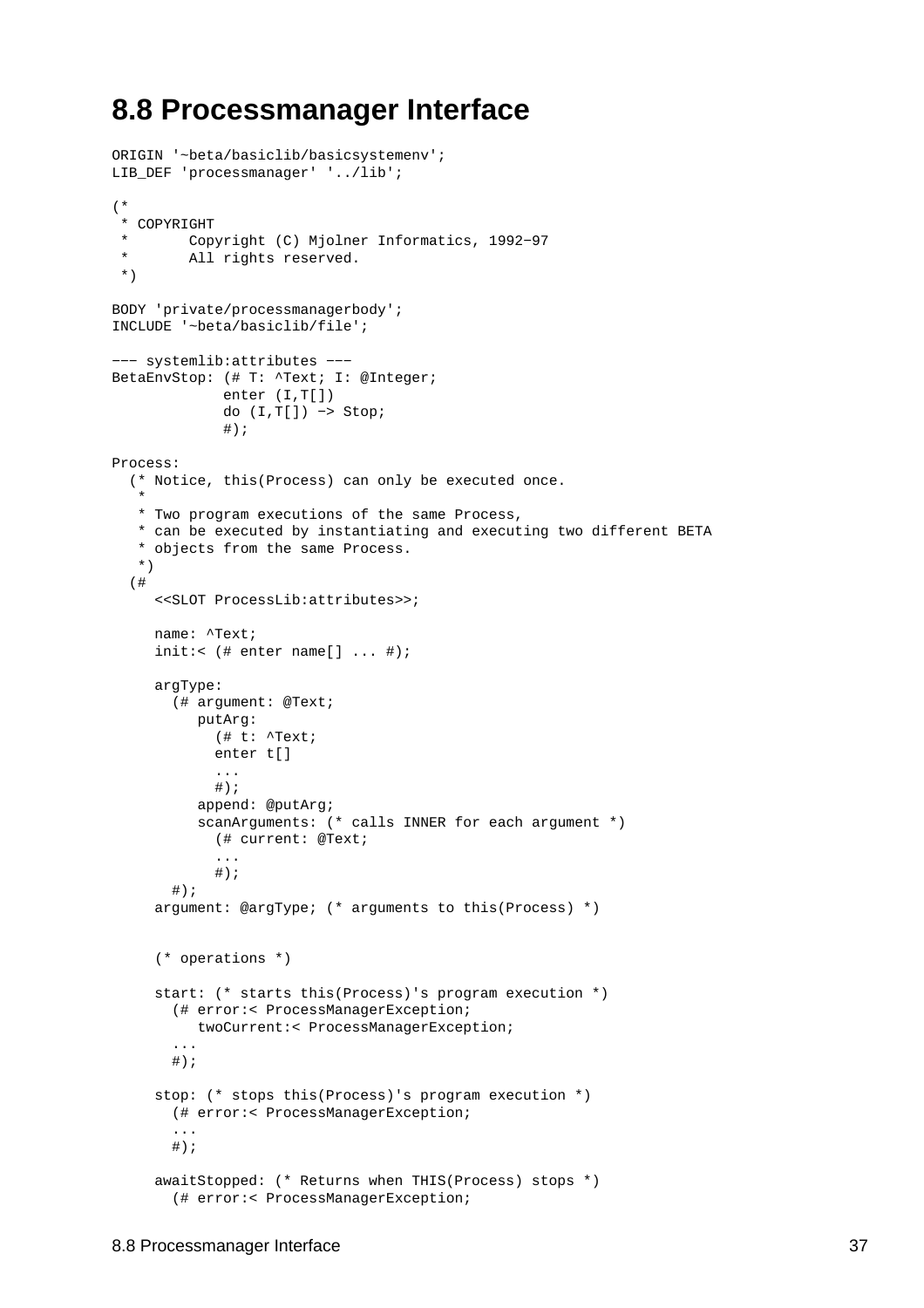## 8.8 Processmanager Interface

```
ORIGIN '~beta/basiclib/basicsystemenv';
LIB_DEF 'processmanager' '../lib';

(*
 * COPYRIGHT
 *       Copyright (C) Mjolner Informatics, 1992−97
 *       All rights reserved.
 *)

BODY 'private/processmanagerbody';
INCLUDE '~beta/basiclib/file';

−−− systemlib:attributes −−−
BetaEnvStop: (# T: ^Text; I: @Integer;
             enter (I,T[])
             do (I,T[]) −> Stop;
             #);

Process:
  (* Notice, this(Process) can only be executed once.
   *
   * Two program executions of the same Process,
   * can be executed by instantiating and executing two different BETA
   * objects from the same Process.
   *)
  (#
     <<SLOT ProcessLib:attributes>>;

     name: ^Text;
     init:< (# enter name[] ... #);

     argType:
       (# argument: @Text;
          putArg:
            (# t: ^Text;
            enter t[]
            ...
            #);
          append: @putArg;
          scanArguments: (* calls INNER for each argument *)
            (# current: @Text;
            ...
            #);
       #);
     argument: @argType; (* arguments to this(Process) *)


     (* operations *)

     start: (* starts this(Process)'s program execution *)
       (# error:< ProcessManagerException;
          twoCurrent:< ProcessManagerException;
       ...
       #);

     stop: (* stops this(Process)'s program execution *)
       (# error:< ProcessManagerException;
       ...
       #);

     awaitStopped: (* Returns when THIS(Process) stops *)
       (# error:< ProcessManagerException;
```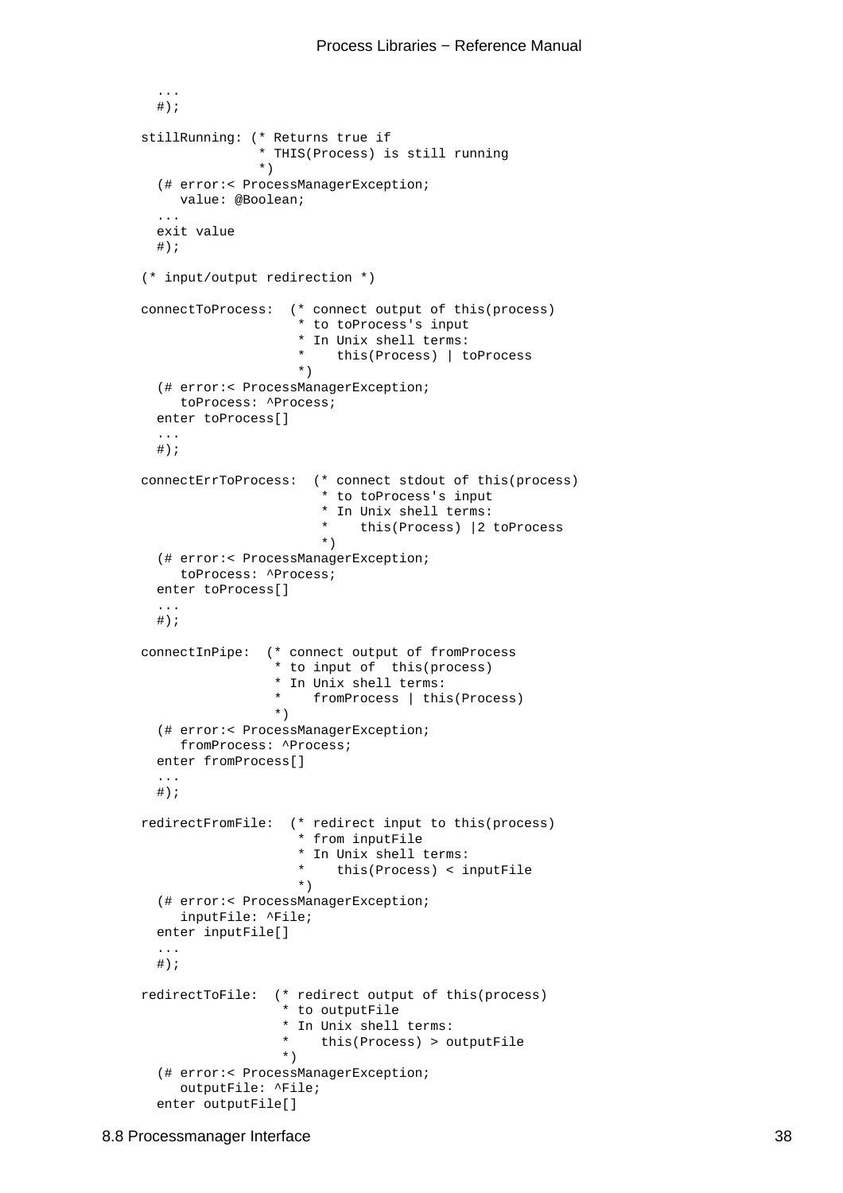```
   ...
   #);

stillRunning: (* Returns true if
               * THIS(Process) is still running
               *)
   (# error:< ProcessManagerException;
      value: @Boolean;
   ...
   exit value
   #);

(* input/output redirection *)

connectToProcess:  (* connect output of this(process)
                    * to toProcess's input
                    * In Unix shell terms:
                    *    this(Process) | toProcess
                    *)
   (# error:< ProcessManagerException;
      toProcess: ^Process;
   enter toProcess[]
   ...
   #);

connectErrToProcess:  (* connect stdout of this(process)
                       * to toProcess's input
                       * In Unix shell terms:
                       *    this(Process) |2 toProcess
                       *)
   (# error:< ProcessManagerException;
      toProcess: ^Process;
   enter toProcess[]
   ...
   #);

connectInPipe:  (* connect output of fromProcess
                 * to input of  this(process)
                 * In Unix shell terms:
                 *    fromProcess | this(Process)
                 *)
   (# error:< ProcessManagerException;
      fromProcess: ^Process;
   enter fromProcess[]
   ...
   #);

redirectFromFile:  (* redirect input to this(process)
                    * from inputFile
                    * In Unix shell terms:
                    *    this(Process) < inputFile
                    *)
   (# error:< ProcessManagerException;
      inputFile: ^File;
   enter inputFile[]
   ...
   #);

redirectToFile:  (* redirect output of this(process)
                  * to outputFile
                  * In Unix shell terms:
                  *    this(Process) > outputFile
                  *)
   (# error:< ProcessManagerException;
      outputFile: ^File;
   enter outputFile[]
```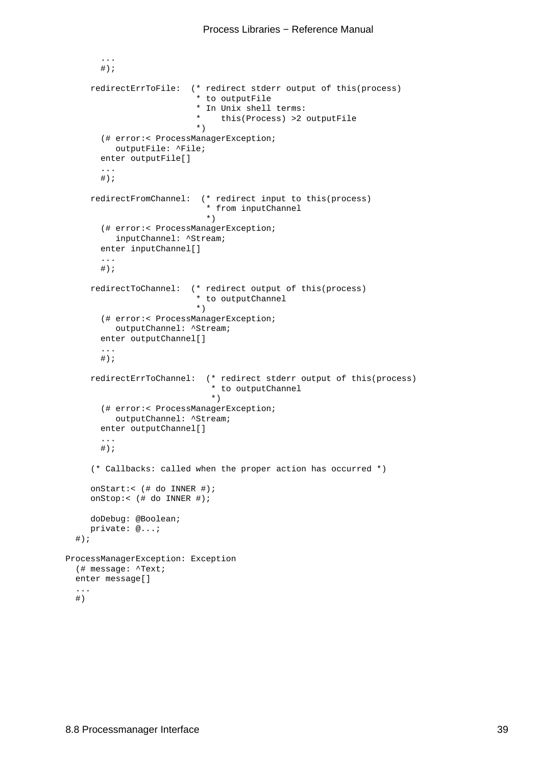```
        ...
        #);

     redirectErrToFile:  (* redirect stderr output of this(process)
                          * to outputFile
                          * In Unix shell terms:
                          *    this(Process) >2 outputFile
                          *)
       (# error:< ProcessManagerException;
          outputFile: ^File;
       enter outputFile[]
       ...
       #);

     redirectFromChannel:  (* redirect input to this(process)
                            * from inputChannel
                            *)
       (# error:< ProcessManagerException;
          inputChannel: ^Stream;
       enter inputChannel[]
       ...
       #);

     redirectToChannel:  (* redirect output of this(process)
                          * to outputChannel
                          *)
       (# error:< ProcessManagerException;
          outputChannel: ^Stream;
       enter outputChannel[]
       ...
       #);

     redirectErrToChannel:  (* redirect stderr output of this(process)
                             * to outputChannel
                             *)
       (# error:< ProcessManagerException;
          outputChannel: ^Stream;
       enter outputChannel[]
       ...
       #);

     (* Callbacks: called when the proper action has occurred *)

     onStart:< (# do INNER #);
     onStop:< (# do INNER #);

     doDebug: @Boolean;
     private: @...;
  #);

ProcessManagerException: Exception
  (# message: ^Text;
  enter message[]
  ...
  #)
```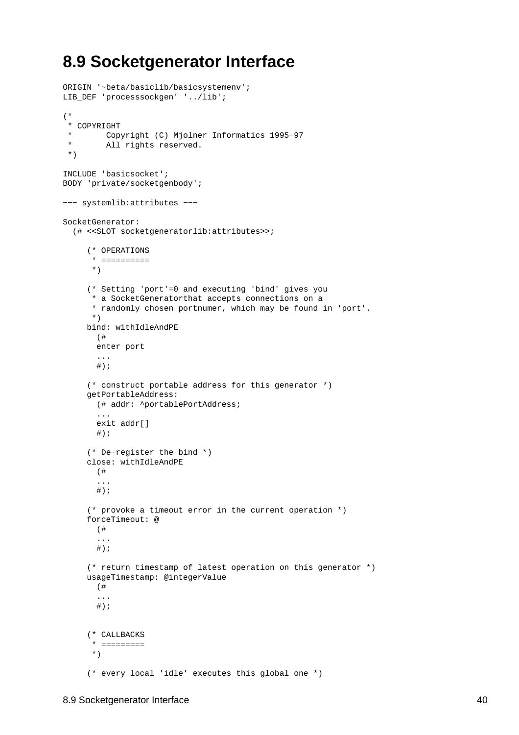## 8.9 Socketgenerator Interface

```
ORIGIN '~beta/basiclib/basicsystemenv';
LIB_DEF 'processsockgen' '../lib';

(*
 * COPYRIGHT
 *       Copyright (C) Mjolner Informatics 1995-97
 *       All rights reserved.
 *)

INCLUDE 'basicsocket';
BODY 'private/socketgenbody';

--- systemlib:attributes ---

SocketGenerator:
  (# <<SLOT socketgeneratorlib:attributes>>;

     (* OPERATIONS
      * ==========
      *)

     (* Setting 'port'=0 and executing 'bind' gives you
      * a SocketGeneratorthat accepts connections on a
      * randomly chosen portnumer, which may be found in 'port'.
      *)
     bind: withIdleAndPE
       (#
       enter port
       ...
       #);

     (* construct portable address for this generator *)
     getPortableAddress:
       (# addr: ^portablePortAddress;
       ...
       exit addr[]
       #);

     (* De-register the bind *)
     close: withIdleAndPE
       (#
       ...
       #);

     (* provoke a timeout error in the current operation *)
     forceTimeout: @
       (#
       ...
       #);

     (* return timestamp of latest operation on this generator *)
     usageTimestamp: @integerValue
       (#
       ...
       #);


     (* CALLBACKS
      * =========
      *)

     (* every local 'idle' executes this global one *)
```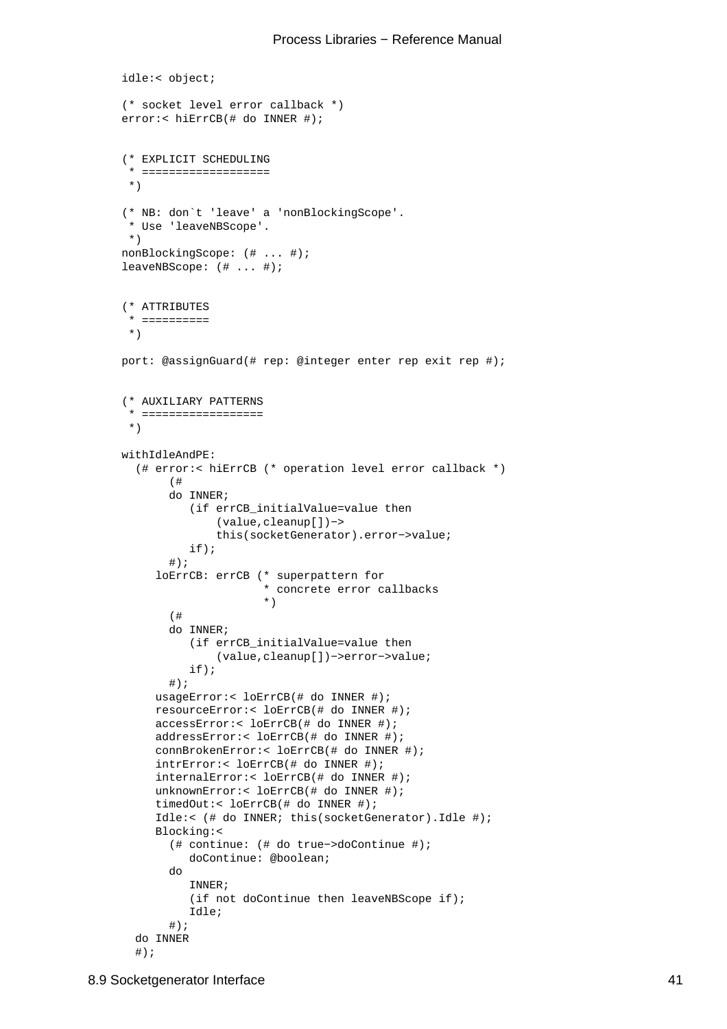```
idle:< object;

(* socket level error callback *)
error:< hiErrCB(# do INNER #);


(* EXPLICIT SCHEDULING
 * ===================
 *)

(* NB: don`t 'leave' a 'nonBlockingScope'.
 * Use 'leaveNBScope'.
 *)
nonBlockingScope: (# ... #);
leaveNBScope: (# ... #);


(* ATTRIBUTES
 * ==========
 *)

port: @assignGuard(# rep: @integer enter rep exit rep #);


(* AUXILIARY PATTERNS
 * ==================
 *)

withIdleAndPE:
  (# error:< hiErrCB (* operation level error callback *)
       (#
       do INNER;
          (if errCB_initialValue=value then
              (value,cleanup[])->
              this(socketGenerator).error->value;
          if);
       #);
     loErrCB: errCB (* superpattern for
                     * concrete error callbacks
                     *)
       (#
       do INNER;
          (if errCB_initialValue=value then
              (value,cleanup[])->error->value;
          if);
       #);
     usageError:< loErrCB(# do INNER #);
     resourceError:< loErrCB(# do INNER #);
     accessError:< loErrCB(# do INNER #);
     addressError:< loErrCB(# do INNER #);
     connBrokenError:< loErrCB(# do INNER #);
     intrError:< loErrCB(# do INNER #);
     internalError:< loErrCB(# do INNER #);
     unknownError:< loErrCB(# do INNER #);
     timedOut:< loErrCB(# do INNER #);
     Idle:< (# do INNER; this(socketGenerator).Idle #);
     Blocking:<
       (# continue: (# do true->doContinue #);
          doContinue: @boolean;
       do
          INNER;
          (if not doContinue then leaveNBScope if);
          Idle;
       #);
  do INNER
  #);
```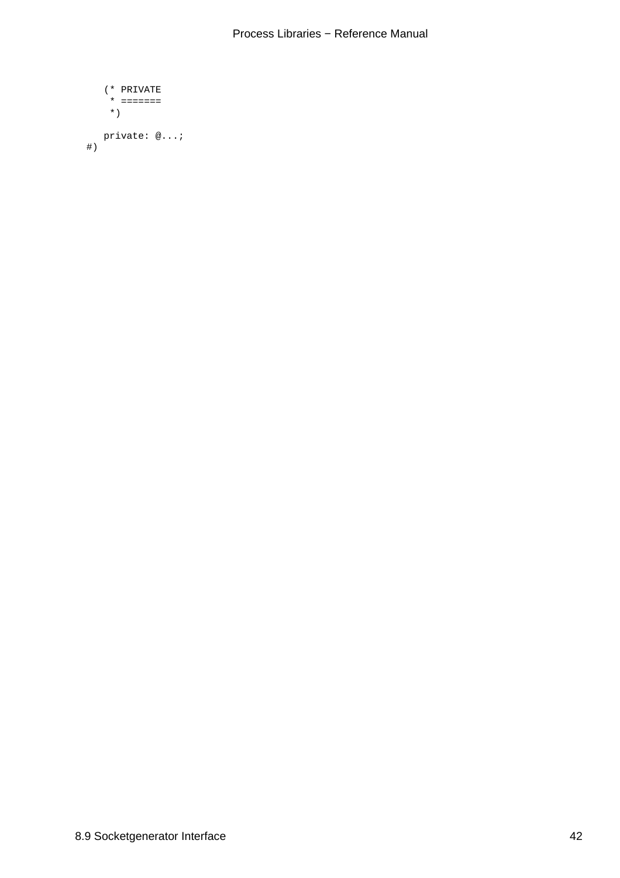```
    (* PRIVATE
     * =======
     *)

    private: @...;
#)
```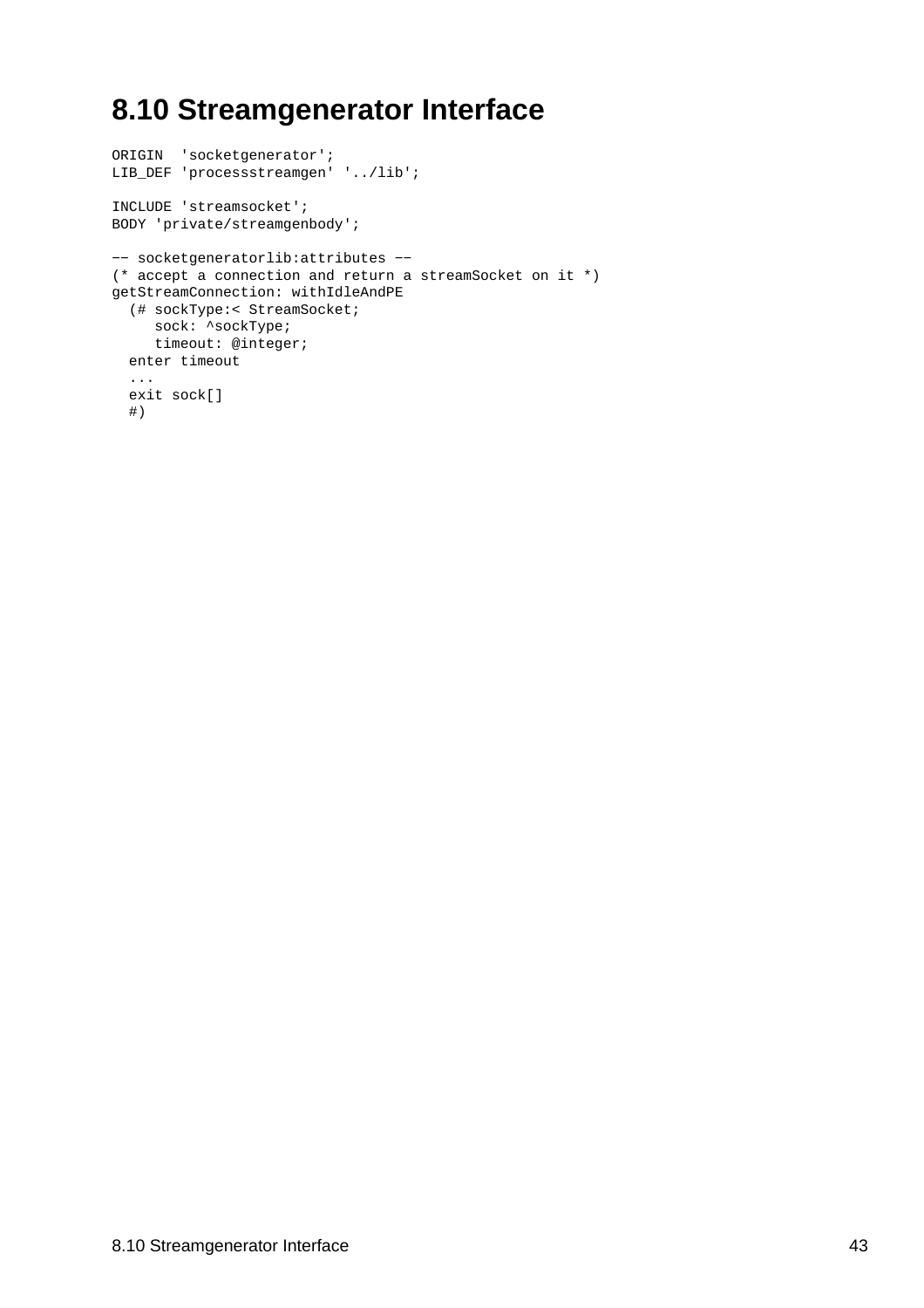# 8.10 Streamgenerator Interface

```
ORIGIN  'socketgenerator';
LIB_DEF 'processstreamgen' '../lib';

INCLUDE 'streamsocket';
BODY 'private/streamgenbody';

-- socketgeneratorlib:attributes --
(* accept a connection and return a streamSocket on it *)
getStreamConnection: withIdleAndPE
  (# sockType:< StreamSocket;
     sock: ^sockType;
     timeout: @integer;
  enter timeout
  ...
  exit sock[]
  #)
```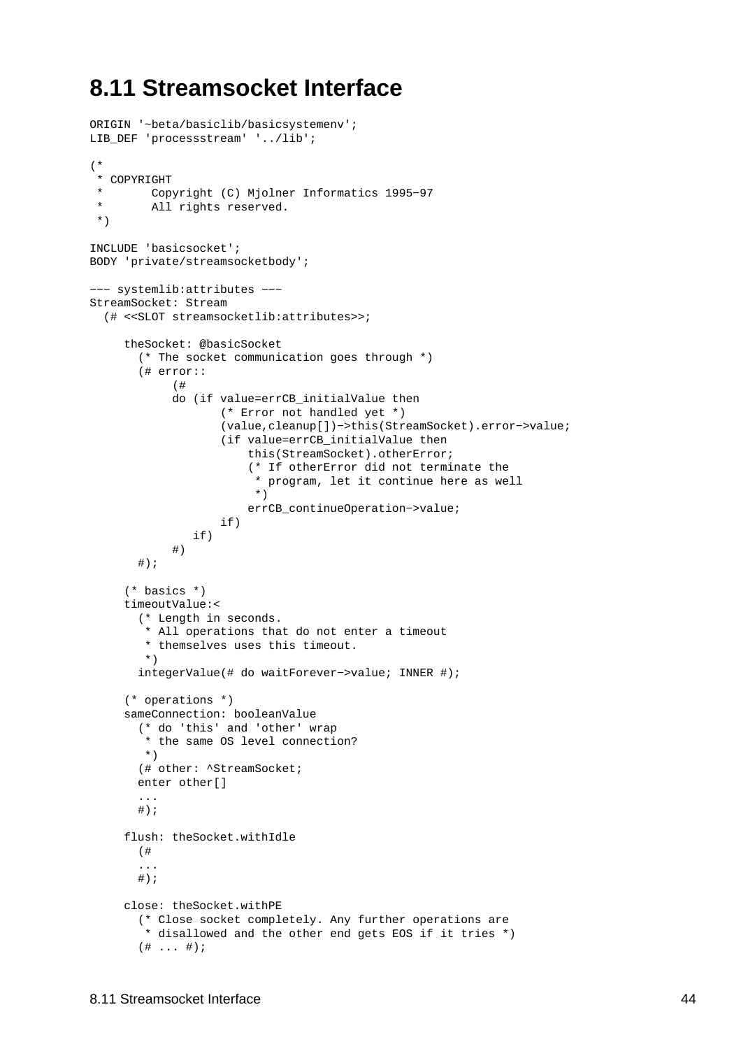## 8.11 Streamsocket Interface

```
ORIGIN '~beta/basiclib/basicsystemenv';
LIB_DEF 'processstream' '../lib';

(*
 * COPYRIGHT
 *       Copyright (C) Mjolner Informatics 1995−97
 *       All rights reserved.
 *)

INCLUDE 'basicsocket';
BODY 'private/streamsocketbody';

−−− systemlib:attributes −−−
StreamSocket: Stream
  (# <<SLOT streamsocketlib:attributes>>;

     theSocket: @basicSocket
       (* The socket communication goes through *)
       (# error::
            (#
            do (if value=errCB_initialValue then
                   (* Error not handled yet *)
                   (value,cleanup[])−>this(StreamSocket).error−>value;
                   (if value=errCB_initialValue then
                       this(StreamSocket).otherError;
                       (* If otherError did not terminate the
                        * program, let it continue here as well
                        *)
                       errCB_continueOperation−>value;
                   if)
               if)
            #)
       #);

     (* basics *)
     timeoutValue:<
       (* Length in seconds.
        * All operations that do not enter a timeout
        * themselves uses this timeout.
        *)
       integerValue(# do waitForever−>value; INNER #);

     (* operations *)
     sameConnection: booleanValue
       (* do 'this' and 'other' wrap
        * the same OS level connection?
        *)
       (# other: ^StreamSocket;
       enter other[]
       ...
       #);

     flush: theSocket.withIdle
       (#
       ...
       #);

     close: theSocket.withPE
       (* Close socket completely. Any further operations are
        * disallowed and the other end gets EOS if it tries *)
       (# ... #);
```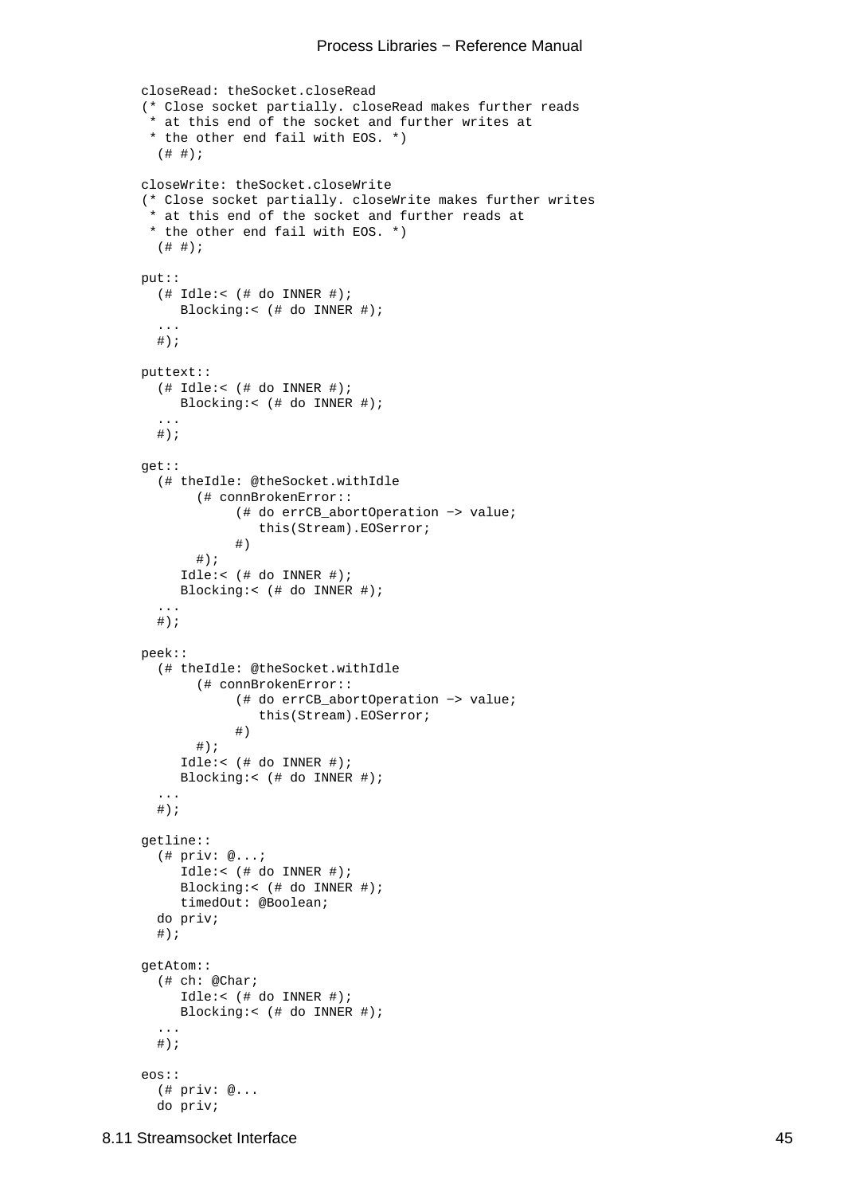```
closeRead: theSocket.closeRead
(* Close socket partially. closeRead makes further reads
 * at this end of the socket and further writes at
 * the other end fail with EOS. *)
  (# #);

closeWrite: theSocket.closeWrite
(* Close socket partially. closeWrite makes further writes
 * at this end of the socket and further reads at
 * the other end fail with EOS. *)
  (# #);

put::
  (# Idle:< (# do INNER #);
     Blocking:< (# do INNER #);
  ...
  #);

puttext::
  (# Idle:< (# do INNER #);
     Blocking:< (# do INNER #);
  ...
  #);

get::
  (# theIdle: @theSocket.withIdle
       (# connBrokenError::
            (# do errCB_abortOperation -> value;
               this(Stream).EOSerror;
            #)
       #);
     Idle:< (# do INNER #);
     Blocking:< (# do INNER #);
  ...
  #);

peek::
  (# theIdle: @theSocket.withIdle
       (# connBrokenError::
            (# do errCB_abortOperation -> value;
               this(Stream).EOSerror;
            #)
       #);
     Idle:< (# do INNER #);
     Blocking:< (# do INNER #);
  ...
  #);

getline::
  (# priv: @...;
     Idle:< (# do INNER #);
     Blocking:< (# do INNER #);
     timedOut: @Boolean;
  do priv;
  #);

getAtom::
  (# ch: @Char;
     Idle:< (# do INNER #);
     Blocking:< (# do INNER #);
  ...
  #);

eos::
  (# priv: @...
  do priv;
```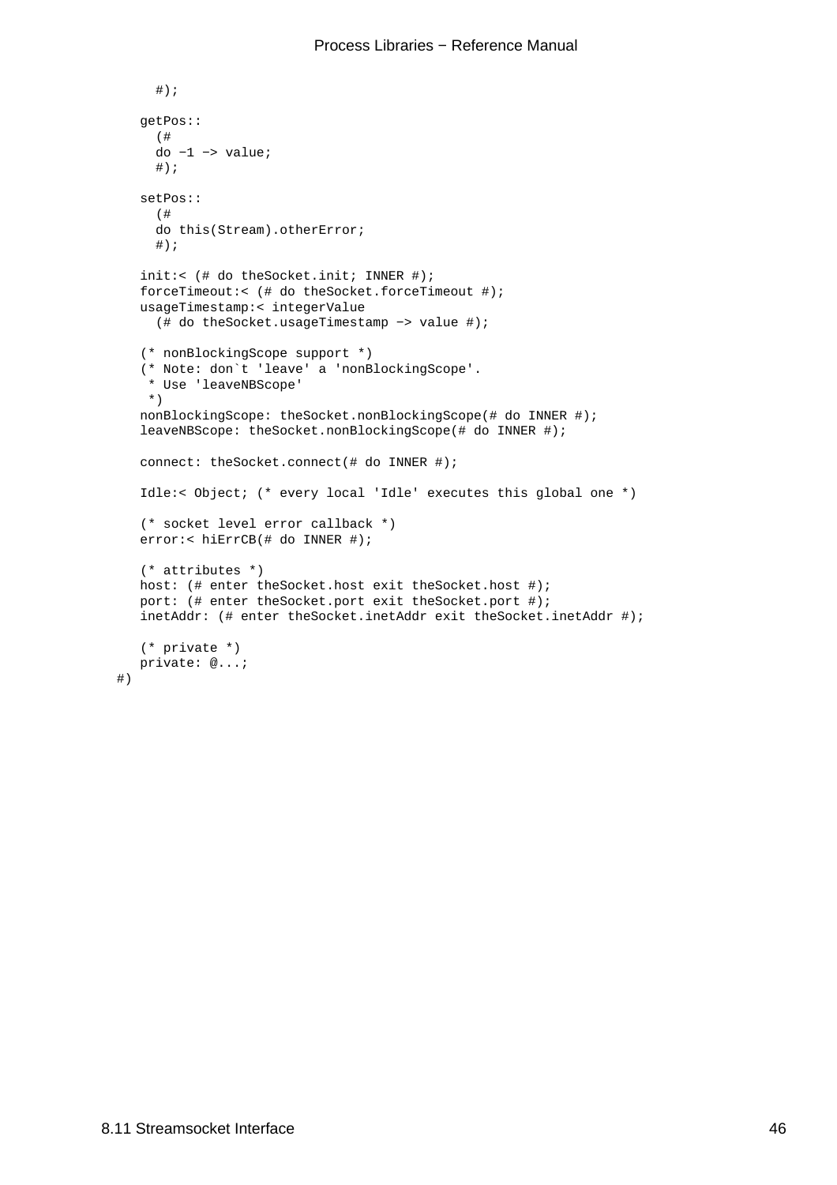```
      #);

   getPos::
     (#
     do −1 −> value;
     #);

   setPos::
     (#
     do this(Stream).otherError;
     #);

   init:< (# do theSocket.init; INNER #);
   forceTimeout:< (# do theSocket.forceTimeout #);
   usageTimestamp:< integerValue
     (# do theSocket.usageTimestamp −> value #);

   (* nonBlockingScope support *)
   (* Note: don`t 'leave' a 'nonBlockingScope'.
    * Use 'leaveNBScope'
    *)
   nonBlockingScope: theSocket.nonBlockingScope(# do INNER #);
   leaveNBScope: theSocket.nonBlockingScope(# do INNER #);

   connect: theSocket.connect(# do INNER #);

   Idle:< Object; (* every local 'Idle' executes this global one *)

   (* socket level error callback *)
   error:< hiErrCB(# do INNER #);

   (* attributes *)
   host: (# enter theSocket.host exit theSocket.host #);
   port: (# enter theSocket.port exit theSocket.port #);
   inetAddr: (# enter theSocket.inetAddr exit theSocket.inetAddr #);

   (* private *)
   private: @...;
#)
```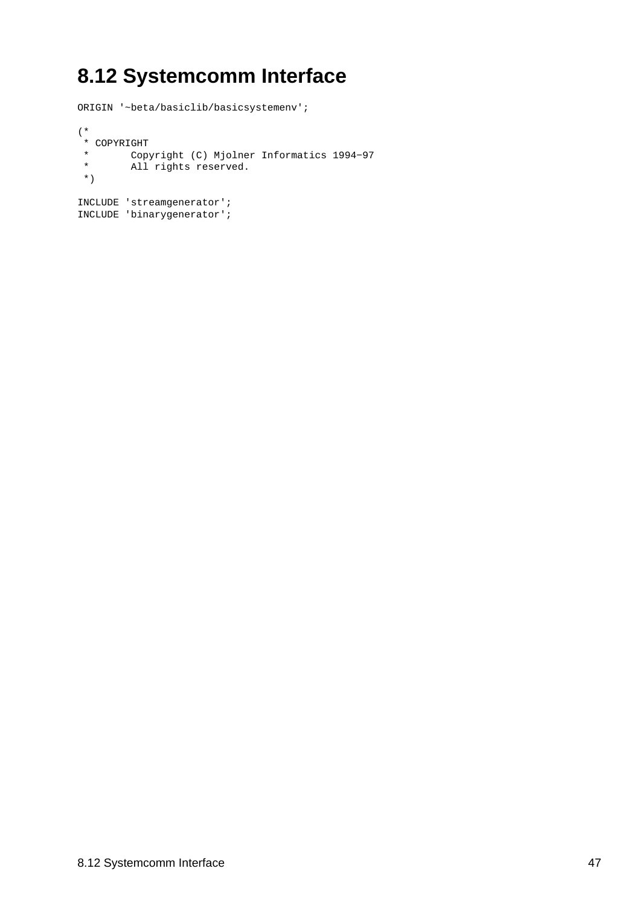# 8.12 Systemcomm Interface

```
ORIGIN '~beta/basiclib/basicsystemenv';

(*
 * COPYRIGHT
 *       Copyright (C) Mjolner Informatics 1994-97
 *       All rights reserved.
 *)

INCLUDE 'streamgenerator';
INCLUDE 'binarygenerator';
```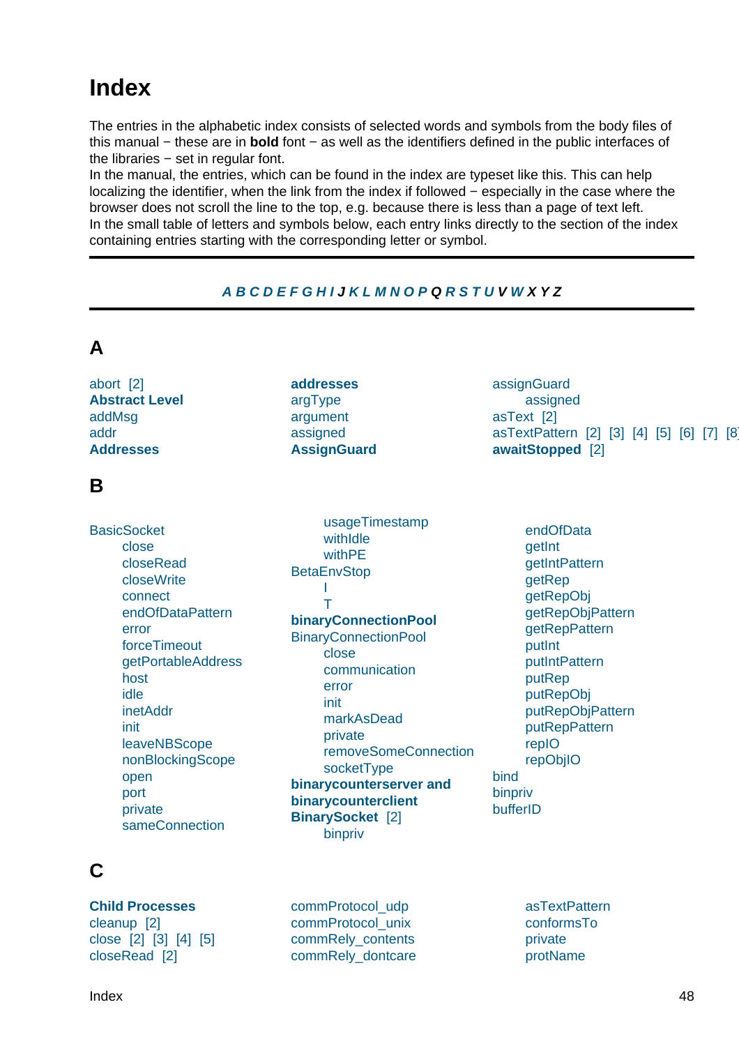# Index

The entries in the alphabetic index consists of selected words and symbols from the body files of this manual − these are in **bold** font − as well as the identifiers defined in the public interfaces of the libraries − set in regular font.
In the manual, the entries, which can be found in the index are typeset like this. This can help localizing the identifier, when the link from the index if followed − especially in the case where the browser does not scroll the line to the top, e.g. because there is less than a page of text left.
In the small table of letters and symbols below, each entry links directly to the section of the index containing entries starting with the corresponding letter or symbol.

---

*A B C D E F G H I J K L M N O P Q R S T U V W X Y Z*

---

## A

abort [2]
**Abstract Level**
addMsg
addr
**Addresses**
**addresses**
argType
argument
assigned
**AssignGuard**
assignGuard
    assigned
asText [2]
asTextPattern [2] [3] [4] [5] [6] [7] [8
**awaitStopped** [2]

## B

BasicSocket
    close
    closeRead
    closeWrite
    connect
    endOfDataPattern
    error
    forceTimeout
    getPortableAddress
    host
    idle
    inetAddr
    init
    leaveNBScope
    nonBlockingScope
    open
    port
    private
    sameConnection
    usageTimestamp
    withIdle
    withPE
BetaEnvStop
    I
    T
**binaryConnectionPool**
BinaryConnectionPool
    close
    communication
    error
    init
    markAsDead
    private
    removeSomeConnection
    socketType
**binarycounterserver and binarycounterclient**
**BinarySocket** [2]
    binpriv
    endOfData
    getInt
    getIntPattern
    getRep
    getRepObj
    getRepObjPattern
    getRepPattern
    putInt
    putIntPattern
    putRep
    putRepObj
    putRepObjPattern
    putRepPattern
    repIO
    repObjIO
bind
binpriv
bufferID

## C

**Child Processes**
cleanup [2]
close [2] [3] [4] [5]
closeRead [2]
commProtocol_udp
commProtocol_unix
commRely_contents
commRely_dontcare
    asTextPattern
    conformsTo
    private
    protName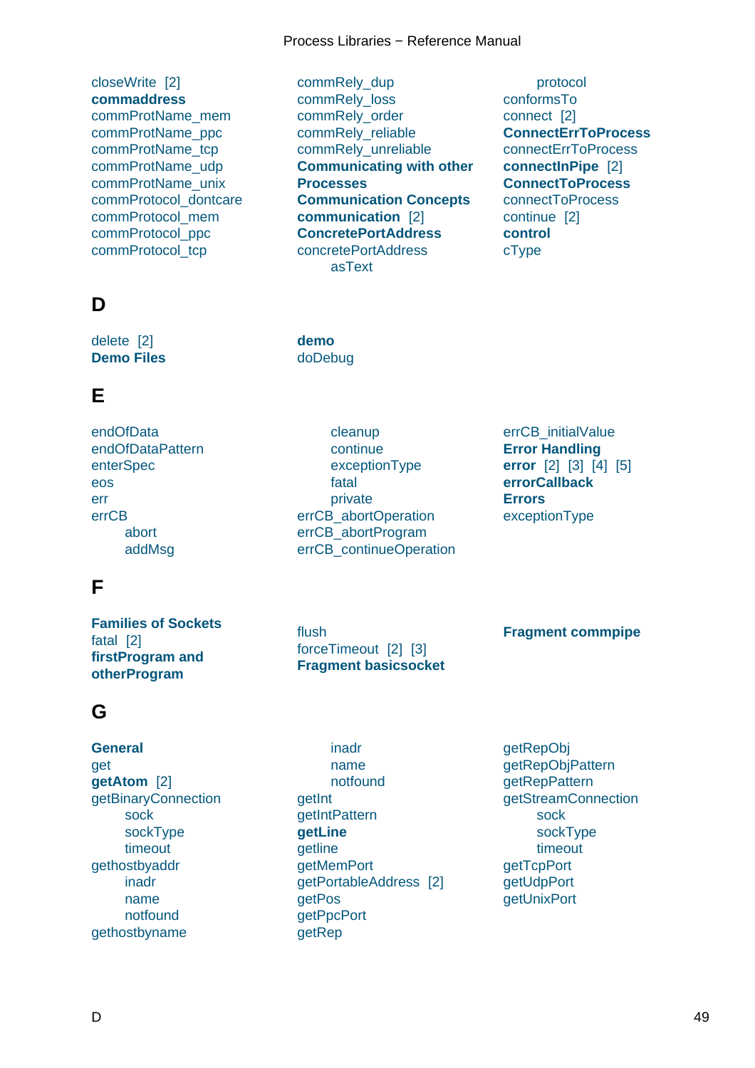closeWrite [2]
**commaddress**
commProtName_mem
commProtName_ppc
commProtName_tcp
commProtName_udp
commProtName_unix
commProtocol_dontcare
commProtocol_mem
commProtocol_ppc
commProtocol_tcp
commRely_dup
commRely_loss
commRely_order
commRely_reliable
commRely_unreliable
**Communicating with other Processes**
**Communication Concepts**
**communication** [2]
**ConcretePortAddress**
concretePortAddress
    asText
    protocol
conformsTo
connect [2]
**ConnectErrToProcess**
connectErrToProcess
**connectInPipe** [2]
**ConnectToProcess**
connectToProcess
continue [2]
**control**
cType

## D

delete [2]
**Demo Files**
**demo**
doDebug

## E

endOfData
endOfDataPattern
enterSpec
eos
err
errCB
    abort
    addMsg
    cleanup
    continue
    exceptionType
    fatal
    private
errCB_abortOperation
errCB_abortProgram
errCB_continueOperation
errCB_initialValue
**Error Handling**
**error** [2] [3] [4] [5]
**errorCallback**
**Errors**
exceptionType

## F

**Families of Sockets**
fatal [2]
**firstProgram and otherProgram**
flush
forceTimeout [2] [3]
**Fragment basicsocket**
**Fragment commpipe**

## G

**General**
get
**getAtom** [2]
getBinaryConnection
    sock
    sockType
    timeout
gethostbyaddr
    inadr
    name
    notfound
gethostbyname
    inadr
    name
    notfound
getInt
getIntPattern
**getLine**
getline
getMemPort
getPortableAddress [2]
getPos
getPpcPort
getRep
getRepObj
getRepObjPattern
getRepPattern
getStreamConnection
    sock
    sockType
    timeout
getTcpPort
getUdpPort
getUnixPort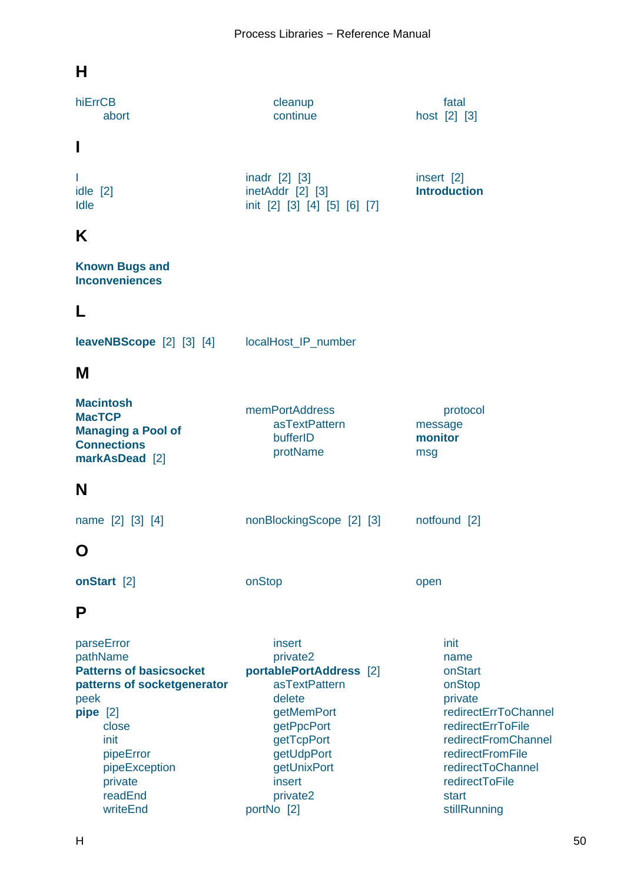## H

hiErrCB
- abort
- cleanup
- continue
- fatal

host [2] [3]

## I

I
idle [2]
Idle
inadr [2] [3]
inetAddr [2] [3]
init [2] [3] [4] [5] [6] [7]
insert [2]
**Introduction**

## K

**Known Bugs and Inconveniences**

## L

**leaveNBScope** [2] [3] [4]
localHost_IP_number

## M

**Macintosh**
**MacTCP**
**Managing a Pool of Connections**
**markAsDead** [2]
memPortAddress
- asTextPattern
- bufferID
- protName
- protocol

message
**monitor**
msg

## N

name [2] [3] [4]
nonBlockingScope [2] [3]
notfound [2]

## O

**onStart** [2]
onStop
open

## P

parseError
pathName
**Patterns of basicsocket**
**patterns of socketgenerator**
peek
**pipe** [2]
- close
- init
- pipeError
- pipeException
- private
- readEnd
- writeEnd
- insert
- private2

**portablePortAddress** [2]
- asTextPattern
- delete
- getMemPort
- getPpcPort
- getTcpPort
- getUdpPort
- getUnixPort
- insert
- private2

portNo [2]
- init
- name
- onStart
- onStop
- private
- redirectErrToChannel
- redirectErrToFile
- redirectFromChannel
- redirectFromFile
- redirectToChannel
- redirectToFile
- start
- stillRunning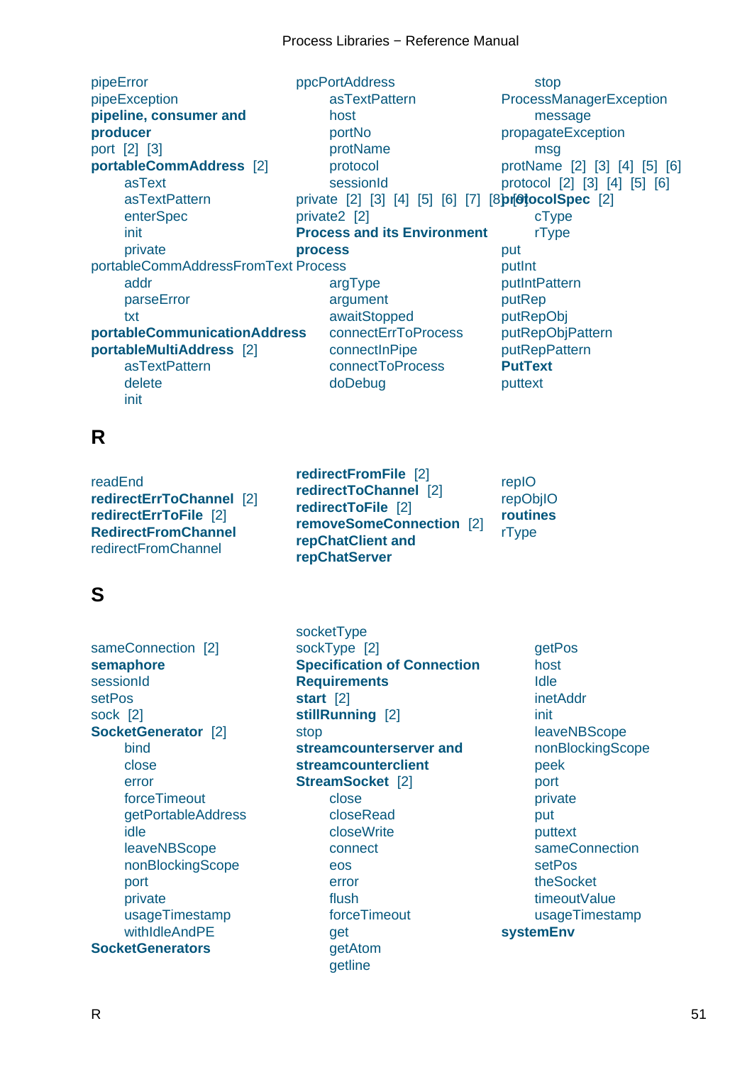pipeError
pipeException
**pipeline, consumer and producer**
port [2] [3]
**portableCommAddress** [2]
- asText
- asTextPattern
- enterSpec
- init
- private

portableCommAddressFromText
- addr
- parseError
- txt

**portableCommunicationAddress**
**portableMultiAddress** [2]
- asTextPattern
- delete
- init

ppcPortAddress
- asTextPattern
- host
- portNo
- protName
- protocol
- sessionId

private [2] [3] [4] [5] [6] [7] [8] [9]
private2 [2]
**Process and its Environment**
**process**
Process
- argType
- argument
- awaitStopped
- connectErrToProcess
- connectInPipe
- connectToProcess
- doDebug
- stop

ProcessManagerException
- message

propagateException
- msg

protName [2] [3] [4] [5] [6]
protocol [2] [3] [4] [5] [6]
**protocolSpec** [2]
- cType
- rType

put
putInt
putIntPattern
putRep
putRepObj
putRepObjPattern
putRepPattern
**PutText**
puttext

## R

readEnd
**redirectErrToChannel** [2]
**redirectErrToFile** [2]
**RedirectFromChannel**
redirectFromChannel
**redirectFromFile** [2]
**redirectToChannel** [2]
**redirectToFile** [2]
**removeSomeConnection** [2]
**repChatClient and repChatServer**
repIO
repObjIO
**routines**
rType

## S

sameConnection [2]
**semaphore**
sessionId
setPos
sock [2]
**SocketGenerator** [2]
- bind
- close
- error
- forceTimeout
- getPortableAddress
- idle
- leaveNBScope
- nonBlockingScope
- port
- private
- usageTimestamp
- withIdleAndPE

**SocketGenerators**
socketType
sockType [2]
**Specification of Connection Requirements**
**start** [2]
**stillRunning** [2]
stop
**streamcounterserver and streamcounterclient**
**StreamSocket** [2]
- close
- closeRead
- closeWrite
- connect
- eos
- error
- flush
- forceTimeout
- get
- getAtom
- getline
- getPos
- host
- Idle
- inetAddr
- init
- leaveNBScope
- nonBlockingScope
- peek
- port
- private
- put
- puttext
- sameConnection
- setPos
- theSocket
- timeoutValue
- usageTimestamp

**systemEnv**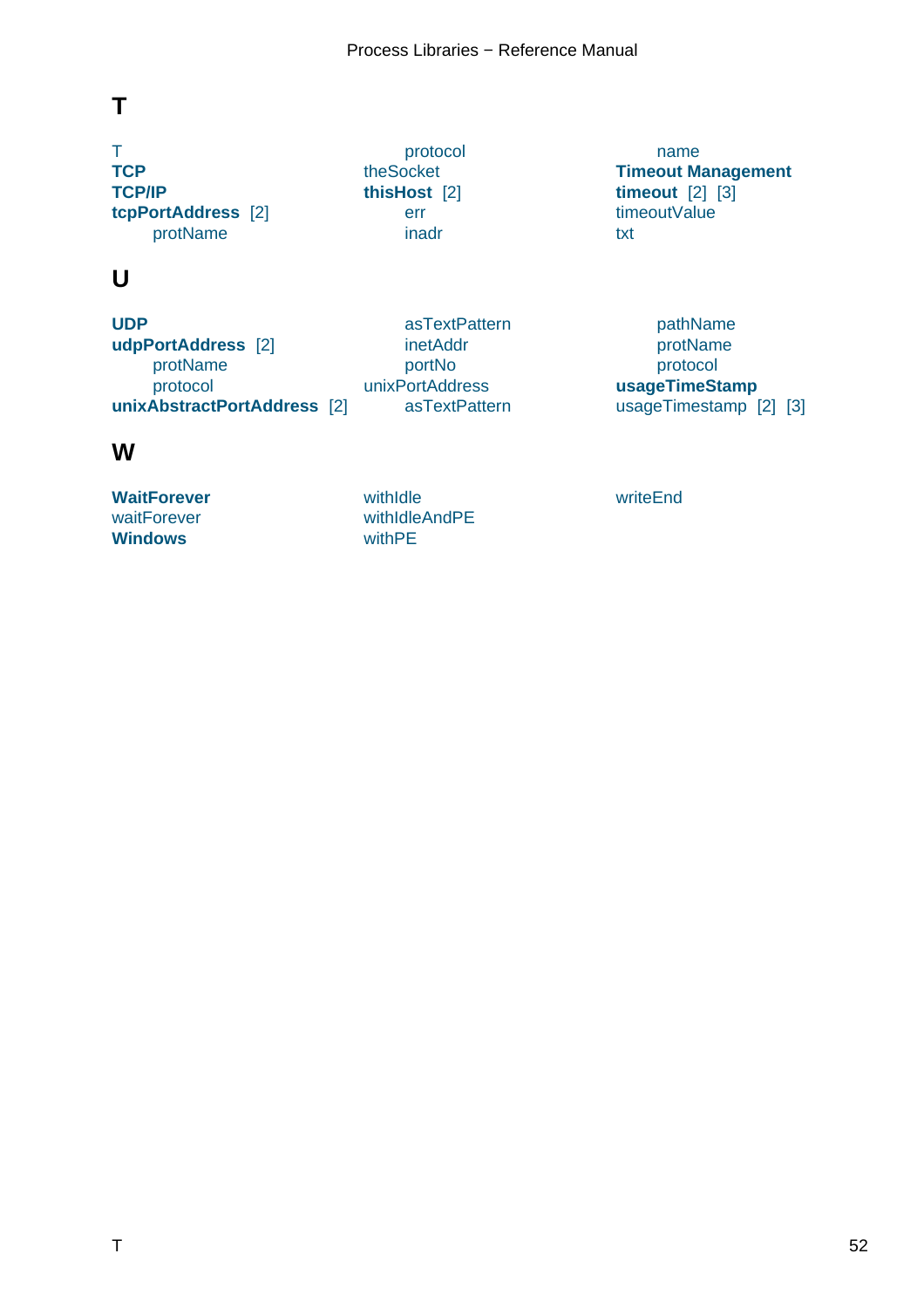# T

T
**TCP**
**TCP/IP**
**tcpPortAddress** [2]
  protName
  protocol
theSocket
**thisHost** [2]
  err
  inadr
  name
**Timeout Management**
**timeout** [2] [3]
timeoutValue
txt

# U

**UDP**
**udpPortAddress** [2]
  protName
  protocol
**unixAbstractPortAddress** [2]
  asTextPattern
  inetAddr
  portNo
unixPortAddress
  asTextPattern
  pathName
  protName
  protocol
**usageTimeStamp**
usageTimestamp [2] [3]

# W

**WaitForever**
waitForever
**Windows**
withIdle
withIdleAndPE
withPE
writeEnd